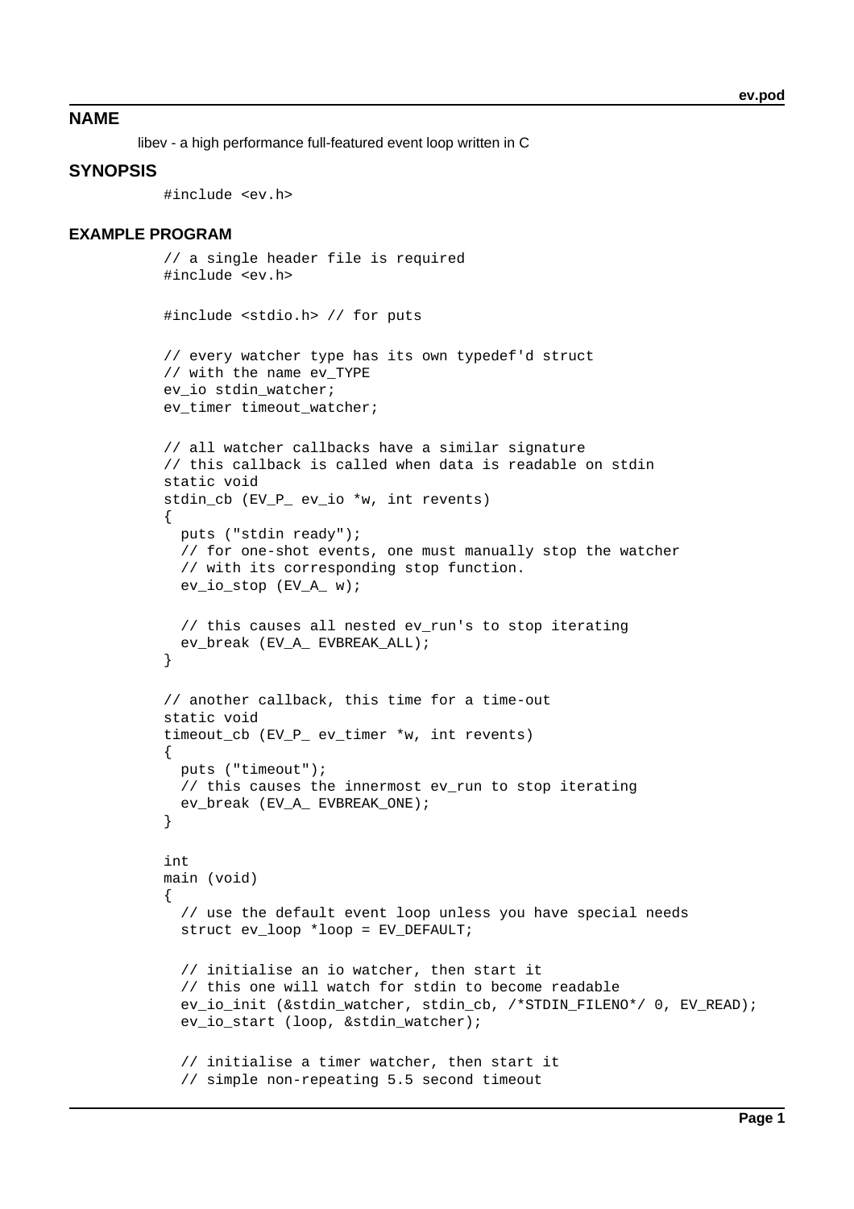## NAME

libev - a high performance full-featured event loop written in C

## SYNOPSIS

```
#include <ev.h>
```

## EXAMPLE PROGRAM

```
// a single header file is required
#include <ev.h>

#include <stdio.h> // for puts

// every watcher type has its own typedef'd struct
// with the name ev_TYPE
ev_io stdin_watcher;
ev_timer timeout_watcher;

// all watcher callbacks have a similar signature
// this callback is called when data is readable on stdin
static void
stdin_cb (EV_P_ ev_io *w, int revents)
{
  puts ("stdin ready");
  // for one-shot events, one must manually stop the watcher
  // with its corresponding stop function.
  ev_io_stop (EV_A_ w);

  // this causes all nested ev_run's to stop iterating
  ev_break (EV_A_ EVBREAK_ALL);
}

// another callback, this time for a time-out
static void
timeout_cb (EV_P_ ev_timer *w, int revents)
{
  puts ("timeout");
  // this causes the innermost ev_run to stop iterating
  ev_break (EV_A_ EVBREAK_ONE);
}

int
main (void)
{
  // use the default event loop unless you have special needs
  struct ev_loop *loop = EV_DEFAULT;

  // initialise an io watcher, then start it
  // this one will watch for stdin to become readable
  ev_io_init (&stdin_watcher, stdin_cb, /*STDIN_FILENO*/ 0, EV_READ);
  ev_io_start (loop, &stdin_watcher);

  // initialise a timer watcher, then start it
  // simple non-repeating 5.5 second timeout
```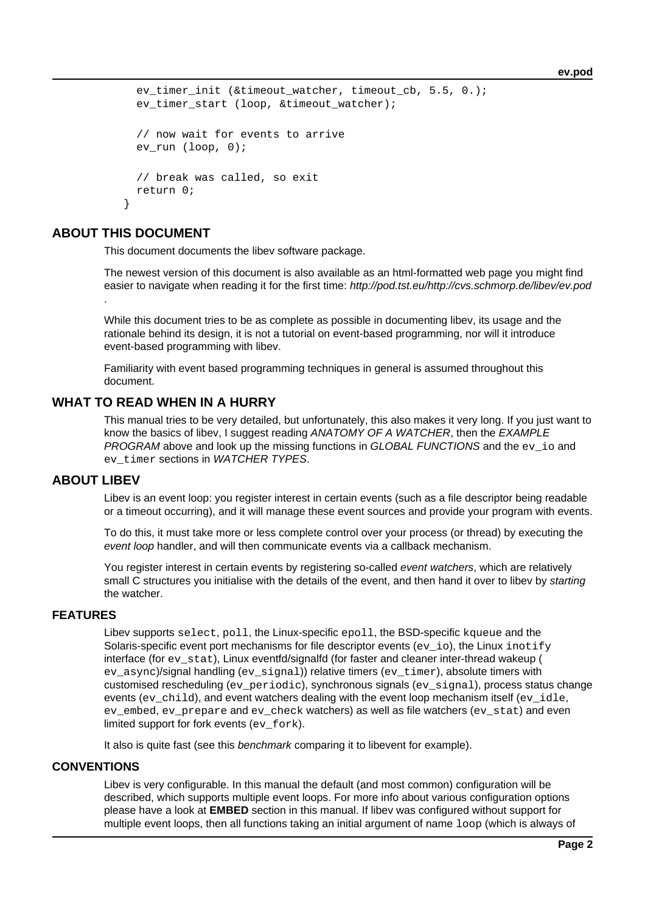```
   ev_timer_init (&timeout_watcher, timeout_cb, 5.5, 0.);
   ev_timer_start (loop, &timeout_watcher);

   // now wait for events to arrive
   ev_run (loop, 0);

   // break was called, so exit
   return 0;
 }
```

## ABOUT THIS DOCUMENT

This document documents the libev software package.

The newest version of this document is also available as an html-formatted web page you might find easier to navigate when reading it for the first time: *http://pod.tst.eu/http://cvs.schmorp.de/libev/ev.pod* .

While this document tries to be as complete as possible in documenting libev, its usage and the rationale behind its design, it is not a tutorial on event-based programming, nor will it introduce event-based programming with libev.

Familiarity with event based programming techniques in general is assumed throughout this document.

## WHAT TO READ WHEN IN A HURRY

This manual tries to be very detailed, but unfortunately, this also makes it very long. If you just want to know the basics of libev, I suggest reading *ANATOMY OF A WATCHER*, then the *EXAMPLE PROGRAM* above and look up the missing functions in *GLOBAL FUNCTIONS* and the `ev_io` and `ev_timer` sections in *WATCHER TYPES*.

## ABOUT LIBEV

Libev is an event loop: you register interest in certain events (such as a file descriptor being readable or a timeout occurring), and it will manage these event sources and provide your program with events.

To do this, it must take more or less complete control over your process (or thread) by executing the *event loop* handler, and will then communicate events via a callback mechanism.

You register interest in certain events by registering so-called *event watchers*, which are relatively small C structures you initialise with the details of the event, and then hand it over to libev by *starting* the watcher.

### FEATURES

Libev supports `select`, `poll`, the Linux-specific `epoll`, the BSD-specific `kqueue` and the Solaris-specific event port mechanisms for file descriptor events (`ev_io`), the Linux `inotify` interface (for `ev_stat`), Linux eventfd/signalfd (for faster and cleaner inter-thread wakeup ( `ev_async`)/signal handling (`ev_signal`)) relative timers (`ev_timer`), absolute timers with customised rescheduling (`ev_periodic`), synchronous signals (`ev_signal`), process status change events (`ev_child`), and event watchers dealing with the event loop mechanism itself (`ev_idle`, `ev_embed`, `ev_prepare` and `ev_check` watchers) as well as file watchers (`ev_stat`) and even limited support for fork events (`ev_fork`).

It also is quite fast (see this *benchmark* comparing it to libevent for example).

### CONVENTIONS

Libev is very configurable. In this manual the default (and most common) configuration will be described, which supports multiple event loops. For more info about various configuration options please have a look at **EMBED** section in this manual. If libev was configured without support for multiple event loops, then all functions taking an initial argument of name `loop` (which is always of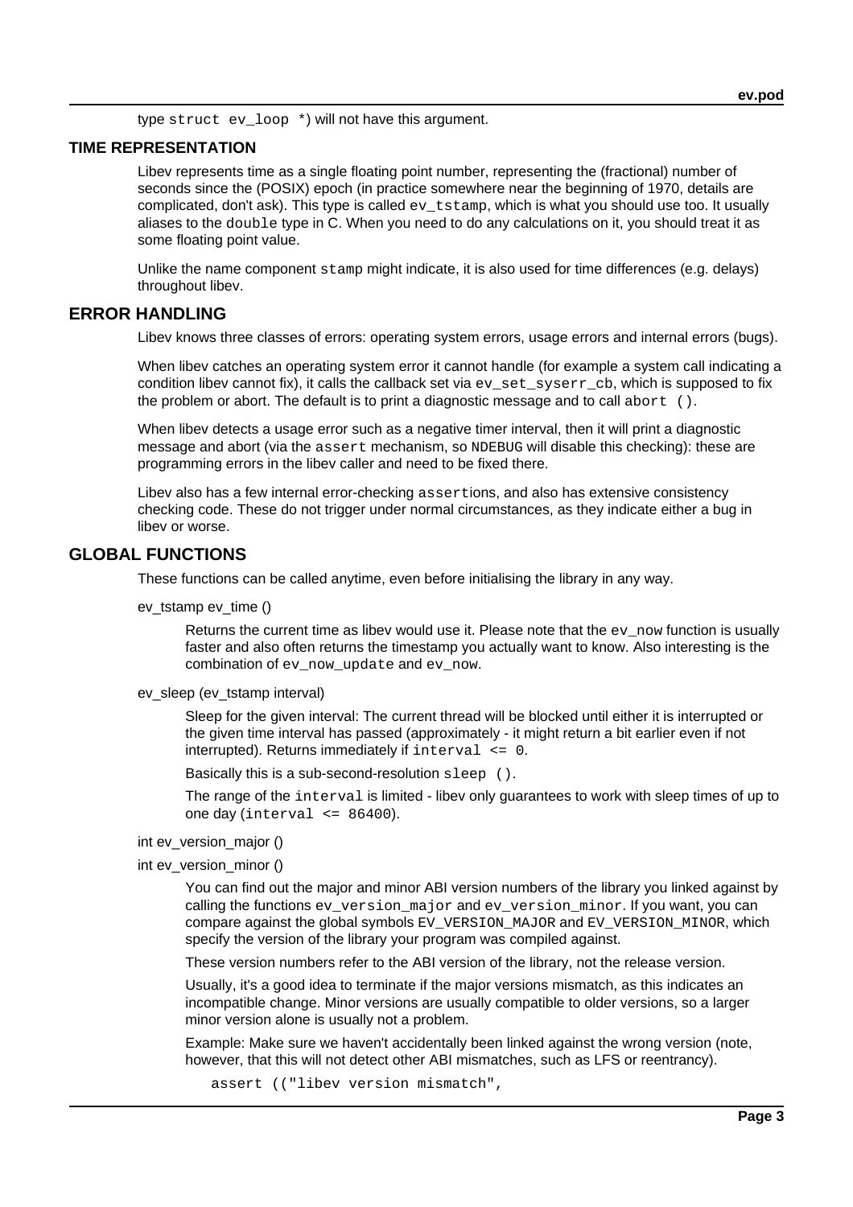type `struct ev_loop *`) will not have this argument.

## TIME REPRESENTATION

Libev represents time as a single floating point number, representing the (fractional) number of seconds since the (POSIX) epoch (in practice somewhere near the beginning of 1970, details are complicated, don't ask). This type is called `ev_tstamp`, which is what you should use too. It usually aliases to the `double` type in C. When you need to do any calculations on it, you should treat it as some floating point value.

Unlike the name component `stamp` might indicate, it is also used for time differences (e.g. delays) throughout libev.

# ERROR HANDLING

Libev knows three classes of errors: operating system errors, usage errors and internal errors (bugs).

When libev catches an operating system error it cannot handle (for example a system call indicating a condition libev cannot fix), it calls the callback set via `ev_set_syserr_cb`, which is supposed to fix the problem or abort. The default is to print a diagnostic message and to call `abort ()`.

When libev detects a usage error such as a negative timer interval, then it will print a diagnostic message and abort (via the `assert` mechanism, so `NDEBUG` will disable this checking): these are programming errors in the libev caller and need to be fixed there.

Libev also has a few internal error-checking `assert`ions, and also has extensive consistency checking code. These do not trigger under normal circumstances, as they indicate either a bug in libev or worse.

# GLOBAL FUNCTIONS

These functions can be called anytime, even before initialising the library in any way.

ev_tstamp ev_time ()

Returns the current time as libev would use it. Please note that the `ev_now` function is usually faster and also often returns the timestamp you actually want to know. Also interesting is the combination of `ev_now_update` and `ev_now`.

ev_sleep (ev_tstamp interval)

Sleep for the given interval: The current thread will be blocked until either it is interrupted or the given time interval has passed (approximately - it might return a bit earlier even if not interrupted). Returns immediately if `interval <= 0`.

Basically this is a sub-second-resolution `sleep ()`.

The range of the `interval` is limited - libev only guarantees to work with sleep times of up to one day (`interval <= 86400`).

int ev_version_major ()

int ev_version_minor ()

You can find out the major and minor ABI version numbers of the library you linked against by calling the functions `ev_version_major` and `ev_version_minor`. If you want, you can compare against the global symbols `EV_VERSION_MAJOR` and `EV_VERSION_MINOR`, which specify the version of the library your program was compiled against.

These version numbers refer to the ABI version of the library, not the release version.

Usually, it's a good idea to terminate if the major versions mismatch, as this indicates an incompatible change. Minor versions are usually compatible to older versions, so a larger minor version alone is usually not a problem.

Example: Make sure we haven't accidentally been linked against the wrong version (note, however, that this will not detect other ABI mismatches, such as LFS or reentrancy).

```
assert (("libev version mismatch",
```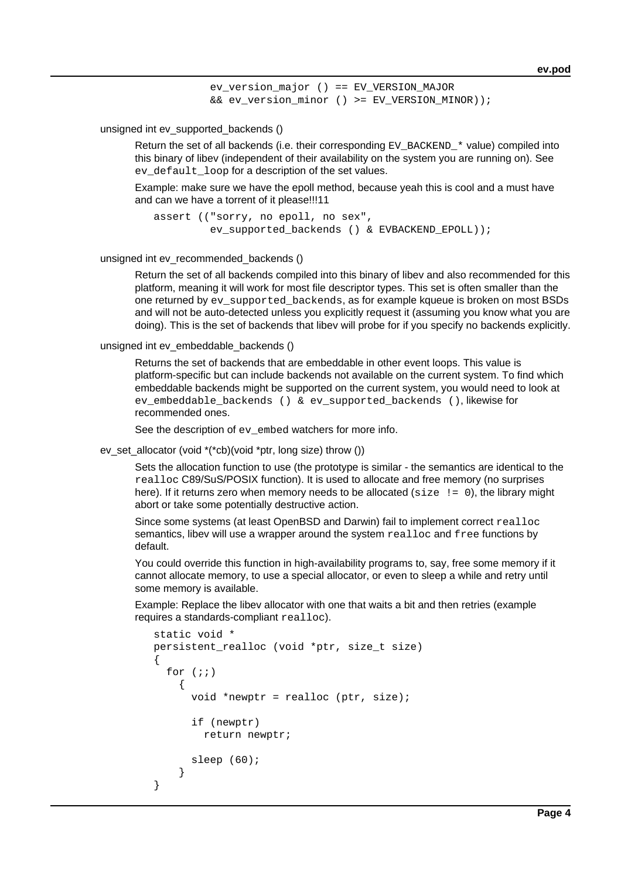```
             ev_version_major () == EV_VERSION_MAJOR
             && ev_version_minor () >= EV_VERSION_MINOR));
```

unsigned int ev_supported_backends ()

Return the set of all backends (i.e. their corresponding `EV_BACKEND_*` value) compiled into this binary of libev (independent of their availability on the system you are running on). See `ev_default_loop` for a description of the set values.

Example: make sure we have the epoll method, because yeah this is cool and a must have and can we have a torrent of it please!!!11

```
   assert (("sorry, no epoll, no sex",
            ev_supported_backends () & EVBACKEND_EPOLL));
```

unsigned int ev_recommended_backends ()

Return the set of all backends compiled into this binary of libev and also recommended for this platform, meaning it will work for most file descriptor types. This set is often smaller than the one returned by `ev_supported_backends`, as for example kqueue is broken on most BSDs and will not be auto-detected unless you explicitly request it (assuming you know what you are doing). This is the set of backends that libev will probe for if you specify no backends explicitly.

unsigned int ev_embeddable_backends ()

Returns the set of backends that are embeddable in other event loops. This value is platform-specific but can include backends not available on the current system. To find which embeddable backends might be supported on the current system, you would need to look at `ev_embeddable_backends () & ev_supported_backends ()`, likewise for recommended ones.

See the description of `ev_embed` watchers for more info.

ev_set_allocator (void *(*cb)(void *ptr, long size) throw ())

Sets the allocation function to use (the prototype is similar - the semantics are identical to the `realloc` C89/SuS/POSIX function). It is used to allocate and free memory (no surprises here). If it returns zero when memory needs to be allocated (`size != 0`), the library might abort or take some potentially destructive action.

Since some systems (at least OpenBSD and Darwin) fail to implement correct `realloc` semantics, libev will use a wrapper around the system `realloc` and `free` functions by default.

You could override this function in high-availability programs to, say, free some memory if it cannot allocate memory, to use a special allocator, or even to sleep a while and retry until some memory is available.

Example: Replace the libev allocator with one that waits a bit and then retries (example requires a standards-compliant `realloc`).

```
   static void *
   persistent_realloc (void *ptr, size_t size)
   {
     for (;;)
       {
         void *newptr = realloc (ptr, size);

         if (newptr)
           return newptr;

         sleep (60);
       }
   }
```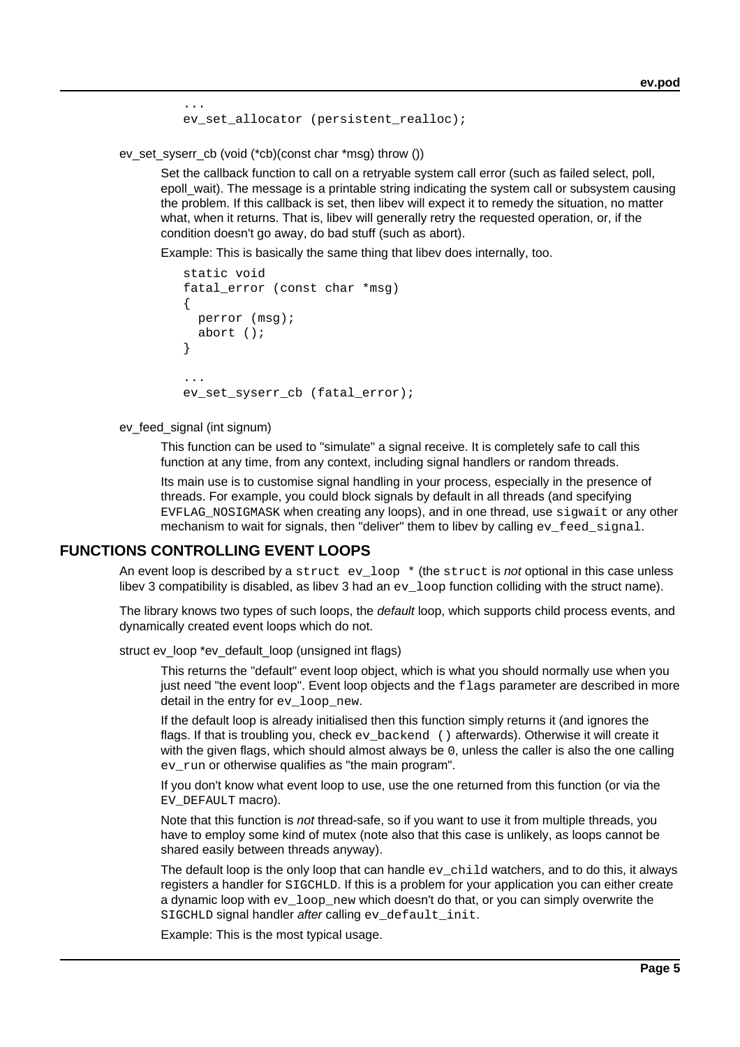```
...
ev_set_allocator (persistent_realloc);
```

ev_set_syserr_cb (void (*cb)(const char *msg) throw ())

Set the callback function to call on a retryable system call error (such as failed select, poll, epoll_wait). The message is a printable string indicating the system call or subsystem causing the problem. If this callback is set, then libev will expect it to remedy the situation, no matter what, when it returns. That is, libev will generally retry the requested operation, or, if the condition doesn't go away, do bad stuff (such as abort).

Example: This is basically the same thing that libev does internally, too.

```
static void
fatal_error (const char *msg)
{
  perror (msg);
  abort ();
}

...
ev_set_syserr_cb (fatal_error);
```

ev_feed_signal (int signum)

This function can be used to "simulate" a signal receive. It is completely safe to call this function at any time, from any context, including signal handlers or random threads.

Its main use is to customise signal handling in your process, especially in the presence of threads. For example, you could block signals by default in all threads (and specifying `EVFLAG_NOSIGMASK` when creating any loops), and in one thread, use `sigwait` or any other mechanism to wait for signals, then "deliver" them to libev by calling `ev_feed_signal`.

## FUNCTIONS CONTROLLING EVENT LOOPS

An event loop is described by a `struct ev_loop *` (the `struct` is *not* optional in this case unless libev 3 compatibility is disabled, as libev 3 had an `ev_loop` function colliding with the struct name).

The library knows two types of such loops, the *default* loop, which supports child process events, and dynamically created event loops which do not.

struct ev_loop *ev_default_loop (unsigned int flags)

This returns the "default" event loop object, which is what you should normally use when you just need "the event loop". Event loop objects and the `flags` parameter are described in more detail in the entry for `ev_loop_new`.

If the default loop is already initialised then this function simply returns it (and ignores the flags. If that is troubling you, check `ev_backend ()` afterwards). Otherwise it will create it with the given flags, which should almost always be `0`, unless the caller is also the one calling `ev_run` or otherwise qualifies as "the main program".

If you don't know what event loop to use, use the one returned from this function (or via the `EV_DEFAULT` macro).

Note that this function is *not* thread-safe, so if you want to use it from multiple threads, you have to employ some kind of mutex (note also that this case is unlikely, as loops cannot be shared easily between threads anyway).

The default loop is the only loop that can handle `ev_child` watchers, and to do this, it always registers a handler for `SIGCHLD`. If this is a problem for your application you can either create a dynamic loop with `ev_loop_new` which doesn't do that, or you can simply overwrite the `SIGCHLD` signal handler *after* calling `ev_default_init`.

Example: This is the most typical usage.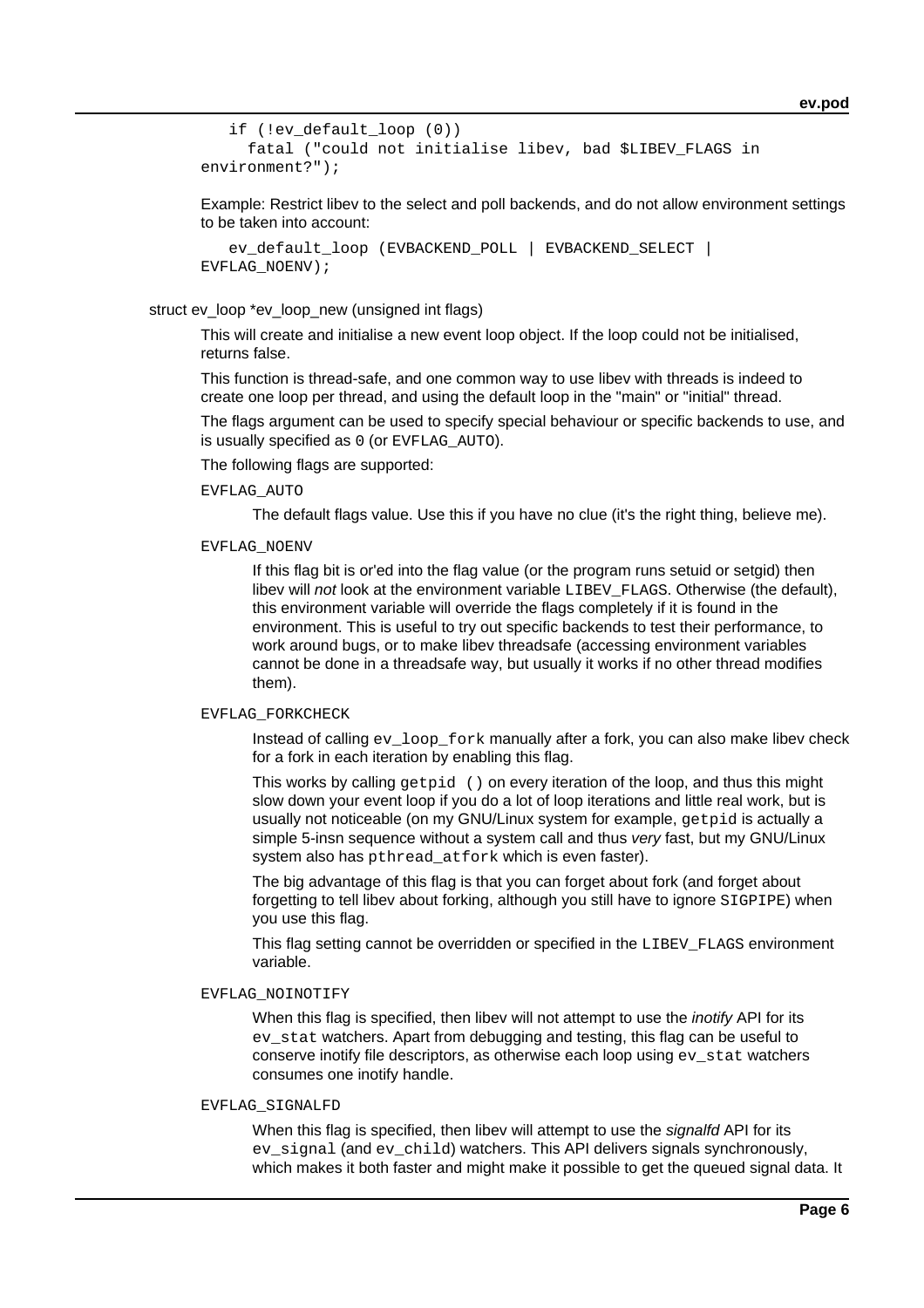```
   if (!ev_default_loop (0))
     fatal ("could not initialise libev, bad $LIBEV_FLAGS in
environment?");
```

Example: Restrict libev to the select and poll backends, and do not allow environment settings to be taken into account:

```
   ev_default_loop (EVBACKEND_POLL | EVBACKEND_SELECT |
EVFLAG_NOENV);
```

struct ev_loop *ev_loop_new (unsigned int flags)

This will create and initialise a new event loop object. If the loop could not be initialised, returns false.

This function is thread-safe, and one common way to use libev with threads is indeed to create one loop per thread, and using the default loop in the "main" or "initial" thread.

The flags argument can be used to specify special behaviour or specific backends to use, and is usually specified as `0` (or `EVFLAG_AUTO`).

The following flags are supported:

`EVFLAG_AUTO`

The default flags value. Use this if you have no clue (it's the right thing, believe me).

`EVFLAG_NOENV`

If this flag bit is or'ed into the flag value (or the program runs setuid or setgid) then libev will *not* look at the environment variable `LIBEV_FLAGS`. Otherwise (the default), this environment variable will override the flags completely if it is found in the environment. This is useful to try out specific backends to test their performance, to work around bugs, or to make libev threadsafe (accessing environment variables cannot be done in a threadsafe way, but usually it works if no other thread modifies them).

`EVFLAG_FORKCHECK`

Instead of calling `ev_loop_fork` manually after a fork, you can also make libev check for a fork in each iteration by enabling this flag.

This works by calling `getpid ()` on every iteration of the loop, and thus this might slow down your event loop if you do a lot of loop iterations and little real work, but is usually not noticeable (on my GNU/Linux system for example, `getpid` is actually a simple 5-insn sequence without a system call and thus *very* fast, but my GNU/Linux system also has `pthread_atfork` which is even faster).

The big advantage of this flag is that you can forget about fork (and forget about forgetting to tell libev about forking, although you still have to ignore `SIGPIPE`) when you use this flag.

This flag setting cannot be overridden or specified in the `LIBEV_FLAGS` environment variable.

`EVFLAG_NOINOTIFY`

When this flag is specified, then libev will not attempt to use the *inotify* API for its `ev_stat` watchers. Apart from debugging and testing, this flag can be useful to conserve inotify file descriptors, as otherwise each loop using `ev_stat` watchers consumes one inotify handle.

`EVFLAG_SIGNALFD`

When this flag is specified, then libev will attempt to use the *signalfd* API for its `ev_signal` (and `ev_child`) watchers. This API delivers signals synchronously, which makes it both faster and might make it possible to get the queued signal data. It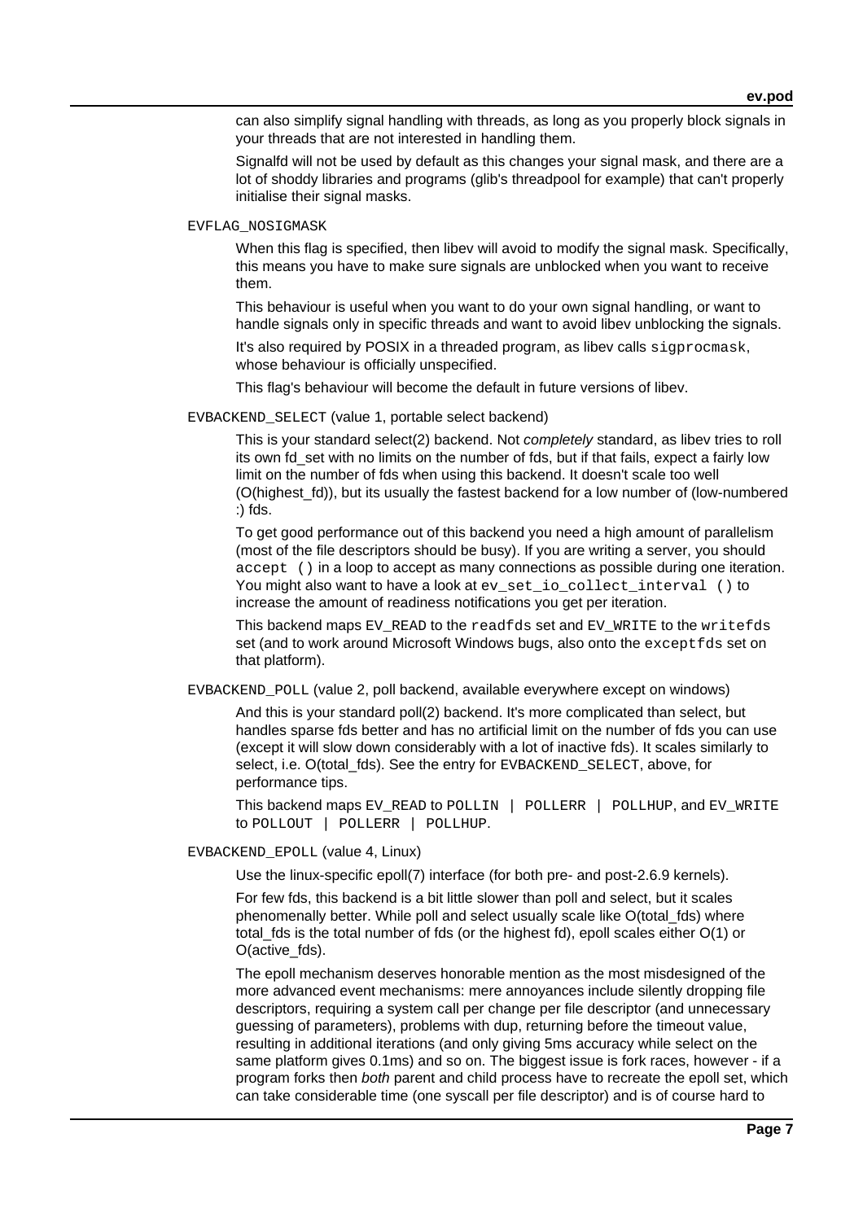can also simplify signal handling with threads, as long as you properly block signals in your threads that are not interested in handling them.

Signalfd will not be used by default as this changes your signal mask, and there are a lot of shoddy libraries and programs (glib's threadpool for example) that can't properly initialise their signal masks.

`EVFLAG_NOSIGMASK`

When this flag is specified, then libev will avoid to modify the signal mask. Specifically, this means you have to make sure signals are unblocked when you want to receive them.

This behaviour is useful when you want to do your own signal handling, or want to handle signals only in specific threads and want to avoid libev unblocking the signals.

It's also required by POSIX in a threaded program, as libev calls `sigprocmask`, whose behaviour is officially unspecified.

This flag's behaviour will become the default in future versions of libev.

`EVBACKEND_SELECT` (value 1, portable select backend)

This is your standard select(2) backend. Not *completely* standard, as libev tries to roll its own fd_set with no limits on the number of fds, but if that fails, expect a fairly low limit on the number of fds when using this backend. It doesn't scale too well (O(highest_fd)), but its usually the fastest backend for a low number of (low-numbered :) fds.

To get good performance out of this backend you need a high amount of parallelism (most of the file descriptors should be busy). If you are writing a server, you should `accept ()` in a loop to accept as many connections as possible during one iteration. You might also want to have a look at `ev_set_io_collect_interval ()` to increase the amount of readiness notifications you get per iteration.

This backend maps `EV_READ` to the `readfds` set and `EV_WRITE` to the `writefds` set (and to work around Microsoft Windows bugs, also onto the `exceptfds` set on that platform).

`EVBACKEND_POLL` (value 2, poll backend, available everywhere except on windows)

And this is your standard poll(2) backend. It's more complicated than select, but handles sparse fds better and has no artificial limit on the number of fds you can use (except it will slow down considerably with a lot of inactive fds). It scales similarly to select, i.e. O(total_fds). See the entry for `EVBACKEND_SELECT`, above, for performance tips.

This backend maps `EV_READ` to `POLLIN | POLLERR | POLLHUP`, and `EV_WRITE` to `POLLOUT | POLLERR | POLLHUP`.

`EVBACKEND_EPOLL` (value 4, Linux)

Use the linux-specific epoll(7) interface (for both pre- and post-2.6.9 kernels).

For few fds, this backend is a bit little slower than poll and select, but it scales phenomenally better. While poll and select usually scale like O(total_fds) where total_fds is the total number of fds (or the highest fd), epoll scales either O(1) or O(active_fds).

The epoll mechanism deserves honorable mention as the most misdesigned of the more advanced event mechanisms: mere annoyances include silently dropping file descriptors, requiring a system call per change per file descriptor (and unnecessary guessing of parameters), problems with dup, returning before the timeout value, resulting in additional iterations (and only giving 5ms accuracy while select on the same platform gives 0.1ms) and so on. The biggest issue is fork races, however - if a program forks then *both* parent and child process have to recreate the epoll set, which can take considerable time (one syscall per file descriptor) and is of course hard to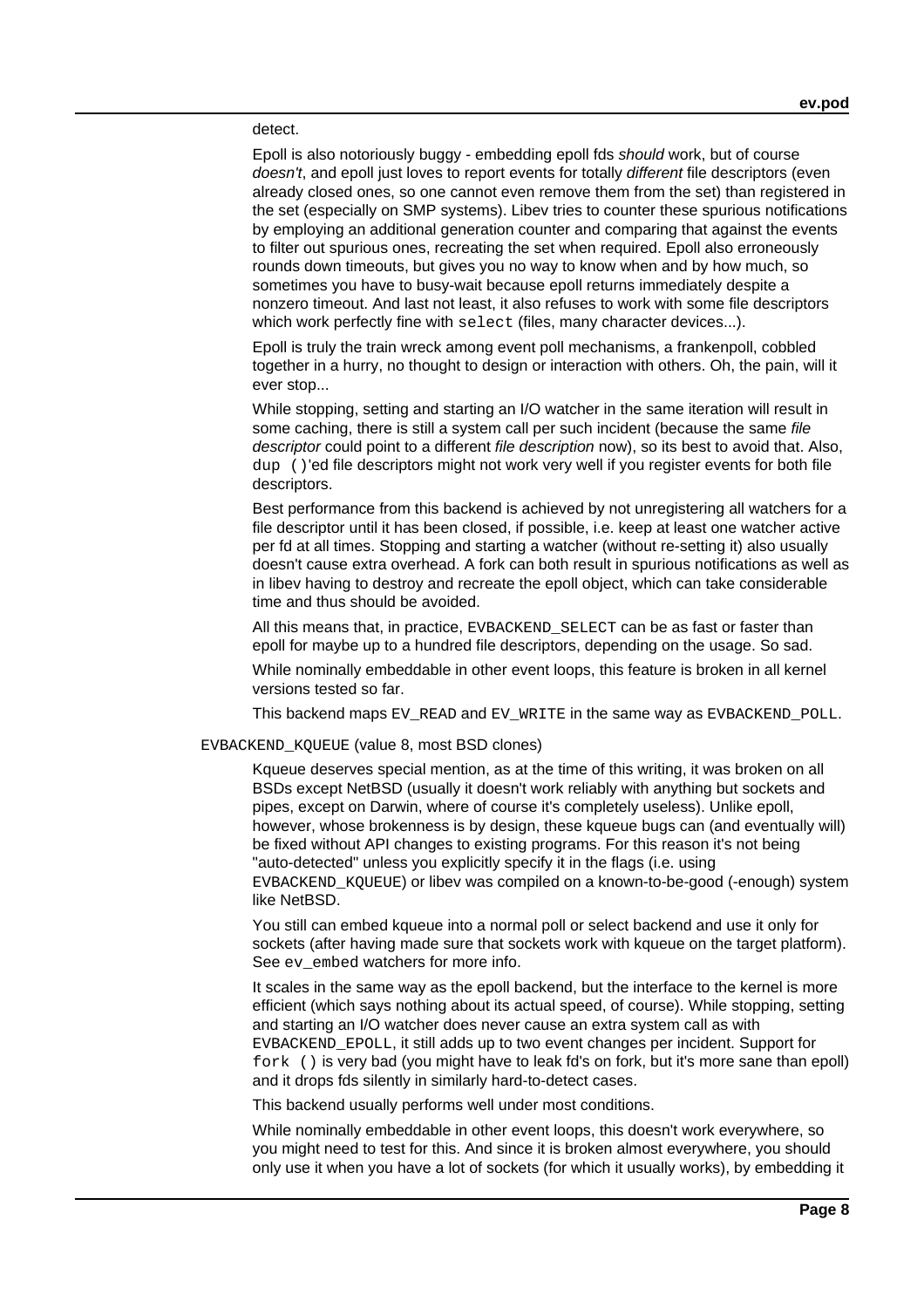detect.

Epoll is also notoriously buggy - embedding epoll fds *should* work, but of course *doesn't*, and epoll just loves to report events for totally *different* file descriptors (even already closed ones, so one cannot even remove them from the set) than registered in the set (especially on SMP systems). Libev tries to counter these spurious notifications by employing an additional generation counter and comparing that against the events to filter out spurious ones, recreating the set when required. Epoll also erroneously rounds down timeouts, but gives you no way to know when and by how much, so sometimes you have to busy-wait because epoll returns immediately despite a nonzero timeout. And last not least, it also refuses to work with some file descriptors which work perfectly fine with `select` (files, many character devices...).

Epoll is truly the train wreck among event poll mechanisms, a frankenpoll, cobbled together in a hurry, no thought to design or interaction with others. Oh, the pain, will it ever stop...

While stopping, setting and starting an I/O watcher in the same iteration will result in some caching, there is still a system call per such incident (because the same *file descriptor* could point to a different *file description* now), so its best to avoid that. Also, `dup ()`'ed file descriptors might not work very well if you register events for both file descriptors.

Best performance from this backend is achieved by not unregistering all watchers for a file descriptor until it has been closed, if possible, i.e. keep at least one watcher active per fd at all times. Stopping and starting a watcher (without re-setting it) also usually doesn't cause extra overhead. A fork can both result in spurious notifications as well as in libev having to destroy and recreate the epoll object, which can take considerable time and thus should be avoided.

All this means that, in practice, `EVBACKEND_SELECT` can be as fast or faster than epoll for maybe up to a hundred file descriptors, depending on the usage. So sad.

While nominally embeddable in other event loops, this feature is broken in all kernel versions tested so far.

This backend maps `EV_READ` and `EV_WRITE` in the same way as `EVBACKEND_POLL`.

`EVBACKEND_KQUEUE` (value 8, most BSD clones)

Kqueue deserves special mention, as at the time of this writing, it was broken on all BSDs except NetBSD (usually it doesn't work reliably with anything but sockets and pipes, except on Darwin, where of course it's completely useless). Unlike epoll, however, whose brokenness is by design, these kqueue bugs can (and eventually will) be fixed without API changes to existing programs. For this reason it's not being "auto-detected" unless you explicitly specify it in the flags (i.e. using `EVBACKEND_KQUEUE`) or libev was compiled on a known-to-be-good (-enough) system like NetBSD.

You still can embed kqueue into a normal poll or select backend and use it only for sockets (after having made sure that sockets work with kqueue on the target platform). See `ev_embed` watchers for more info.

It scales in the same way as the epoll backend, but the interface to the kernel is more efficient (which says nothing about its actual speed, of course). While stopping, setting and starting an I/O watcher does never cause an extra system call as with `EVBACKEND_EPOLL`, it still adds up to two event changes per incident. Support for `fork ()` is very bad (you might have to leak fd's on fork, but it's more sane than epoll) and it drops fds silently in similarly hard-to-detect cases.

This backend usually performs well under most conditions.

While nominally embeddable in other event loops, this doesn't work everywhere, so you might need to test for this. And since it is broken almost everywhere, you should only use it when you have a lot of sockets (for which it usually works), by embedding it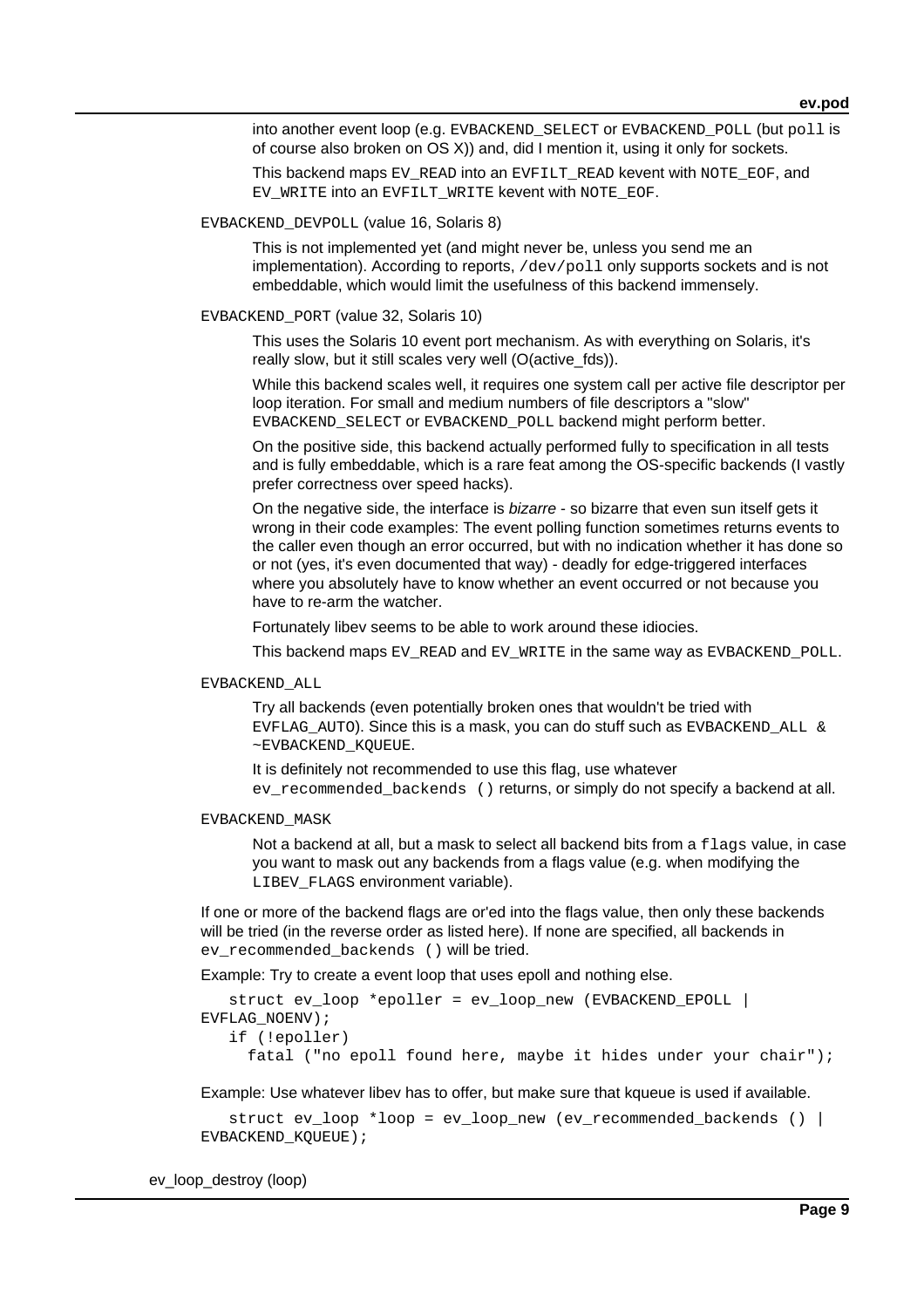into another event loop (e.g. `EVBACKEND_SELECT` or `EVBACKEND_POLL` (but `poll` is of course also broken on OS X)) and, did I mention it, using it only for sockets.

This backend maps `EV_READ` into an `EVFILT_READ` kevent with `NOTE_EOF`, and `EV_WRITE` into an `EVFILT_WRITE` kevent with `NOTE_EOF`.

`EVBACKEND_DEVPOLL` (value 16, Solaris 8)

This is not implemented yet (and might never be, unless you send me an implementation). According to reports, `/dev/poll` only supports sockets and is not embeddable, which would limit the usefulness of this backend immensely.

`EVBACKEND_PORT` (value 32, Solaris 10)

This uses the Solaris 10 event port mechanism. As with everything on Solaris, it's really slow, but it still scales very well (O(active_fds)).

While this backend scales well, it requires one system call per active file descriptor per loop iteration. For small and medium numbers of file descriptors a "slow" `EVBACKEND_SELECT` or `EVBACKEND_POLL` backend might perform better.

On the positive side, this backend actually performed fully to specification in all tests and is fully embeddable, which is a rare feat among the OS-specific backends (I vastly prefer correctness over speed hacks).

On the negative side, the interface is *bizarre* - so bizarre that even sun itself gets it wrong in their code examples: The event polling function sometimes returns events to the caller even though an error occurred, but with no indication whether it has done so or not (yes, it's even documented that way) - deadly for edge-triggered interfaces where you absolutely have to know whether an event occurred or not because you have to re-arm the watcher.

Fortunately libev seems to be able to work around these idiocies.

This backend maps `EV_READ` and `EV_WRITE` in the same way as `EVBACKEND_POLL`.

`EVBACKEND_ALL`

Try all backends (even potentially broken ones that wouldn't be tried with `EVFLAG_AUTO`). Since this is a mask, you can do stuff such as `EVBACKEND_ALL & ~EVBACKEND_KQUEUE`.

It is definitely not recommended to use this flag, use whatever `ev_recommended_backends ()` returns, or simply do not specify a backend at all.

`EVBACKEND_MASK`

Not a backend at all, but a mask to select all backend bits from a `flags` value, in case you want to mask out any backends from a flags value (e.g. when modifying the `LIBEV_FLAGS` environment variable).

If one or more of the backend flags are or'ed into the flags value, then only these backends will be tried (in the reverse order as listed here). If none are specified, all backends in `ev_recommended_backends ()` will be tried.

Example: Try to create a event loop that uses epoll and nothing else.

```
   struct ev_loop *epoller = ev_loop_new (EVBACKEND_EPOLL | EVFLAG_NOENV);
   if (!epoller)
     fatal ("no epoll found here, maybe it hides under your chair");
```

Example: Use whatever libev has to offer, but make sure that kqueue is used if available.

```
   struct ev_loop *loop = ev_loop_new (ev_recommended_backends () | EVBACKEND_KQUEUE);
```

ev_loop_destroy (loop)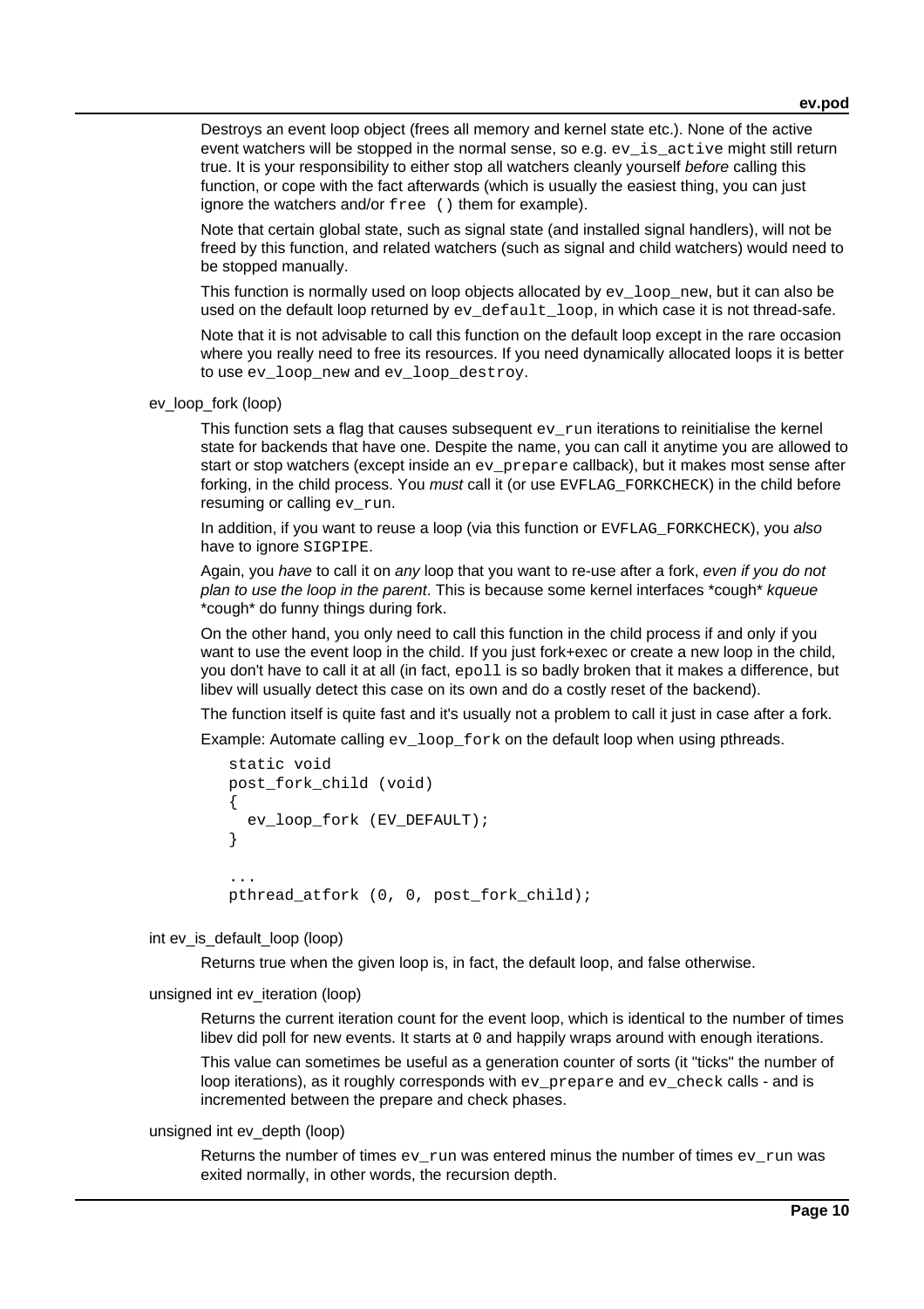Destroys an event loop object (frees all memory and kernel state etc.). None of the active event watchers will be stopped in the normal sense, so e.g. `ev_is_active` might still return true. It is your responsibility to either stop all watchers cleanly yourself *before* calling this function, or cope with the fact afterwards (which is usually the easiest thing, you can just ignore the watchers and/or `free ()` them for example).

Note that certain global state, such as signal state (and installed signal handlers), will not be freed by this function, and related watchers (such as signal and child watchers) would need to be stopped manually.

This function is normally used on loop objects allocated by `ev_loop_new`, but it can also be used on the default loop returned by `ev_default_loop`, in which case it is not thread-safe.

Note that it is not advisable to call this function on the default loop except in the rare occasion where you really need to free its resources. If you need dynamically allocated loops it is better to use `ev_loop_new` and `ev_loop_destroy`.

ev_loop_fork (loop)

This function sets a flag that causes subsequent `ev_run` iterations to reinitialise the kernel state for backends that have one. Despite the name, you can call it anytime you are allowed to start or stop watchers (except inside an `ev_prepare` callback), but it makes most sense after forking, in the child process. You *must* call it (or use `EVFLAG_FORKCHECK`) in the child before resuming or calling `ev_run`.

In addition, if you want to reuse a loop (via this function or `EVFLAG_FORKCHECK`), you *also* have to ignore `SIGPIPE`.

Again, you *have* to call it on *any* loop that you want to re-use after a fork, *even if you do not plan to use the loop in the parent*. This is because some kernel interfaces *cough* *kqueue* *cough* do funny things during fork.

On the other hand, you only need to call this function in the child process if and only if you want to use the event loop in the child. If you just fork+exec or create a new loop in the child, you don't have to call it at all (in fact, `epoll` is so badly broken that it makes a difference, but libev will usually detect this case on its own and do a costly reset of the backend).

The function itself is quite fast and it's usually not a problem to call it just in case after a fork.

Example: Automate calling `ev_loop_fork` on the default loop when using pthreads.

```
static void
post_fork_child (void)
{
  ev_loop_fork (EV_DEFAULT);
}

...
pthread_atfork (0, 0, post_fork_child);
```

int ev_is_default_loop (loop)

Returns true when the given loop is, in fact, the default loop, and false otherwise.

unsigned int ev_iteration (loop)

Returns the current iteration count for the event loop, which is identical to the number of times libev did poll for new events. It starts at `0` and happily wraps around with enough iterations.

This value can sometimes be useful as a generation counter of sorts (it "ticks" the number of loop iterations), as it roughly corresponds with `ev_prepare` and `ev_check` calls - and is incremented between the prepare and check phases.

unsigned int ev_depth (loop)

Returns the number of times `ev_run` was entered minus the number of times `ev_run` was exited normally, in other words, the recursion depth.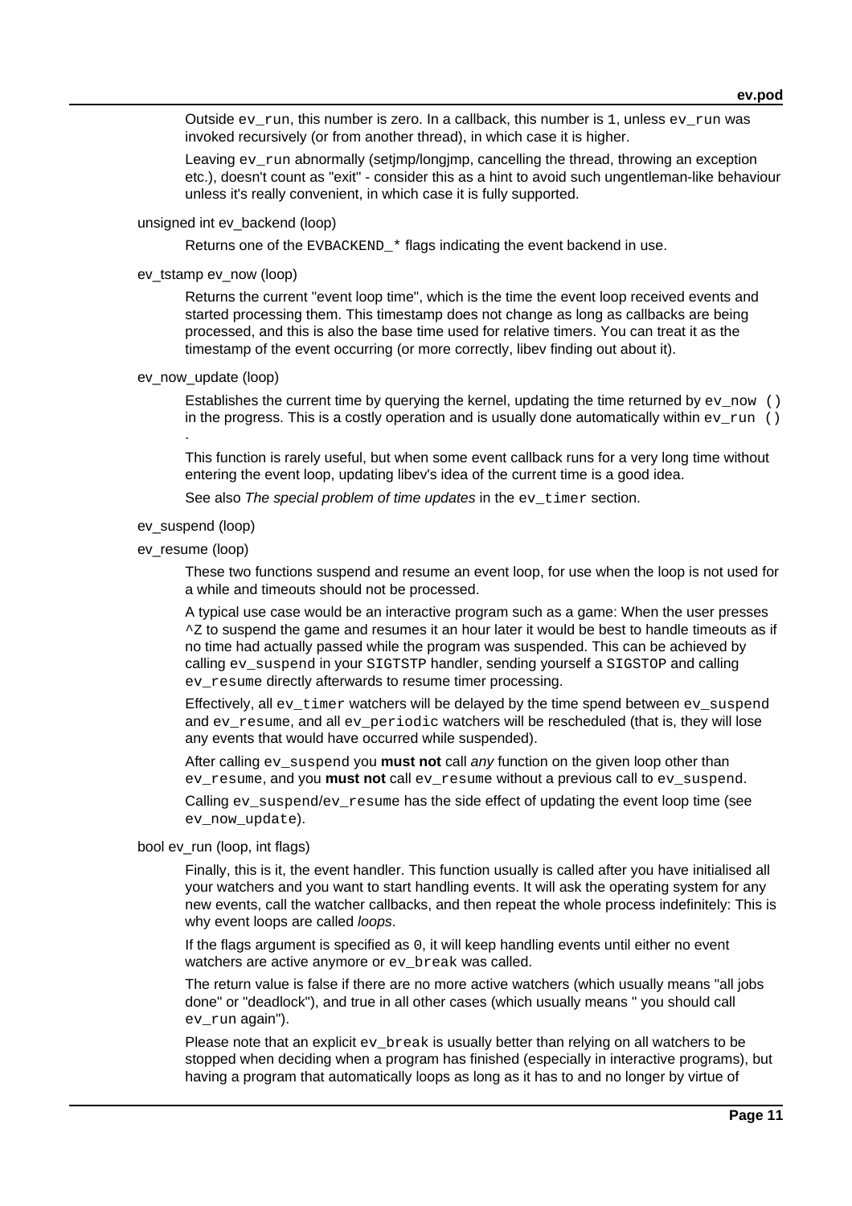Outside `ev_run`, this number is zero. In a callback, this number is `1`, unless `ev_run` was invoked recursively (or from another thread), in which case it is higher.

Leaving `ev_run` abnormally (setjmp/longjmp, cancelling the thread, throwing an exception etc.), doesn't count as "exit" - consider this as a hint to avoid such ungentleman-like behaviour unless it's really convenient, in which case it is fully supported.

unsigned int ev_backend (loop)

Returns one of the `EVBACKEND_*` flags indicating the event backend in use.

ev_tstamp ev_now (loop)

Returns the current "event loop time", which is the time the event loop received events and started processing them. This timestamp does not change as long as callbacks are being processed, and this is also the base time used for relative timers. You can treat it as the timestamp of the event occurring (or more correctly, libev finding out about it).

ev_now_update (loop)

Establishes the current time by querying the kernel, updating the time returned by `ev_now ()` in the progress. This is a costly operation and is usually done automatically within `ev_run ()`.

This function is rarely useful, but when some event callback runs for a very long time without entering the event loop, updating libev's idea of the current time is a good idea.

See also *The special problem of time updates* in the `ev_timer` section.

ev_suspend (loop)

ev_resume (loop)

These two functions suspend and resume an event loop, for use when the loop is not used for a while and timeouts should not be processed.

A typical use case would be an interactive program such as a game: When the user presses `^Z` to suspend the game and resumes it an hour later it would be best to handle timeouts as if no time had actually passed while the program was suspended. This can be achieved by calling `ev_suspend` in your `SIGTSTP` handler, sending yourself a `SIGSTOP` and calling `ev_resume` directly afterwards to resume timer processing.

Effectively, all `ev_timer` watchers will be delayed by the time spend between `ev_suspend` and `ev_resume`, and all `ev_periodic` watchers will be rescheduled (that is, they will lose any events that would have occurred while suspended).

After calling `ev_suspend` you **must not** call *any* function on the given loop other than `ev_resume`, and you **must not** call `ev_resume` without a previous call to `ev_suspend`.

Calling `ev_suspend`/`ev_resume` has the side effect of updating the event loop time (see `ev_now_update`).

bool ev_run (loop, int flags)

Finally, this is it, the event handler. This function usually is called after you have initialised all your watchers and you want to start handling events. It will ask the operating system for any new events, call the watcher callbacks, and then repeat the whole process indefinitely: This is why event loops are called *loops*.

If the flags argument is specified as `0`, it will keep handling events until either no event watchers are active anymore or `ev_break` was called.

The return value is false if there are no more active watchers (which usually means "all jobs done" or "deadlock"), and true in all other cases (which usually means " you should call `ev_run` again").

Please note that an explicit `ev_break` is usually better than relying on all watchers to be stopped when deciding when a program has finished (especially in interactive programs), but having a program that automatically loops as long as it has to and no longer by virtue of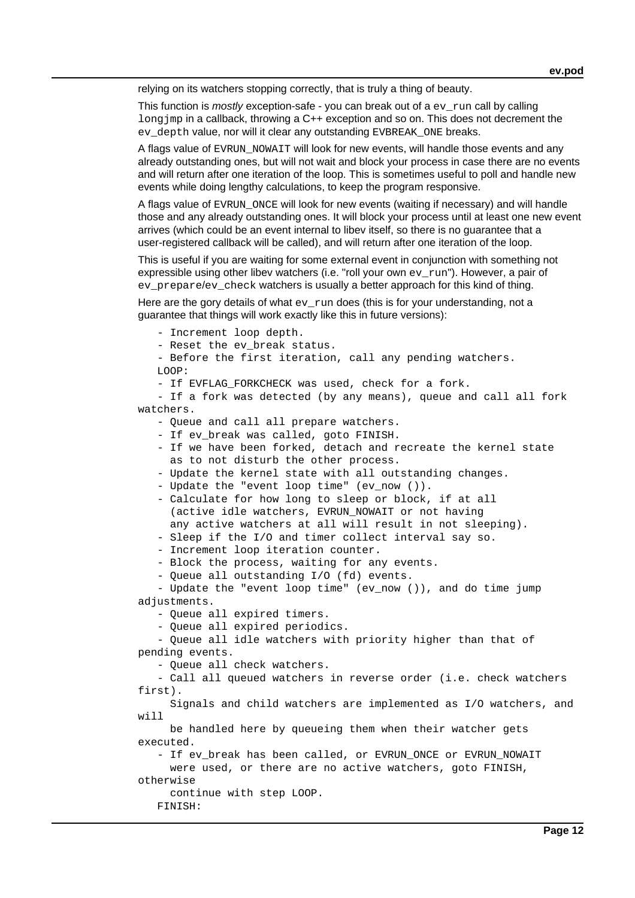relying on its watchers stopping correctly, that is truly a thing of beauty.

This function is *mostly* exception-safe - you can break out of a `ev_run` call by calling `longjmp` in a callback, throwing a C++ exception and so on. This does not decrement the `ev_depth` value, nor will it clear any outstanding `EVBREAK_ONE` breaks.

A flags value of `EVRUN_NOWAIT` will look for new events, will handle those events and any already outstanding ones, but will not wait and block your process in case there are no events and will return after one iteration of the loop. This is sometimes useful to poll and handle new events while doing lengthy calculations, to keep the program responsive.

A flags value of `EVRUN_ONCE` will look for new events (waiting if necessary) and will handle those and any already outstanding ones. It will block your process until at least one new event arrives (which could be an event internal to libev itself, so there is no guarantee that a user-registered callback will be called), and will return after one iteration of the loop.

This is useful if you are waiting for some external event in conjunction with something not expressible using other libev watchers (i.e. "roll your own `ev_run`"). However, a pair of `ev_prepare`/`ev_check` watchers is usually a better approach for this kind of thing.

Here are the gory details of what `ev_run` does (this is for your understanding, not a guarantee that things will work exactly like this in future versions):

```
   - Increment loop depth.
   - Reset the ev_break status.
   - Before the first iteration, call any pending watchers.
   LOOP:
   - If EVFLAG_FORKCHECK was used, check for a fork.
   - If a fork was detected (by any means), queue and call all fork
watchers.
   - Queue and call all prepare watchers.
   - If ev_break was called, goto FINISH.
   - If we have been forked, detach and recreate the kernel state
     as to not disturb the other process.
   - Update the kernel state with all outstanding changes.
   - Update the "event loop time" (ev_now ()).
   - Calculate for how long to sleep or block, if at all
     (active idle watchers, EVRUN_NOWAIT or not having
     any active watchers at all will result in not sleeping).
   - Sleep if the I/O and timer collect interval say so.
   - Increment loop iteration counter.
   - Block the process, waiting for any events.
   - Queue all outstanding I/O (fd) events.
   - Update the "event loop time" (ev_now ()), and do time jump
adjustments.
   - Queue all expired timers.
   - Queue all expired periodics.
   - Queue all idle watchers with priority higher than that of
pending events.
   - Queue all check watchers.
   - Call all queued watchers in reverse order (i.e. check watchers
first).
     Signals and child watchers are implemented as I/O watchers, and
will
     be handled here by queueing them when their watcher gets
executed.
   - If ev_break has been called, or EVRUN_ONCE or EVRUN_NOWAIT
     were used, or there are no active watchers, goto FINISH,
otherwise
     continue with step LOOP.
   FINISH:
```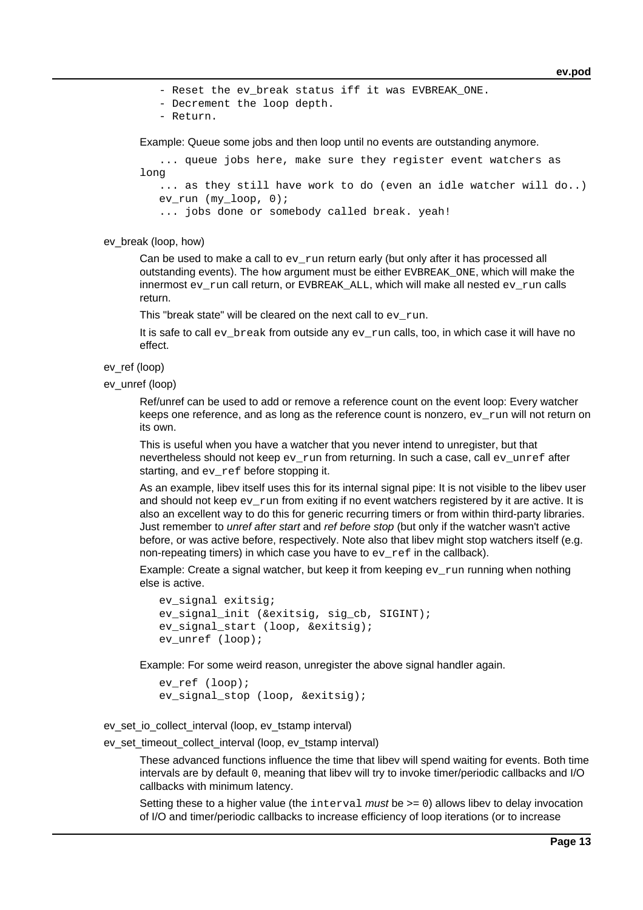```
- Reset the ev_break status iff it was EVBREAK_ONE.
- Decrement the loop depth.
- Return.
```

Example: Queue some jobs and then loop until no events are outstanding anymore.

```
... queue jobs here, make sure they register event watchers as long
... as they still have work to do (even an idle watcher will do..)
ev_run (my_loop, 0);
... jobs done or somebody called break. yeah!
```

ev_break (loop, how)

Can be used to make a call to `ev_run` return early (but only after it has processed all outstanding events). The `how` argument must be either `EVBREAK_ONE`, which will make the innermost `ev_run` call return, or `EVBREAK_ALL`, which will make all nested `ev_run` calls return.

This "break state" will be cleared on the next call to `ev_run`.

It is safe to call `ev_break` from outside any `ev_run` calls, too, in which case it will have no effect.

ev_ref (loop)

ev_unref (loop)

Ref/unref can be used to add or remove a reference count on the event loop: Every watcher keeps one reference, and as long as the reference count is nonzero, `ev_run` will not return on its own.

This is useful when you have a watcher that you never intend to unregister, but that nevertheless should not keep `ev_run` from returning. In such a case, call `ev_unref` after starting, and `ev_ref` before stopping it.

As an example, libev itself uses this for its internal signal pipe: It is not visible to the libev user and should not keep `ev_run` from exiting if no event watchers registered by it are active. It is also an excellent way to do this for generic recurring timers or from within third-party libraries. Just remember to *unref after start* and *ref before stop* (but only if the watcher wasn't active before, or was active before, respectively. Note also that libev might stop watchers itself (e.g. non-repeating timers) in which case you have to `ev_ref` in the callback).

Example: Create a signal watcher, but keep it from keeping `ev_run` running when nothing else is active.

```
ev_signal exitsig;
ev_signal_init (&exitsig, sig_cb, SIGINT);
ev_signal_start (loop, &exitsig);
ev_unref (loop);
```

Example: For some weird reason, unregister the above signal handler again.

```
ev_ref (loop);
ev_signal_stop (loop, &exitsig);
```

ev_set_io_collect_interval (loop, ev_tstamp interval)

ev_set_timeout_collect_interval (loop, ev_tstamp interval)

These advanced functions influence the time that libev will spend waiting for events. Both time intervals are by default `0`, meaning that libev will try to invoke timer/periodic callbacks and I/O callbacks with minimum latency.

Setting these to a higher value (the `interval` *must* be >= `0`) allows libev to delay invocation of I/O and timer/periodic callbacks to increase efficiency of loop iterations (or to increase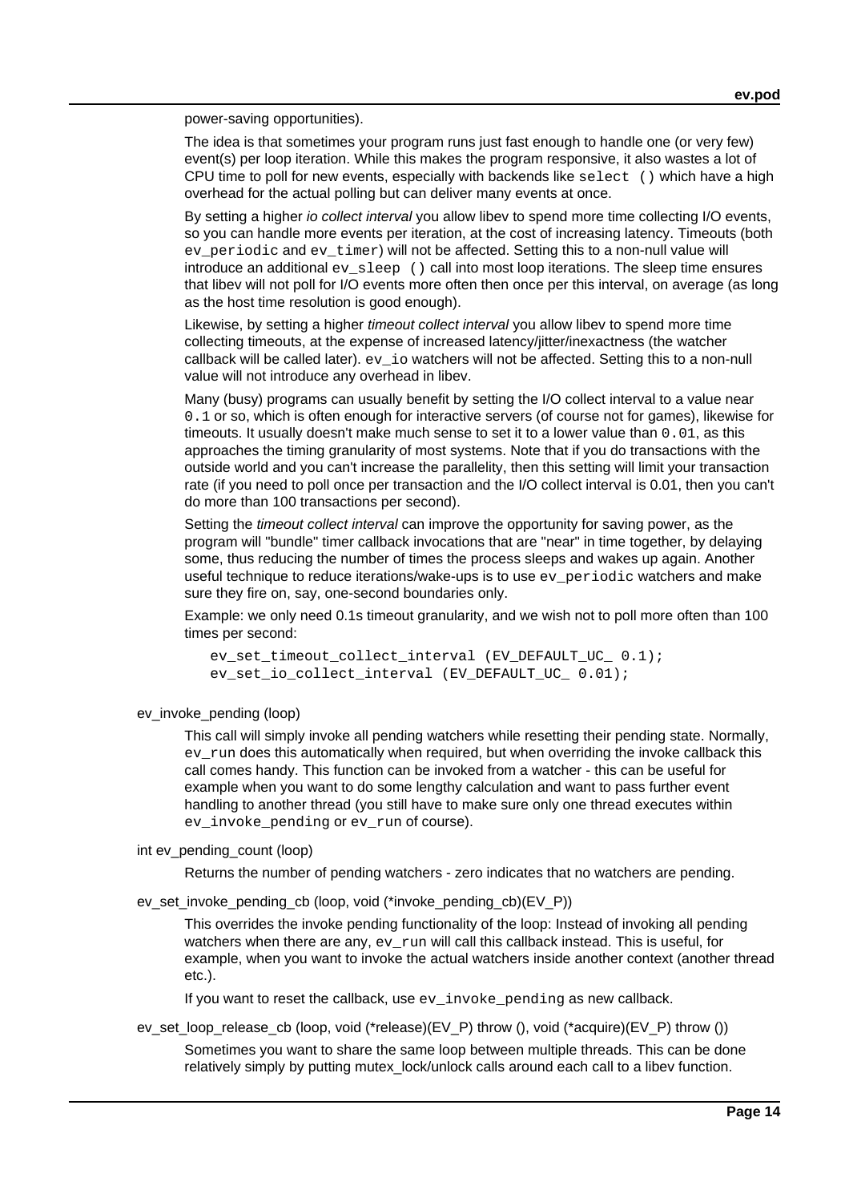power-saving opportunities).

The idea is that sometimes your program runs just fast enough to handle one (or very few) event(s) per loop iteration. While this makes the program responsive, it also wastes a lot of CPU time to poll for new events, especially with backends like `select ()` which have a high overhead for the actual polling but can deliver many events at once.

By setting a higher *io collect interval* you allow libev to spend more time collecting I/O events, so you can handle more events per iteration, at the cost of increasing latency. Timeouts (both `ev_periodic` and `ev_timer`) will not be affected. Setting this to a non-null value will introduce an additional `ev_sleep ()` call into most loop iterations. The sleep time ensures that libev will not poll for I/O events more often then once per this interval, on average (as long as the host time resolution is good enough).

Likewise, by setting a higher *timeout collect interval* you allow libev to spend more time collecting timeouts, at the expense of increased latency/jitter/inexactness (the watcher callback will be called later). `ev_io` watchers will not be affected. Setting this to a non-null value will not introduce any overhead in libev.

Many (busy) programs can usually benefit by setting the I/O collect interval to a value near `0.1` or so, which is often enough for interactive servers (of course not for games), likewise for timeouts. It usually doesn't make much sense to set it to a lower value than `0.01`, as this approaches the timing granularity of most systems. Note that if you do transactions with the outside world and you can't increase the parallelity, then this setting will limit your transaction rate (if you need to poll once per transaction and the I/O collect interval is 0.01, then you can't do more than 100 transactions per second).

Setting the *timeout collect interval* can improve the opportunity for saving power, as the program will "bundle" timer callback invocations that are "near" in time together, by delaying some, thus reducing the number of times the process sleeps and wakes up again. Another useful technique to reduce iterations/wake-ups is to use `ev_periodic` watchers and make sure they fire on, say, one-second boundaries only.

Example: we only need 0.1s timeout granularity, and we wish not to poll more often than 100 times per second:

```
ev_set_timeout_collect_interval (EV_DEFAULT_UC_ 0.1);
ev_set_io_collect_interval (EV_DEFAULT_UC_ 0.01);
```

ev_invoke_pending (loop)

This call will simply invoke all pending watchers while resetting their pending state. Normally, `ev_run` does this automatically when required, but when overriding the invoke callback this call comes handy. This function can be invoked from a watcher - this can be useful for example when you want to do some lengthy calculation and want to pass further event handling to another thread (you still have to make sure only one thread executes within `ev_invoke_pending` or `ev_run` of course).

int ev_pending_count (loop)

Returns the number of pending watchers - zero indicates that no watchers are pending.

ev_set_invoke_pending_cb (loop, void (*invoke_pending_cb)(EV_P))

This overrides the invoke pending functionality of the loop: Instead of invoking all pending watchers when there are any, `ev_run` will call this callback instead. This is useful, for example, when you want to invoke the actual watchers inside another context (another thread etc.).

If you want to reset the callback, use `ev_invoke_pending` as new callback.

ev_set_loop_release_cb (loop, void (*release)(EV_P) throw (), void (*acquire)(EV_P) throw ())

Sometimes you want to share the same loop between multiple threads. This can be done relatively simply by putting mutex_lock/unlock calls around each call to a libev function.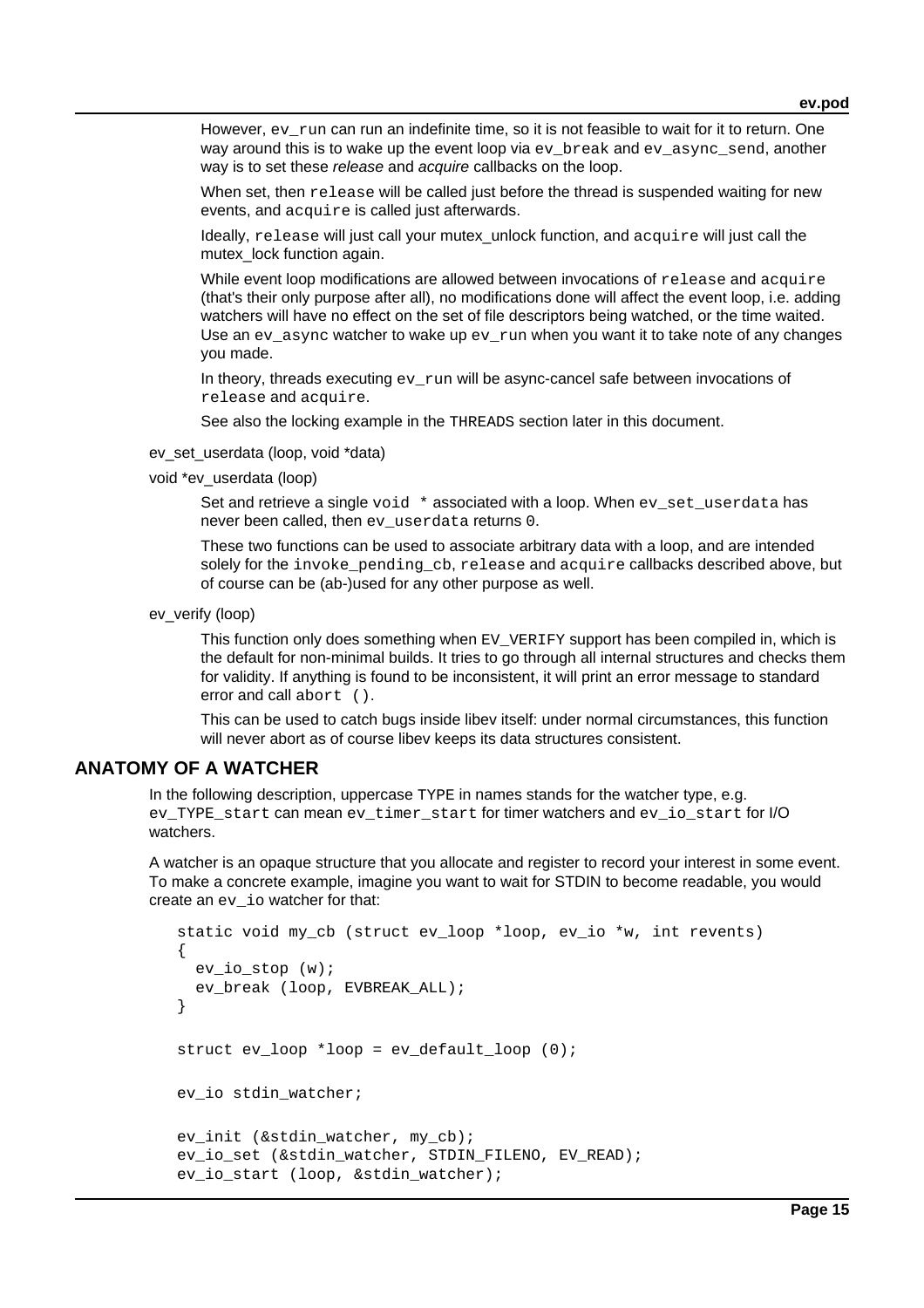However, `ev_run` can run an indefinite time, so it is not feasible to wait for it to return. One way around this is to wake up the event loop via `ev_break` and `ev_async_send`, another way is to set these *release* and *acquire* callbacks on the loop.

When set, then `release` will be called just before the thread is suspended waiting for new events, and `acquire` is called just afterwards.

Ideally, `release` will just call your mutex_unlock function, and `acquire` will just call the mutex_lock function again.

While event loop modifications are allowed between invocations of `release` and `acquire` (that's their only purpose after all), no modifications done will affect the event loop, i.e. adding watchers will have no effect on the set of file descriptors being watched, or the time waited. Use an `ev_async` watcher to wake up `ev_run` when you want it to take note of any changes you made.

In theory, threads executing `ev_run` will be async-cancel safe between invocations of `release` and `acquire`.

See also the locking example in the THREADS section later in this document.

ev_set_userdata (loop, void *data)

void *ev_userdata (loop)

Set and retrieve a single `void *` associated with a loop. When `ev_set_userdata` has never been called, then `ev_userdata` returns `0`.

These two functions can be used to associate arbitrary data with a loop, and are intended solely for the `invoke_pending_cb`, `release` and `acquire` callbacks described above, but of course can be (ab-)used for any other purpose as well.

ev_verify (loop)

This function only does something when `EV_VERIFY` support has been compiled in, which is the default for non-minimal builds. It tries to go through all internal structures and checks them for validity. If anything is found to be inconsistent, it will print an error message to standard error and call `abort ()`.

This can be used to catch bugs inside libev itself: under normal circumstances, this function will never abort as of course libev keeps its data structures consistent.

## ANATOMY OF A WATCHER

In the following description, uppercase TYPE in names stands for the watcher type, e.g. `ev_TYPE_start` can mean `ev_timer_start` for timer watchers and `ev_io_start` for I/O watchers.

A watcher is an opaque structure that you allocate and register to record your interest in some event. To make a concrete example, imagine you want to wait for STDIN to become readable, you would create an `ev_io` watcher for that:

```
static void my_cb (struct ev_loop *loop, ev_io *w, int revents)
{
  ev_io_stop (w);
  ev_break (loop, EVBREAK_ALL);
}

struct ev_loop *loop = ev_default_loop (0);

ev_io stdin_watcher;

ev_init (&stdin_watcher, my_cb);
ev_io_set (&stdin_watcher, STDIN_FILENO, EV_READ);
ev_io_start (loop, &stdin_watcher);
```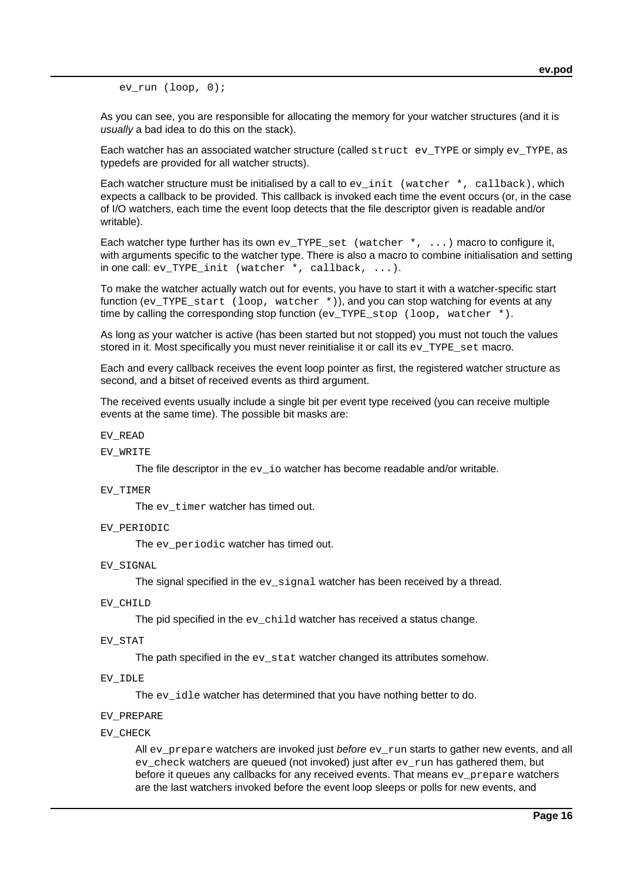```
ev_run (loop, 0);
```

As you can see, you are responsible for allocating the memory for your watcher structures (and it is *usually* a bad idea to do this on the stack).

Each watcher has an associated watcher structure (called `struct ev_TYPE` or simply `ev_TYPE`, as typedefs are provided for all watcher structs).

Each watcher structure must be initialised by a call to `ev_init (watcher *, callback)`, which expects a callback to be provided. This callback is invoked each time the event occurs (or, in the case of I/O watchers, each time the event loop detects that the file descriptor given is readable and/or writable).

Each watcher type further has its own `ev_TYPE_set (watcher *, ...)` macro to configure it, with arguments specific to the watcher type. There is also a macro to combine initialisation and setting in one call: `ev_TYPE_init (watcher *, callback, ...)`.

To make the watcher actually watch out for events, you have to start it with a watcher-specific start function (`ev_TYPE_start (loop, watcher *)`), and you can stop watching for events at any time by calling the corresponding stop function (`ev_TYPE_stop (loop, watcher *)`.

As long as your watcher is active (has been started but not stopped) you must not touch the values stored in it. Most specifically you must never reinitialise it or call its `ev_TYPE_set` macro.

Each and every callback receives the event loop pointer as first, the registered watcher structure as second, and a bitset of received events as third argument.

The received events usually include a single bit per event type received (you can receive multiple events at the same time). The possible bit masks are:

`EV_READ`

`EV_WRITE`

The file descriptor in the `ev_io` watcher has become readable and/or writable.

`EV_TIMER`

The `ev_timer` watcher has timed out.

`EV_PERIODIC`

The `ev_periodic` watcher has timed out.

`EV_SIGNAL`

The signal specified in the `ev_signal` watcher has been received by a thread.

`EV_CHILD`

The pid specified in the `ev_child` watcher has received a status change.

`EV_STAT`

The path specified in the `ev_stat` watcher changed its attributes somehow.

`EV_IDLE`

The `ev_idle` watcher has determined that you have nothing better to do.

`EV_PREPARE`

`EV_CHECK`

All `ev_prepare` watchers are invoked just *before* `ev_run` starts to gather new events, and all `ev_check` watchers are queued (not invoked) just after `ev_run` has gathered them, but before it queues any callbacks for any received events. That means `ev_prepare` watchers are the last watchers invoked before the event loop sleeps or polls for new events, and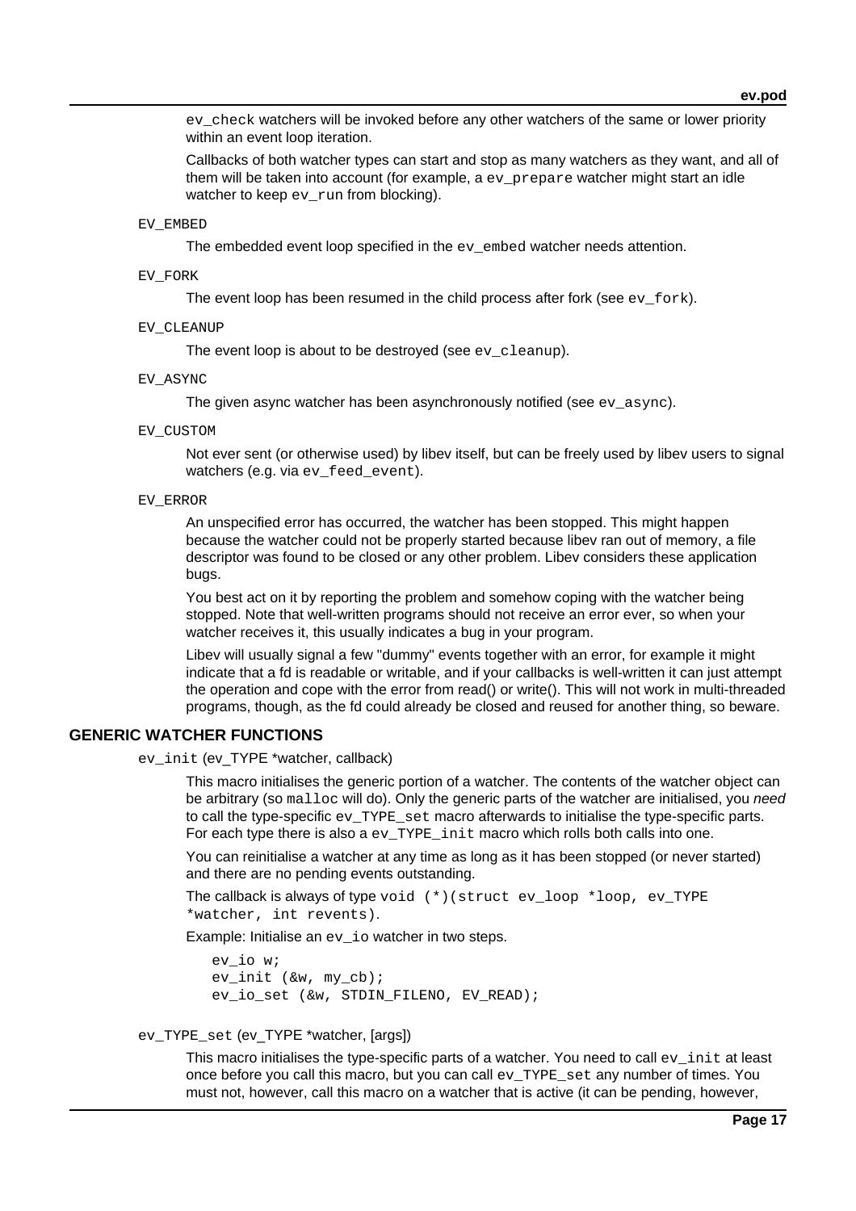`ev_check` watchers will be invoked before any other watchers of the same or lower priority within an event loop iteration.

Callbacks of both watcher types can start and stop as many watchers as they want, and all of them will be taken into account (for example, a `ev_prepare` watcher might start an idle watcher to keep `ev_run` from blocking).

`EV_EMBED`

The embedded event loop specified in the `ev_embed` watcher needs attention.

`EV_FORK`

The event loop has been resumed in the child process after fork (see `ev_fork`).

`EV_CLEANUP`

The event loop is about to be destroyed (see `ev_cleanup`).

`EV_ASYNC`

The given async watcher has been asynchronously notified (see `ev_async`).

`EV_CUSTOM`

Not ever sent (or otherwise used) by libev itself, but can be freely used by libev users to signal watchers (e.g. via `ev_feed_event`).

`EV_ERROR`

An unspecified error has occurred, the watcher has been stopped. This might happen because the watcher could not be properly started because libev ran out of memory, a file descriptor was found to be closed or any other problem. Libev considers these application bugs.

You best act on it by reporting the problem and somehow coping with the watcher being stopped. Note that well-written programs should not receive an error ever, so when your watcher receives it, this usually indicates a bug in your program.

Libev will usually signal a few "dummy" events together with an error, for example it might indicate that a fd is readable or writable, and if your callbacks is well-written it can just attempt the operation and cope with the error from read() or write(). This will not work in multi-threaded programs, though, as the fd could already be closed and reused for another thing, so beware.

## GENERIC WATCHER FUNCTIONS

`ev_init` (ev_TYPE *watcher, callback)

This macro initialises the generic portion of a watcher. The contents of the watcher object can be arbitrary (so `malloc` will do). Only the generic parts of the watcher are initialised, you *need* to call the type-specific `ev_TYPE_set` macro afterwards to initialise the type-specific parts. For each type there is also a `ev_TYPE_init` macro which rolls both calls into one.

You can reinitialise a watcher at any time as long as it has been stopped (or never started) and there are no pending events outstanding.

The callback is always of type `void (*)(struct ev_loop *loop, ev_TYPE *watcher, int revents)`.

Example: Initialise an `ev_io` watcher in two steps.

```
ev_io w;
ev_init (&w, my_cb);
ev_io_set (&w, STDIN_FILENO, EV_READ);
```

`ev_TYPE_set` (ev_TYPE *watcher, [args])

This macro initialises the type-specific parts of a watcher. You need to call `ev_init` at least once before you call this macro, but you can call `ev_TYPE_set` any number of times. You must not, however, call this macro on a watcher that is active (it can be pending, however,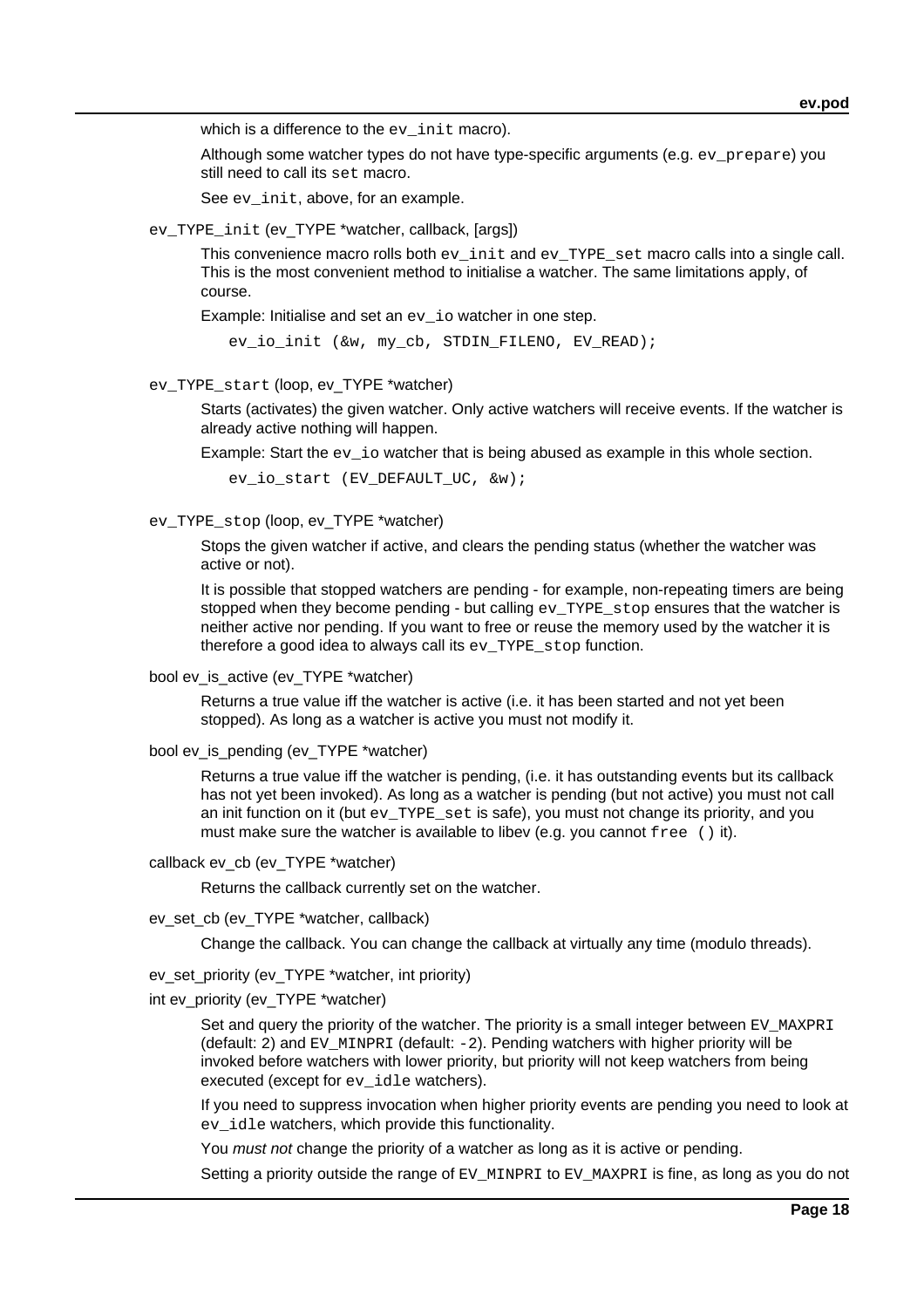which is a difference to the `ev_init` macro).

Although some watcher types do not have type-specific arguments (e.g. `ev_prepare`) you still need to call its `set` macro.

See `ev_init`, above, for an example.

`ev_TYPE_init` (ev_TYPE *watcher, callback, [args])

This convenience macro rolls both `ev_init` and `ev_TYPE_set` macro calls into a single call. This is the most convenient method to initialise a watcher. The same limitations apply, of course.

Example: Initialise and set an `ev_io` watcher in one step.

```
ev_io_init (&w, my_cb, STDIN_FILENO, EV_READ);
```

`ev_TYPE_start` (loop, ev_TYPE *watcher)

Starts (activates) the given watcher. Only active watchers will receive events. If the watcher is already active nothing will happen.

Example: Start the `ev_io` watcher that is being abused as example in this whole section.

```
ev_io_start (EV_DEFAULT_UC, &w);
```

`ev_TYPE_stop` (loop, ev_TYPE *watcher)

Stops the given watcher if active, and clears the pending status (whether the watcher was active or not).

It is possible that stopped watchers are pending - for example, non-repeating timers are being stopped when they become pending - but calling `ev_TYPE_stop` ensures that the watcher is neither active nor pending. If you want to free or reuse the memory used by the watcher it is therefore a good idea to always call its `ev_TYPE_stop` function.

bool ev_is_active (ev_TYPE *watcher)

Returns a true value iff the watcher is active (i.e. it has been started and not yet been stopped). As long as a watcher is active you must not modify it.

bool ev_is_pending (ev_TYPE *watcher)

Returns a true value iff the watcher is pending, (i.e. it has outstanding events but its callback has not yet been invoked). As long as a watcher is pending (but not active) you must not call an init function on it (but `ev_TYPE_set` is safe), you must not change its priority, and you must make sure the watcher is available to libev (e.g. you cannot `free ()` it).

callback ev_cb (ev_TYPE *watcher)

Returns the callback currently set on the watcher.

ev_set_cb (ev_TYPE *watcher, callback)

Change the callback. You can change the callback at virtually any time (modulo threads).

ev_set_priority (ev_TYPE *watcher, int priority)

int ev_priority (ev_TYPE *watcher)

Set and query the priority of the watcher. The priority is a small integer between `EV_MAXPRI` (default: `2`) and `EV_MINPRI` (default: `-2`). Pending watchers with higher priority will be invoked before watchers with lower priority, but priority will not keep watchers from being executed (except for `ev_idle` watchers).

If you need to suppress invocation when higher priority events are pending you need to look at `ev_idle` watchers, which provide this functionality.

You *must not* change the priority of a watcher as long as it is active or pending.

Setting a priority outside the range of `EV_MINPRI` to `EV_MAXPRI` is fine, as long as you do not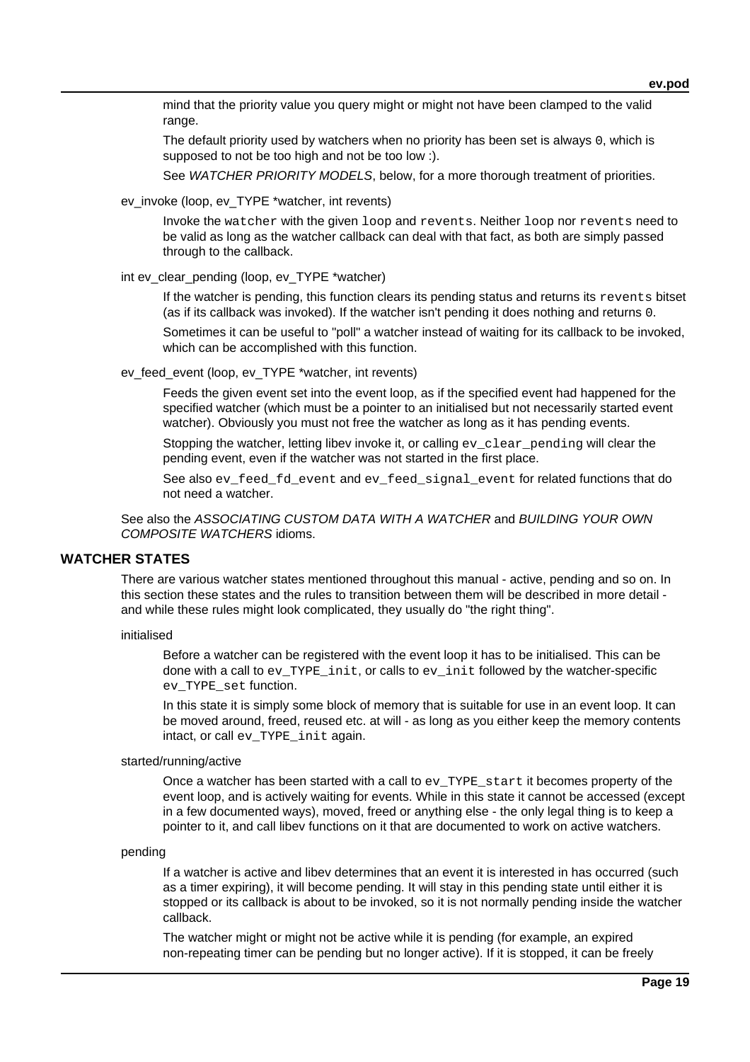mind that the priority value you query might or might not have been clamped to the valid range.

The default priority used by watchers when no priority has been set is always `0`, which is supposed to not be too high and not be too low :).

See *WATCHER PRIORITY MODELS*, below, for a more thorough treatment of priorities.

ev_invoke (loop, ev_TYPE *watcher, int revents)

Invoke the `watcher` with the given `loop` and `revents`. Neither `loop` nor `revents` need to be valid as long as the watcher callback can deal with that fact, as both are simply passed through to the callback.

int ev_clear_pending (loop, ev_TYPE *watcher)

If the watcher is pending, this function clears its pending status and returns its `revents` bitset (as if its callback was invoked). If the watcher isn't pending it does nothing and returns `0`.

Sometimes it can be useful to "poll" a watcher instead of waiting for its callback to be invoked, which can be accomplished with this function.

ev_feed_event (loop, ev_TYPE *watcher, int revents)

Feeds the given event set into the event loop, as if the specified event had happened for the specified watcher (which must be a pointer to an initialised but not necessarily started event watcher). Obviously you must not free the watcher as long as it has pending events.

Stopping the watcher, letting libev invoke it, or calling `ev_clear_pending` will clear the pending event, even if the watcher was not started in the first place.

See also `ev_feed_fd_event` and `ev_feed_signal_event` for related functions that do not need a watcher.

See also the *ASSOCIATING CUSTOM DATA WITH A WATCHER* and *BUILDING YOUR OWN COMPOSITE WATCHERS* idioms.

## WATCHER STATES

There are various watcher states mentioned throughout this manual - active, pending and so on. In this section these states and the rules to transition between them will be described in more detail - and while these rules might look complicated, they usually do "the right thing".

initialised

Before a watcher can be registered with the event loop it has to be initialised. This can be done with a call to `ev_TYPE_init`, or calls to `ev_init` followed by the watcher-specific `ev_TYPE_set` function.

In this state it is simply some block of memory that is suitable for use in an event loop. It can be moved around, freed, reused etc. at will - as long as you either keep the memory contents intact, or call `ev_TYPE_init` again.

started/running/active

Once a watcher has been started with a call to `ev_TYPE_start` it becomes property of the event loop, and is actively waiting for events. While in this state it cannot be accessed (except in a few documented ways), moved, freed or anything else - the only legal thing is to keep a pointer to it, and call libev functions on it that are documented to work on active watchers.

pending

If a watcher is active and libev determines that an event it is interested in has occurred (such as a timer expiring), it will become pending. It will stay in this pending state until either it is stopped or its callback is about to be invoked, so it is not normally pending inside the watcher callback.

The watcher might or might not be active while it is pending (for example, an expired non-repeating timer can be pending but no longer active). If it is stopped, it can be freely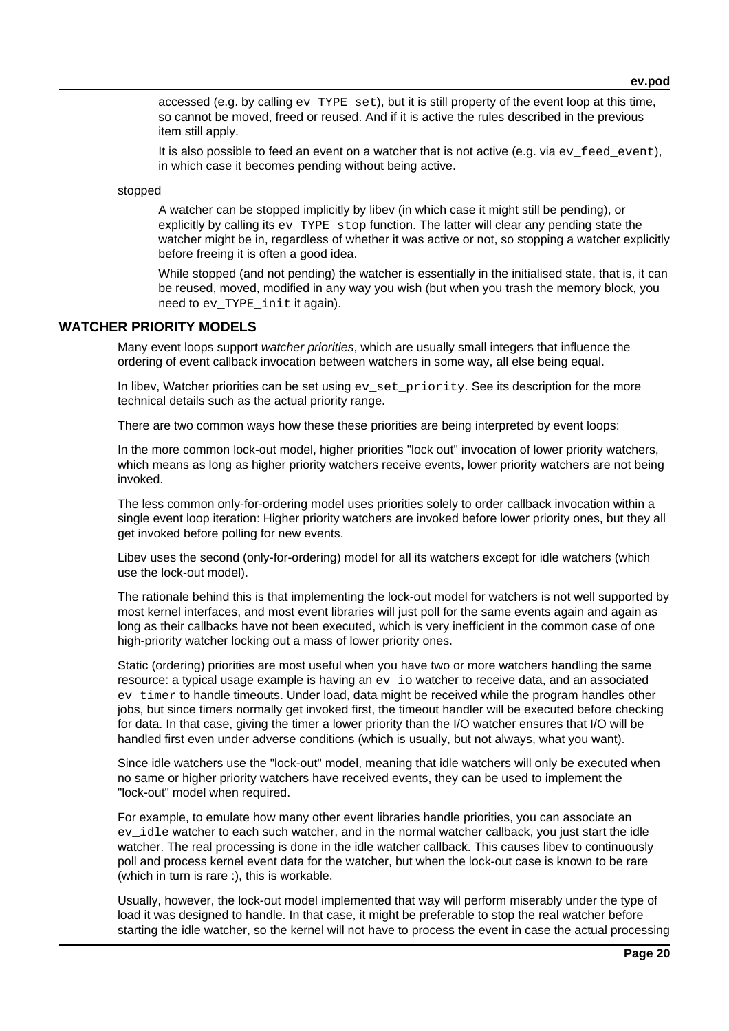accessed (e.g. by calling `ev_TYPE_set`), but it is still property of the event loop at this time, so cannot be moved, freed or reused. And if it is active the rules described in the previous item still apply.

It is also possible to feed an event on a watcher that is not active (e.g. via `ev_feed_event`), in which case it becomes pending without being active.

stopped

A watcher can be stopped implicitly by libev (in which case it might still be pending), or explicitly by calling its `ev_TYPE_stop` function. The latter will clear any pending state the watcher might be in, regardless of whether it was active or not, so stopping a watcher explicitly before freeing it is often a good idea.

While stopped (and not pending) the watcher is essentially in the initialised state, that is, it can be reused, moved, modified in any way you wish (but when you trash the memory block, you need to `ev_TYPE_init` it again).

## WATCHER PRIORITY MODELS

Many event loops support *watcher priorities*, which are usually small integers that influence the ordering of event callback invocation between watchers in some way, all else being equal.

In libev, Watcher priorities can be set using `ev_set_priority`. See its description for the more technical details such as the actual priority range.

There are two common ways how these these priorities are being interpreted by event loops:

In the more common lock-out model, higher priorities "lock out" invocation of lower priority watchers, which means as long as higher priority watchers receive events, lower priority watchers are not being invoked.

The less common only-for-ordering model uses priorities solely to order callback invocation within a single event loop iteration: Higher priority watchers are invoked before lower priority ones, but they all get invoked before polling for new events.

Libev uses the second (only-for-ordering) model for all its watchers except for idle watchers (which use the lock-out model).

The rationale behind this is that implementing the lock-out model for watchers is not well supported by most kernel interfaces, and most event libraries will just poll for the same events again and again as long as their callbacks have not been executed, which is very inefficient in the common case of one high-priority watcher locking out a mass of lower priority ones.

Static (ordering) priorities are most useful when you have two or more watchers handling the same resource: a typical usage example is having an `ev_io` watcher to receive data, and an associated `ev_timer` to handle timeouts. Under load, data might be received while the program handles other jobs, but since timers normally get invoked first, the timeout handler will be executed before checking for data. In that case, giving the timer a lower priority than the I/O watcher ensures that I/O will be handled first even under adverse conditions (which is usually, but not always, what you want).

Since idle watchers use the "lock-out" model, meaning that idle watchers will only be executed when no same or higher priority watchers have received events, they can be used to implement the "lock-out" model when required.

For example, to emulate how many other event libraries handle priorities, you can associate an `ev_idle` watcher to each such watcher, and in the normal watcher callback, you just start the idle watcher. The real processing is done in the idle watcher callback. This causes libev to continuously poll and process kernel event data for the watcher, but when the lock-out case is known to be rare (which in turn is rare :), this is workable.

Usually, however, the lock-out model implemented that way will perform miserably under the type of load it was designed to handle. In that case, it might be preferable to stop the real watcher before starting the idle watcher, so the kernel will not have to process the event in case the actual processing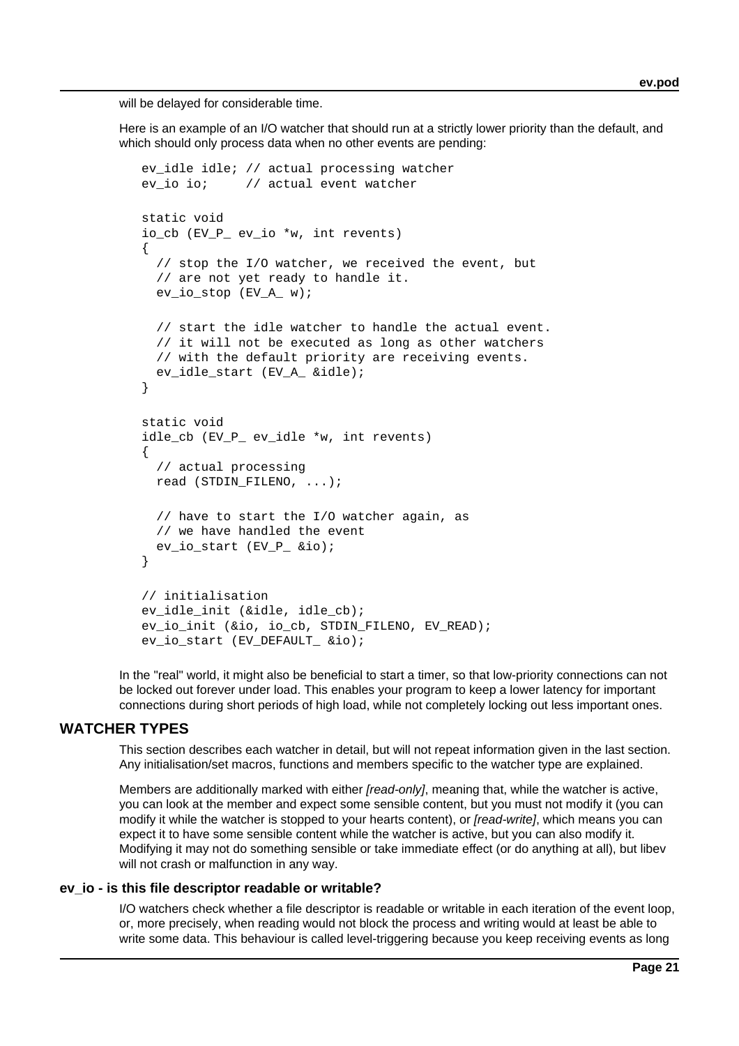will be delayed for considerable time.

Here is an example of an I/O watcher that should run at a strictly lower priority than the default, and which should only process data when no other events are pending:

```
ev_idle idle; // actual processing watcher
ev_io io;     // actual event watcher

static void
io_cb (EV_P_ ev_io *w, int revents)
{
  // stop the I/O watcher, we received the event, but
  // are not yet ready to handle it.
  ev_io_stop (EV_A_ w);

  // start the idle watcher to handle the actual event.
  // it will not be executed as long as other watchers
  // with the default priority are receiving events.
  ev_idle_start (EV_A_ &idle);
}

static void
idle_cb (EV_P_ ev_idle *w, int revents)
{
  // actual processing
  read (STDIN_FILENO, ...);

  // have to start the I/O watcher again, as
  // we have handled the event
  ev_io_start (EV_P_ &io);
}

// initialisation
ev_idle_init (&idle, idle_cb);
ev_io_init (&io, io_cb, STDIN_FILENO, EV_READ);
ev_io_start (EV_DEFAULT_ &io);
```

In the "real" world, it might also be beneficial to start a timer, so that low-priority connections can not be locked out forever under load. This enables your program to keep a lower latency for important connections during short periods of high load, while not completely locking out less important ones.

## WATCHER TYPES

This section describes each watcher in detail, but will not repeat information given in the last section. Any initialisation/set macros, functions and members specific to the watcher type are explained.

Members are additionally marked with either *[read-only]*, meaning that, while the watcher is active, you can look at the member and expect some sensible content, but you must not modify it (you can modify it while the watcher is stopped to your hearts content), or *[read-write]*, which means you can expect it to have some sensible content while the watcher is active, but you can also modify it. Modifying it may not do something sensible or take immediate effect (or do anything at all), but libev will not crash or malfunction in any way.

### ev_io - is this file descriptor readable or writable?

I/O watchers check whether a file descriptor is readable or writable in each iteration of the event loop, or, more precisely, when reading would not block the process and writing would at least be able to write some data. This behaviour is called level-triggering because you keep receiving events as long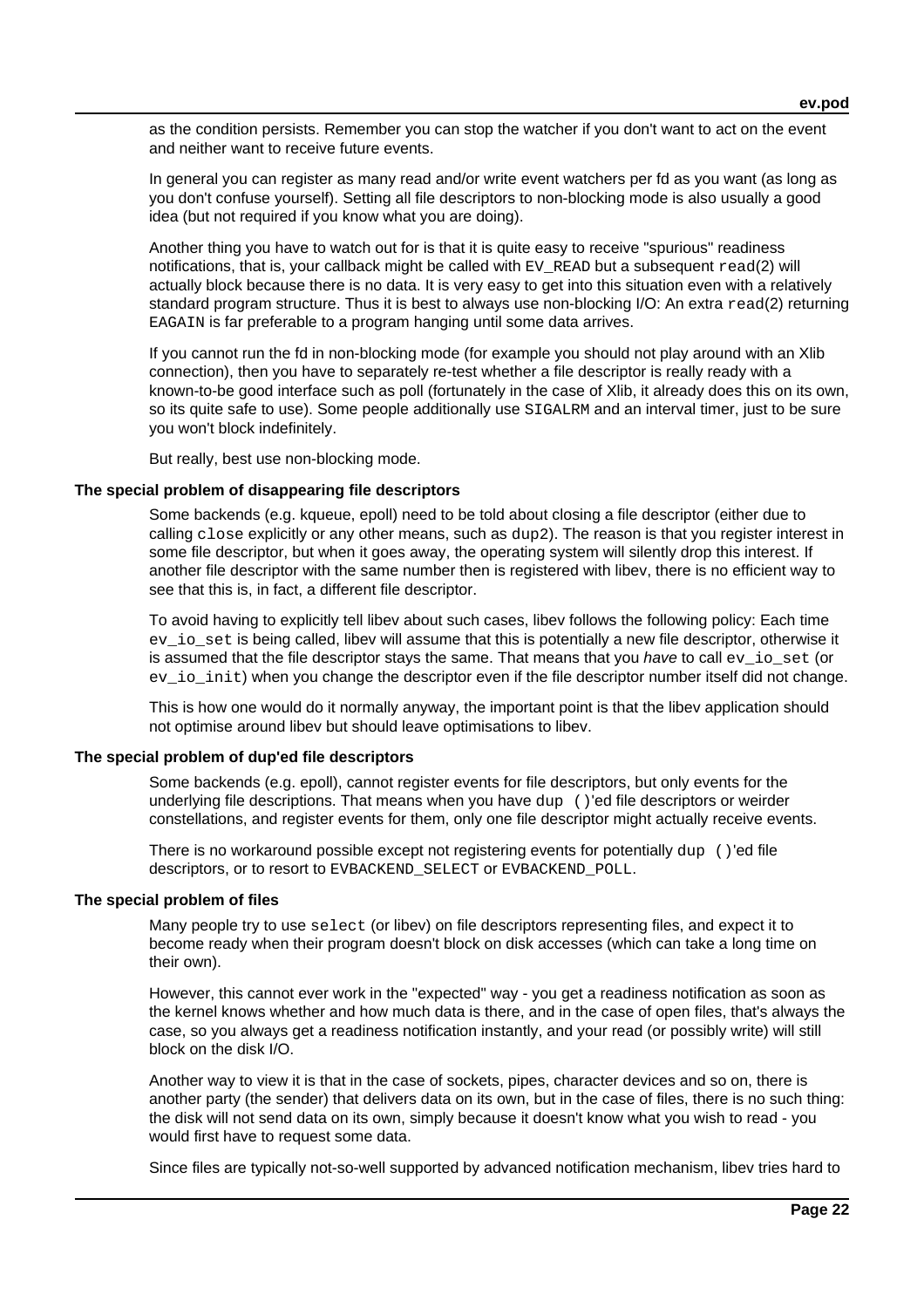as the condition persists. Remember you can stop the watcher if you don't want to act on the event and neither want to receive future events.

In general you can register as many read and/or write event watchers per fd as you want (as long as you don't confuse yourself). Setting all file descriptors to non-blocking mode is also usually a good idea (but not required if you know what you are doing).

Another thing you have to watch out for is that it is quite easy to receive "spurious" readiness notifications, that is, your callback might be called with `EV_READ` but a subsequent `read`(2) will actually block because there is no data. It is very easy to get into this situation even with a relatively standard program structure. Thus it is best to always use non-blocking I/O: An extra `read`(2) returning `EAGAIN` is far preferable to a program hanging until some data arrives.

If you cannot run the fd in non-blocking mode (for example you should not play around with an Xlib connection), then you have to separately re-test whether a file descriptor is really ready with a known-to-be good interface such as poll (fortunately in the case of Xlib, it already does this on its own, so its quite safe to use). Some people additionally use `SIGALRM` and an interval timer, just to be sure you won't block indefinitely.

But really, best use non-blocking mode.

### The special problem of disappearing file descriptors

Some backends (e.g. kqueue, epoll) need to be told about closing a file descriptor (either due to calling `close` explicitly or any other means, such as `dup2`). The reason is that you register interest in some file descriptor, but when it goes away, the operating system will silently drop this interest. If another file descriptor with the same number then is registered with libev, there is no efficient way to see that this is, in fact, a different file descriptor.

To avoid having to explicitly tell libev about such cases, libev follows the following policy: Each time `ev_io_set` is being called, libev will assume that this is potentially a new file descriptor, otherwise it is assumed that the file descriptor stays the same. That means that you *have* to call `ev_io_set` (or `ev_io_init`) when you change the descriptor even if the file descriptor number itself did not change.

This is how one would do it normally anyway, the important point is that the libev application should not optimise around libev but should leave optimisations to libev.

### The special problem of dup'ed file descriptors

Some backends (e.g. epoll), cannot register events for file descriptors, but only events for the underlying file descriptions. That means when you have `dup ()`'ed file descriptors or weirder constellations, and register events for them, only one file descriptor might actually receive events.

There is no workaround possible except not registering events for potentially `dup ()`'ed file descriptors, or to resort to `EVBACKEND_SELECT` or `EVBACKEND_POLL`.

### The special problem of files

Many people try to use `select` (or libev) on file descriptors representing files, and expect it to become ready when their program doesn't block on disk accesses (which can take a long time on their own).

However, this cannot ever work in the "expected" way - you get a readiness notification as soon as the kernel knows whether and how much data is there, and in the case of open files, that's always the case, so you always get a readiness notification instantly, and your read (or possibly write) will still block on the disk I/O.

Another way to view it is that in the case of sockets, pipes, character devices and so on, there is another party (the sender) that delivers data on its own, but in the case of files, there is no such thing: the disk will not send data on its own, simply because it doesn't know what you wish to read - you would first have to request some data.

Since files are typically not-so-well supported by advanced notification mechanism, libev tries hard to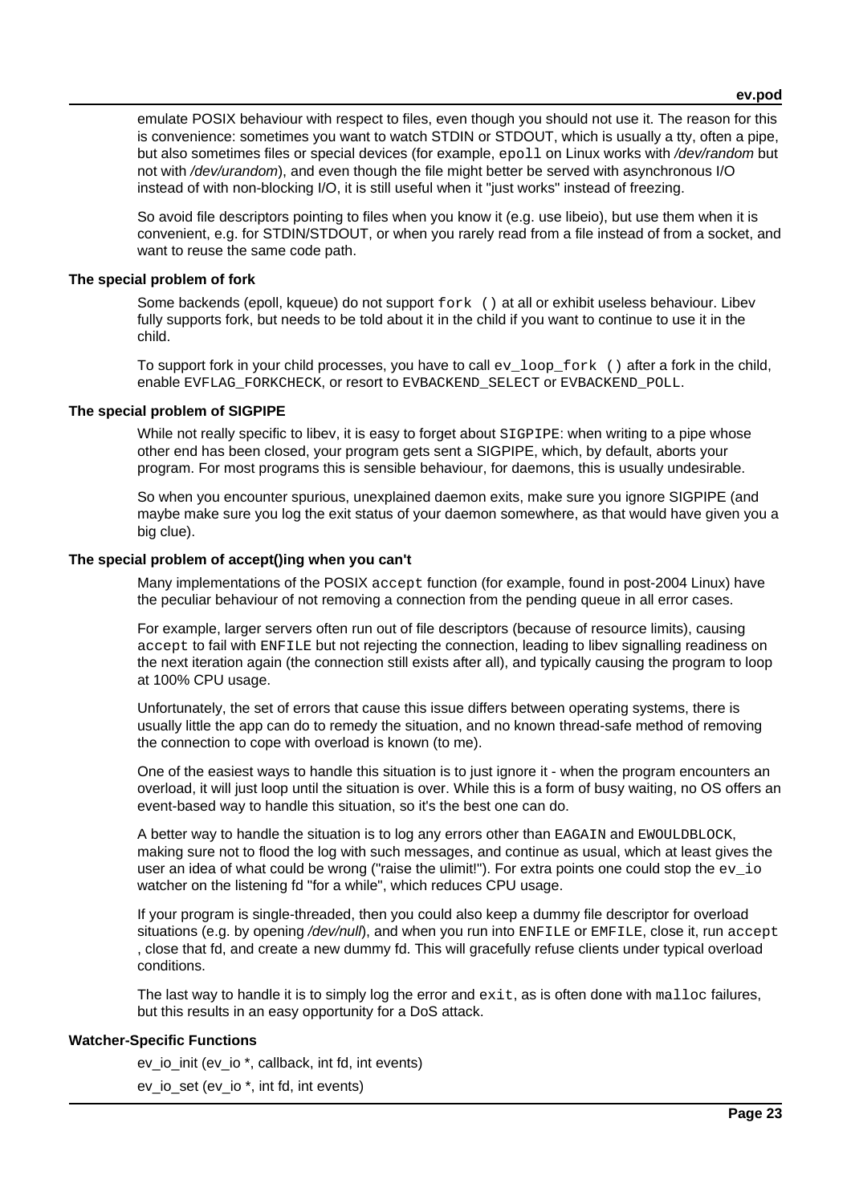emulate POSIX behaviour with respect to files, even though you should not use it. The reason for this is convenience: sometimes you want to watch STDIN or STDOUT, which is usually a tty, often a pipe, but also sometimes files or special devices (for example, `epoll` on Linux works with */dev/random* but not with */dev/urandom*), and even though the file might better be served with asynchronous I/O instead of with non-blocking I/O, it is still useful when it "just works" instead of freezing.

So avoid file descriptors pointing to files when you know it (e.g. use libeio), but use them when it is convenient, e.g. for STDIN/STDOUT, or when you rarely read from a file instead of from a socket, and want to reuse the same code path.

**The special problem of fork**

Some backends (epoll, kqueue) do not support `fork ()` at all or exhibit useless behaviour. Libev fully supports fork, but needs to be told about it in the child if you want to continue to use it in the child.

To support fork in your child processes, you have to call `ev_loop_fork ()` after a fork in the child, enable `EVFLAG_FORKCHECK`, or resort to `EVBACKEND_SELECT` or `EVBACKEND_POLL`.

**The special problem of SIGPIPE**

While not really specific to libev, it is easy to forget about `SIGPIPE`: when writing to a pipe whose other end has been closed, your program gets sent a SIGPIPE, which, by default, aborts your program. For most programs this is sensible behaviour, for daemons, this is usually undesirable.

So when you encounter spurious, unexplained daemon exits, make sure you ignore SIGPIPE (and maybe make sure you log the exit status of your daemon somewhere, as that would have given you a big clue).

**The special problem of accept()ing when you can't**

Many implementations of the POSIX `accept` function (for example, found in post-2004 Linux) have the peculiar behaviour of not removing a connection from the pending queue in all error cases.

For example, larger servers often run out of file descriptors (because of resource limits), causing `accept` to fail with `ENFILE` but not rejecting the connection, leading to libev signalling readiness on the next iteration again (the connection still exists after all), and typically causing the program to loop at 100% CPU usage.

Unfortunately, the set of errors that cause this issue differs between operating systems, there is usually little the app can do to remedy the situation, and no known thread-safe method of removing the connection to cope with overload is known (to me).

One of the easiest ways to handle this situation is to just ignore it - when the program encounters an overload, it will just loop until the situation is over. While this is a form of busy waiting, no OS offers an event-based way to handle this situation, so it's the best one can do.

A better way to handle the situation is to log any errors other than `EAGAIN` and `EWOULDBLOCK`, making sure not to flood the log with such messages, and continue as usual, which at least gives the user an idea of what could be wrong ("raise the ulimit!"). For extra points one could stop the `ev_io` watcher on the listening fd "for a while", which reduces CPU usage.

If your program is single-threaded, then you could also keep a dummy file descriptor for overload situations (e.g. by opening */dev/null*), and when you run into `ENFILE` or `EMFILE`, close it, run `accept`, close that fd, and create a new dummy fd. This will gracefully refuse clients under typical overload conditions.

The last way to handle it is to simply log the error and `exit`, as is often done with `malloc` failures, but this results in an easy opportunity for a DoS attack.

**Watcher-Specific Functions**

ev_io_init (ev_io *, callback, int fd, int events)

ev_io_set (ev_io *, int fd, int events)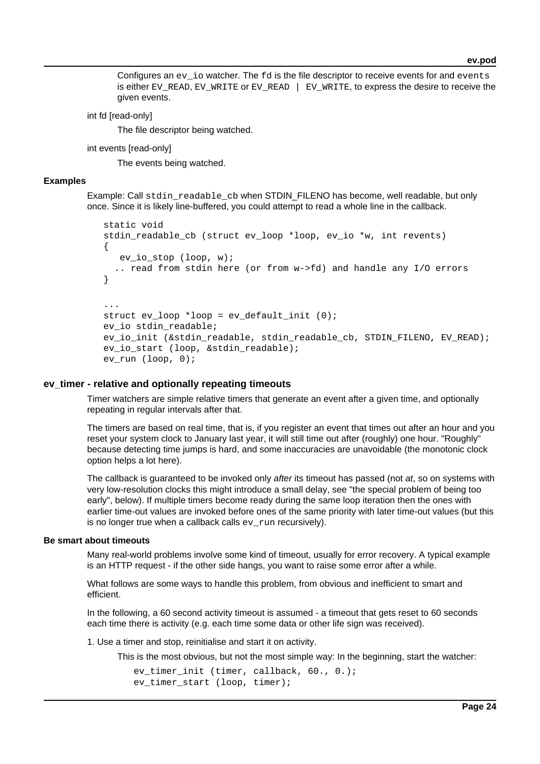Configures an `ev_io` watcher. The `fd` is the file descriptor to receive events for and `events` is either `EV_READ`, `EV_WRITE` or `EV_READ | EV_WRITE`, to express the desire to receive the given events.

int fd [read-only]

The file descriptor being watched.

int events [read-only]

The events being watched.

#### Examples

Example: Call `stdin_readable_cb` when STDIN_FILENO has become, well readable, but only once. Since it is likely line-buffered, you could attempt to read a whole line in the callback.

```
static void
stdin_readable_cb (struct ev_loop *loop, ev_io *w, int revents)
{
   ev_io_stop (loop, w);
  .. read from stdin here (or from w->fd) and handle any I/O errors
}

...
struct ev_loop *loop = ev_default_init (0);
ev_io stdin_readable;
ev_io_init (&stdin_readable, stdin_readable_cb, STDIN_FILENO, EV_READ);
ev_io_start (loop, &stdin_readable);
ev_run (loop, 0);
```

### ev_timer - relative and optionally repeating timeouts

Timer watchers are simple relative timers that generate an event after a given time, and optionally repeating in regular intervals after that.

The timers are based on real time, that is, if you register an event that times out after an hour and you reset your system clock to January last year, it will still time out after (roughly) one hour. "Roughly" because detecting time jumps is hard, and some inaccuracies are unavoidable (the monotonic clock option helps a lot here).

The callback is guaranteed to be invoked only *after* its timeout has passed (not *at*, so on systems with very low-resolution clocks this might introduce a small delay, see "the special problem of being too early", below). If multiple timers become ready during the same loop iteration then the ones with earlier time-out values are invoked before ones of the same priority with later time-out values (but this is no longer true when a callback calls `ev_run` recursively).

#### Be smart about timeouts

Many real-world problems involve some kind of timeout, usually for error recovery. A typical example is an HTTP request - if the other side hangs, you want to raise some error after a while.

What follows are some ways to handle this problem, from obvious and inefficient to smart and efficient.

In the following, a 60 second activity timeout is assumed - a timeout that gets reset to 60 seconds each time there is activity (e.g. each time some data or other life sign was received).

1. Use a timer and stop, reinitialise and start it on activity.

This is the most obvious, but not the most simple way: In the beginning, start the watcher:

```
ev_timer_init (timer, callback, 60., 0.);
ev_timer_start (loop, timer);
```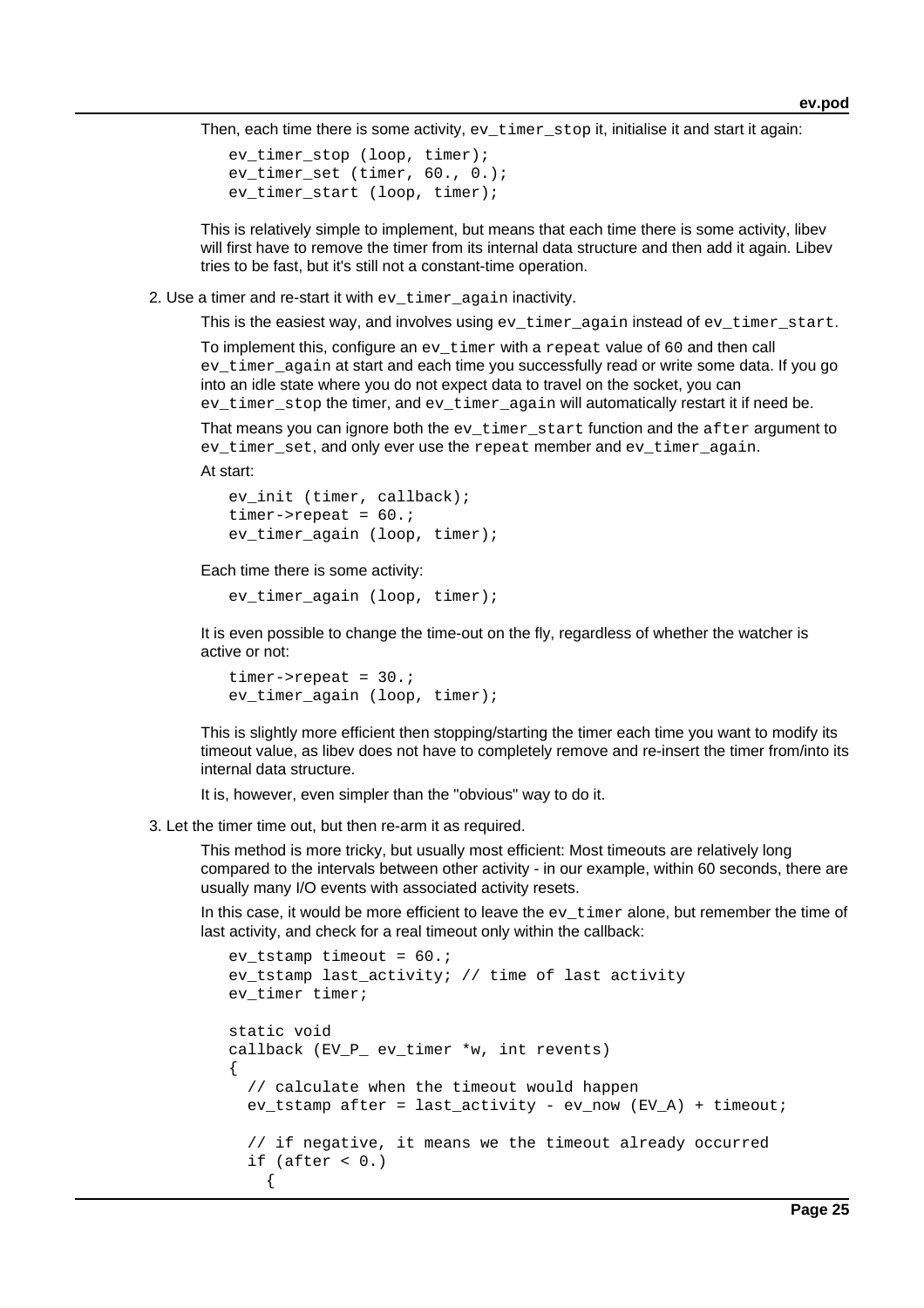Then, each time there is some activity, `ev_timer_stop` it, initialise it and start it again:

```
ev_timer_stop (loop, timer);
ev_timer_set (timer, 60., 0.);
ev_timer_start (loop, timer);
```

This is relatively simple to implement, but means that each time there is some activity, libev will first have to remove the timer from its internal data structure and then add it again. Libev tries to be fast, but it's still not a constant-time operation.

2. Use a timer and re-start it with `ev_timer_again` inactivity.

   This is the easiest way, and involves using `ev_timer_again` instead of `ev_timer_start`.

   To implement this, configure an `ev_timer` with a `repeat` value of `60` and then call `ev_timer_again` at start and each time you successfully read or write some data. If you go into an idle state where you do not expect data to travel on the socket, you can `ev_timer_stop` the timer, and `ev_timer_again` will automatically restart it if need be.

   That means you can ignore both the `ev_timer_start` function and the `after` argument to `ev_timer_set`, and only ever use the `repeat` member and `ev_timer_again`.

   At start:

   ```
   ev_init (timer, callback);
   timer->repeat = 60.;
   ev_timer_again (loop, timer);
   ```

   Each time there is some activity:

   ```
   ev_timer_again (loop, timer);
   ```

   It is even possible to change the time-out on the fly, regardless of whether the watcher is active or not:

   ```
   timer->repeat = 30.;
   ev_timer_again (loop, timer);
   ```

   This is slightly more efficient then stopping/starting the timer each time you want to modify its timeout value, as libev does not have to completely remove and re-insert the timer from/into its internal data structure.

   It is, however, even simpler than the "obvious" way to do it.

3. Let the timer time out, but then re-arm it as required.

   This method is more tricky, but usually most efficient: Most timeouts are relatively long compared to the intervals between other activity - in our example, within 60 seconds, there are usually many I/O events with associated activity resets.

   In this case, it would be more efficient to leave the `ev_timer` alone, but remember the time of last activity, and check for a real timeout only within the callback:

   ```
   ev_tstamp timeout = 60.;
   ev_tstamp last_activity; // time of last activity
   ev_timer timer;

   static void
   callback (EV_P_ ev_timer *w, int revents)
   {
     // calculate when the timeout would happen
     ev_tstamp after = last_activity - ev_now (EV_A) + timeout;

     // if negative, it means we the timeout already occurred
     if (after < 0.)
       {
   ```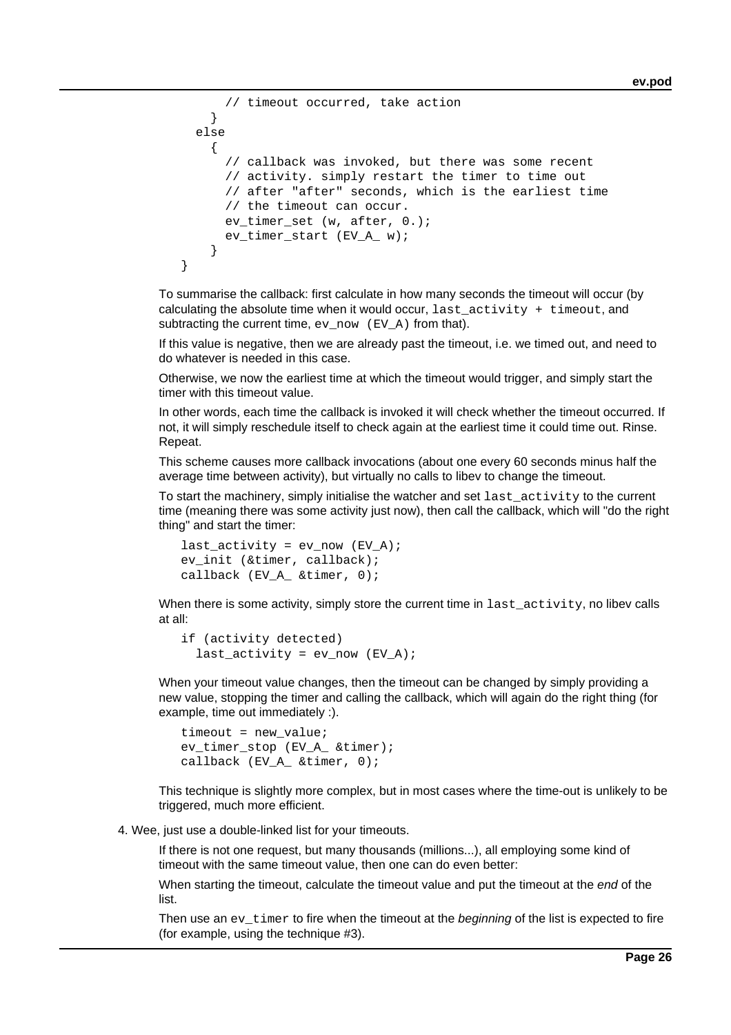```
        // timeout occurred, take action
      }
    else
      {
        // callback was invoked, but there was some recent
        // activity. simply restart the timer to time out
        // after "after" seconds, which is the earliest time
        // the timeout can occur.
        ev_timer_set (w, after, 0.);
        ev_timer_start (EV_A_ w);
      }
}
```

To summarise the callback: first calculate in how many seconds the timeout will occur (by calculating the absolute time when it would occur, `last_activity + timeout`, and subtracting the current time, `ev_now (EV_A)` from that).

If this value is negative, then we are already past the timeout, i.e. we timed out, and need to do whatever is needed in this case.

Otherwise, we now the earliest time at which the timeout would trigger, and simply start the timer with this timeout value.

In other words, each time the callback is invoked it will check whether the timeout occurred. If not, it will simply reschedule itself to check again at the earliest time it could time out. Rinse. Repeat.

This scheme causes more callback invocations (about one every 60 seconds minus half the average time between activity), but virtually no calls to libev to change the timeout.

To start the machinery, simply initialise the watcher and set `last_activity` to the current time (meaning there was some activity just now), then call the callback, which will "do the right thing" and start the timer:

```
last_activity = ev_now (EV_A);
ev_init (&timer, callback);
callback (EV_A_ &timer, 0);
```

When there is some activity, simply store the current time in `last_activity`, no libev calls at all:

```
if (activity detected)
  last_activity = ev_now (EV_A);
```

When your timeout value changes, then the timeout can be changed by simply providing a new value, stopping the timer and calling the callback, which will again do the right thing (for example, time out immediately :).

```
timeout = new_value;
ev_timer_stop (EV_A_ &timer);
callback (EV_A_ &timer, 0);
```

This technique is slightly more complex, but in most cases where the time-out is unlikely to be triggered, much more efficient.

4. Wee, just use a double-linked list for your timeouts.

   If there is not one request, but many thousands (millions...), all employing some kind of timeout with the same timeout value, then one can do even better:

   When starting the timeout, calculate the timeout value and put the timeout at the *end* of the list.

   Then use an `ev_timer` to fire when the timeout at the *beginning* of the list is expected to fire (for example, using the technique #3).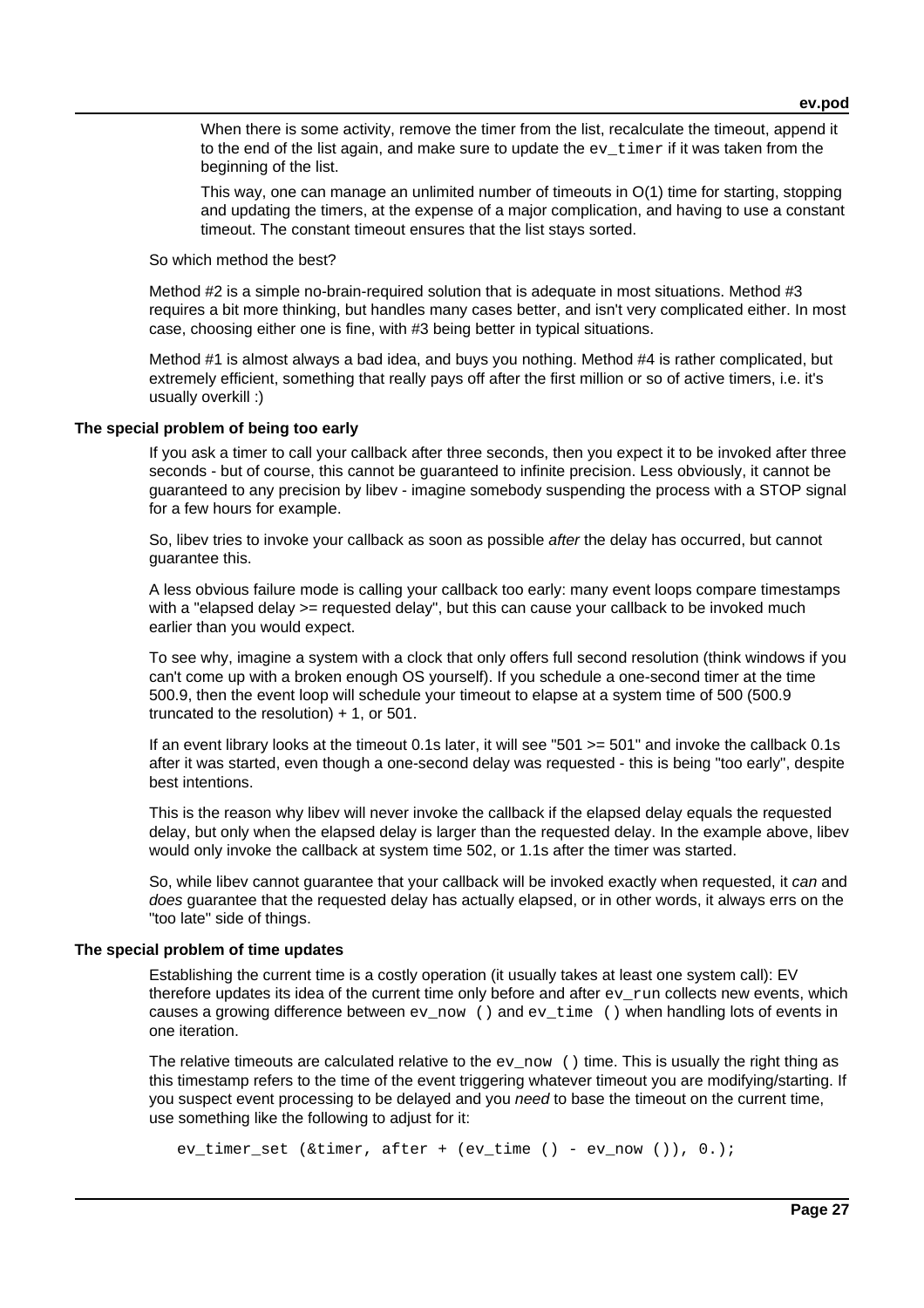When there is some activity, remove the timer from the list, recalculate the timeout, append it to the end of the list again, and make sure to update the `ev_timer` if it was taken from the beginning of the list.

This way, one can manage an unlimited number of timeouts in O(1) time for starting, stopping and updating the timers, at the expense of a major complication, and having to use a constant timeout. The constant timeout ensures that the list stays sorted.

So which method the best?

Method #2 is a simple no-brain-required solution that is adequate in most situations. Method #3 requires a bit more thinking, but handles many cases better, and isn't very complicated either. In most case, choosing either one is fine, with #3 being better in typical situations.

Method #1 is almost always a bad idea, and buys you nothing. Method #4 is rather complicated, but extremely efficient, something that really pays off after the first million or so of active timers, i.e. it's usually overkill :)

#### The special problem of being too early

If you ask a timer to call your callback after three seconds, then you expect it to be invoked after three seconds - but of course, this cannot be guaranteed to infinite precision. Less obviously, it cannot be guaranteed to any precision by libev - imagine somebody suspending the process with a STOP signal for a few hours for example.

So, libev tries to invoke your callback as soon as possible *after* the delay has occurred, but cannot guarantee this.

A less obvious failure mode is calling your callback too early: many event loops compare timestamps with a "elapsed delay >= requested delay", but this can cause your callback to be invoked much earlier than you would expect.

To see why, imagine a system with a clock that only offers full second resolution (think windows if you can't come up with a broken enough OS yourself). If you schedule a one-second timer at the time 500.9, then the event loop will schedule your timeout to elapse at a system time of 500 (500.9 truncated to the resolution) + 1, or 501.

If an event library looks at the timeout 0.1s later, it will see "501 >= 501" and invoke the callback 0.1s after it was started, even though a one-second delay was requested - this is being "too early", despite best intentions.

This is the reason why libev will never invoke the callback if the elapsed delay equals the requested delay, but only when the elapsed delay is larger than the requested delay. In the example above, libev would only invoke the callback at system time 502, or 1.1s after the timer was started.

So, while libev cannot guarantee that your callback will be invoked exactly when requested, it *can* and *does* guarantee that the requested delay has actually elapsed, or in other words, it always errs on the "too late" side of things.

#### The special problem of time updates

Establishing the current time is a costly operation (it usually takes at least one system call): EV therefore updates its idea of the current time only before and after `ev_run` collects new events, which causes a growing difference between `ev_now ()` and `ev_time ()` when handling lots of events in one iteration.

The relative timeouts are calculated relative to the `ev_now ()` time. This is usually the right thing as this timestamp refers to the time of the event triggering whatever timeout you are modifying/starting. If you suspect event processing to be delayed and you *need* to base the timeout on the current time, use something like the following to adjust for it:

```
ev_timer_set (&timer, after + (ev_time () - ev_now ()), 0.);
```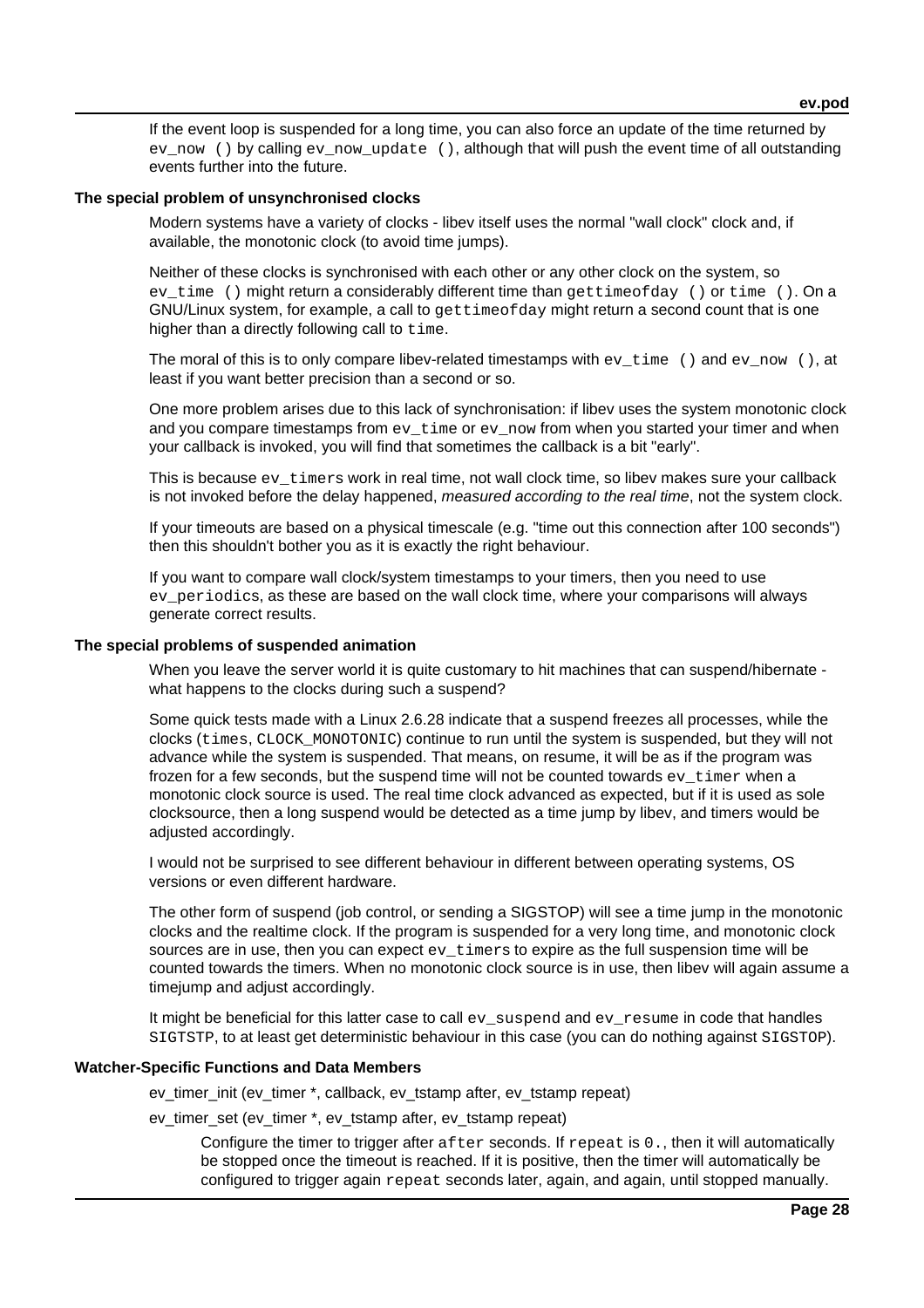If the event loop is suspended for a long time, you can also force an update of the time returned by `ev_now ()` by calling `ev_now_update ()`, although that will push the event time of all outstanding events further into the future.

**The special problem of unsynchronised clocks**

Modern systems have a variety of clocks - libev itself uses the normal "wall clock" clock and, if available, the monotonic clock (to avoid time jumps).

Neither of these clocks is synchronised with each other or any other clock on the system, so `ev_time ()` might return a considerably different time than `gettimeofday ()` or `time ()`. On a GNU/Linux system, for example, a call to `gettimeofday` might return a second count that is one higher than a directly following call to `time`.

The moral of this is to only compare libev-related timestamps with `ev_time ()` and `ev_now ()`, at least if you want better precision than a second or so.

One more problem arises due to this lack of synchronisation: if libev uses the system monotonic clock and you compare timestamps from `ev_time` or `ev_now` from when you started your timer and when your callback is invoked, you will find that sometimes the callback is a bit "early".

This is because `ev_timers` work in real time, not wall clock time, so libev makes sure your callback is not invoked before the delay happened, *measured according to the real time*, not the system clock.

If your timeouts are based on a physical timescale (e.g. "time out this connection after 100 seconds") then this shouldn't bother you as it is exactly the right behaviour.

If you want to compare wall clock/system timestamps to your timers, then you need to use `ev_periodics`, as these are based on the wall clock time, where your comparisons will always generate correct results.

**The special problems of suspended animation**

When you leave the server world it is quite customary to hit machines that can suspend/hibernate - what happens to the clocks during such a suspend?

Some quick tests made with a Linux 2.6.28 indicate that a suspend freezes all processes, while the clocks (`times`, `CLOCK_MONOTONIC`) continue to run until the system is suspended, but they will not advance while the system is suspended. That means, on resume, it will be as if the program was frozen for a few seconds, but the suspend time will not be counted towards `ev_timer` when a monotonic clock source is used. The real time clock advanced as expected, but if it is used as sole clocksource, then a long suspend would be detected as a time jump by libev, and timers would be adjusted accordingly.

I would not be surprised to see different behaviour in different between operating systems, OS versions or even different hardware.

The other form of suspend (job control, or sending a SIGSTOP) will see a time jump in the monotonic clocks and the realtime clock. If the program is suspended for a very long time, and monotonic clock sources are in use, then you can expect `ev_timers` to expire as the full suspension time will be counted towards the timers. When no monotonic clock source is in use, then libev will again assume a timejump and adjust accordingly.

It might be beneficial for this latter case to call `ev_suspend` and `ev_resume` in code that handles `SIGTSTP`, to at least get deterministic behaviour in this case (you can do nothing against `SIGSTOP`).

**Watcher-Specific Functions and Data Members**

ev_timer_init (ev_timer *, callback, ev_tstamp after, ev_tstamp repeat)

ev_timer_set (ev_timer *, ev_tstamp after, ev_tstamp repeat)

Configure the timer to trigger after `after` seconds. If `repeat` is `0.`, then it will automatically be stopped once the timeout is reached. If it is positive, then the timer will automatically be configured to trigger again `repeat` seconds later, again, and again, until stopped manually.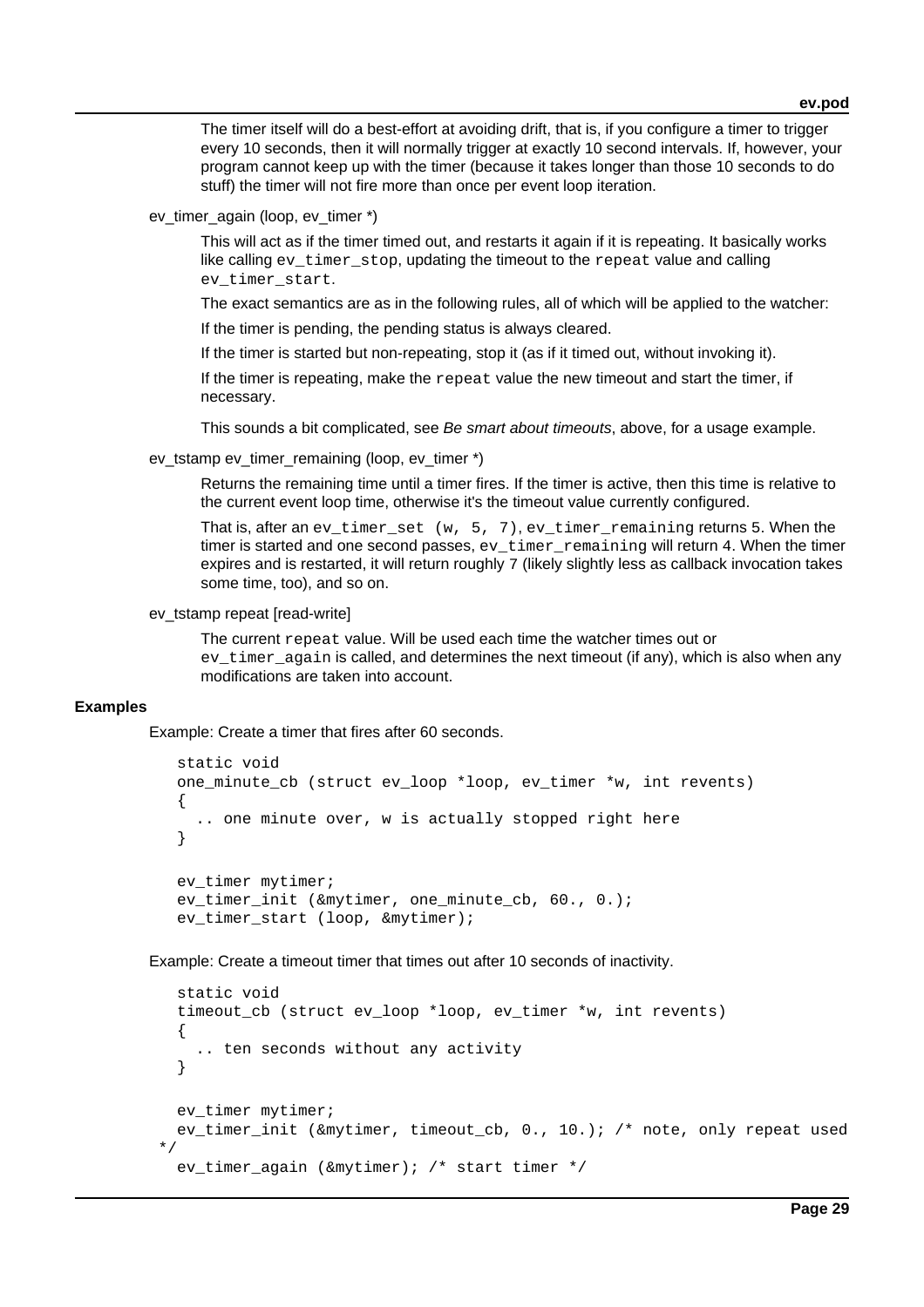The timer itself will do a best-effort at avoiding drift, that is, if you configure a timer to trigger every 10 seconds, then it will normally trigger at exactly 10 second intervals. If, however, your program cannot keep up with the timer (because it takes longer than those 10 seconds to do stuff) the timer will not fire more than once per event loop iteration.

ev_timer_again (loop, ev_timer *)

This will act as if the timer timed out, and restarts it again if it is repeating. It basically works like calling `ev_timer_stop`, updating the timeout to the `repeat` value and calling `ev_timer_start`.

The exact semantics are as in the following rules, all of which will be applied to the watcher:

If the timer is pending, the pending status is always cleared.

If the timer is started but non-repeating, stop it (as if it timed out, without invoking it).

If the timer is repeating, make the `repeat` value the new timeout and start the timer, if necessary.

This sounds a bit complicated, see *Be smart about timeouts*, above, for a usage example.

ev_tstamp ev_timer_remaining (loop, ev_timer *)

Returns the remaining time until a timer fires. If the timer is active, then this time is relative to the current event loop time, otherwise it's the timeout value currently configured.

That is, after an `ev_timer_set (w, 5, 7)`, `ev_timer_remaining` returns 5. When the timer is started and one second passes, `ev_timer_remaining` will return 4. When the timer expires and is restarted, it will return roughly 7 (likely slightly less as callback invocation takes some time, too), and so on.

ev_tstamp repeat [read-write]

The current `repeat` value. Will be used each time the watcher times out or `ev_timer_again` is called, and determines the next timeout (if any), which is also when any modifications are taken into account.

### Examples

Example: Create a timer that fires after 60 seconds.

```
static void
one_minute_cb (struct ev_loop *loop, ev_timer *w, int revents)
{
  .. one minute over, w is actually stopped right here
}

ev_timer mytimer;
ev_timer_init (&mytimer, one_minute_cb, 60., 0.);
ev_timer_start (loop, &mytimer);
```

Example: Create a timeout timer that times out after 10 seconds of inactivity.

```
static void
timeout_cb (struct ev_loop *loop, ev_timer *w, int revents)
{
  .. ten seconds without any activity
}

ev_timer mytimer;
ev_timer_init (&mytimer, timeout_cb, 0., 10.); /* note, only repeat used
*/
ev_timer_again (&mytimer); /* start timer */
```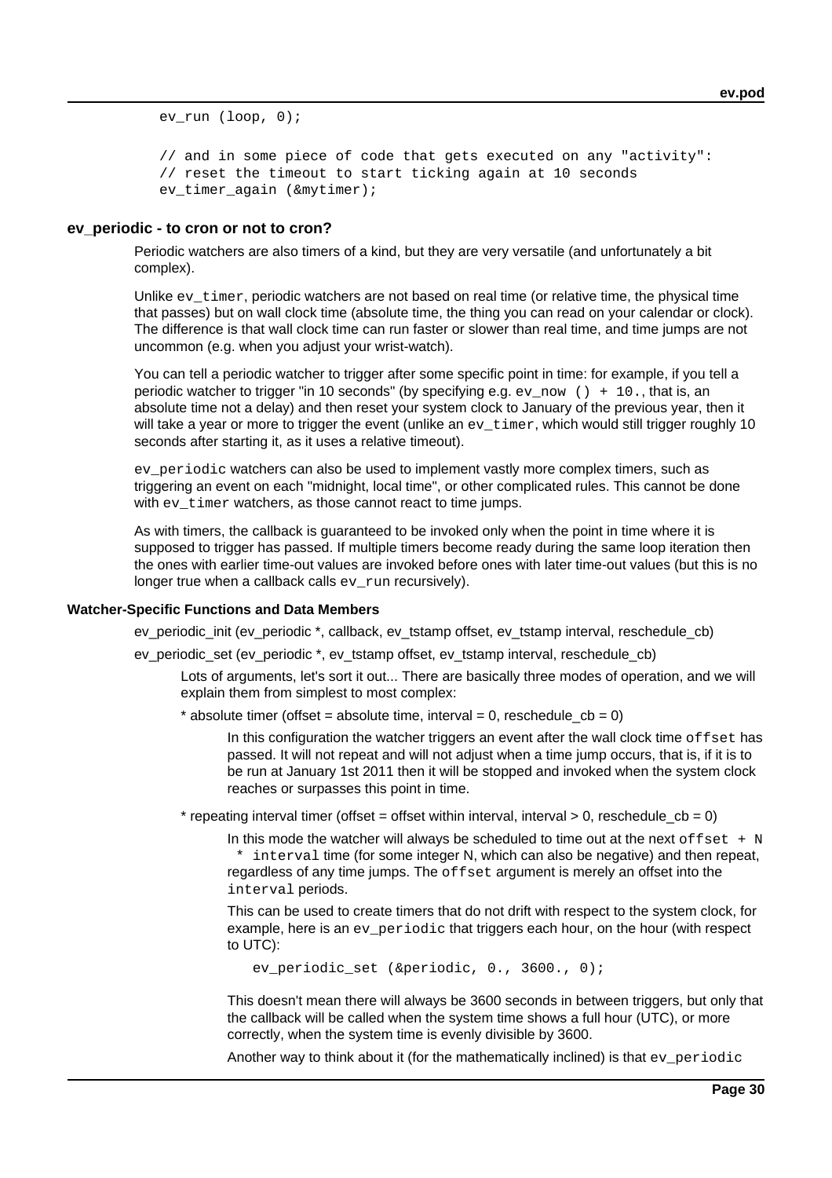```
ev_run (loop, 0);

// and in some piece of code that gets executed on any "activity":
// reset the timeout to start ticking again at 10 seconds
ev_timer_again (&mytimer);
```

### ev_periodic - to cron or not to cron?

Periodic watchers are also timers of a kind, but they are very versatile (and unfortunately a bit complex).

Unlike `ev_timer`, periodic watchers are not based on real time (or relative time, the physical time that passes) but on wall clock time (absolute time, the thing you can read on your calendar or clock). The difference is that wall clock time can run faster or slower than real time, and time jumps are not uncommon (e.g. when you adjust your wrist-watch).

You can tell a periodic watcher to trigger after some specific point in time: for example, if you tell a periodic watcher to trigger "in 10 seconds" (by specifying e.g. `ev_now () + 10.`, that is, an absolute time not a delay) and then reset your system clock to January of the previous year, then it will take a year or more to trigger the event (unlike an `ev_timer`, which would still trigger roughly 10 seconds after starting it, as it uses a relative timeout).

`ev_periodic` watchers can also be used to implement vastly more complex timers, such as triggering an event on each "midnight, local time", or other complicated rules. This cannot be done with `ev_timer` watchers, as those cannot react to time jumps.

As with timers, the callback is guaranteed to be invoked only when the point in time where it is supposed to trigger has passed. If multiple timers become ready during the same loop iteration then the ones with earlier time-out values are invoked before ones with later time-out values (but this is no longer true when a callback calls `ev_run` recursively).

#### Watcher-Specific Functions and Data Members

ev_periodic_init (ev_periodic *, callback, ev_tstamp offset, ev_tstamp interval, reschedule_cb)

ev_periodic_set (ev_periodic *, ev_tstamp offset, ev_tstamp interval, reschedule_cb)

Lots of arguments, let's sort it out... There are basically three modes of operation, and we will explain them from simplest to most complex:

* absolute timer (offset = absolute time, interval = 0, reschedule_cb = 0)

  In this configuration the watcher triggers an event after the wall clock time `offset` has passed. It will not repeat and will not adjust when a time jump occurs, that is, if it is to be run at January 1st 2011 then it will be stopped and invoked when the system clock reaches or surpasses this point in time.

* repeating interval timer (offset = offset within interval, interval > 0, reschedule_cb = 0)

  In this mode the watcher will always be scheduled to time out at the next `offset + N * interval` time (for some integer N, which can also be negative) and then repeat, regardless of any time jumps. The `offset` argument is merely an offset into the `interval` periods.

  This can be used to create timers that do not drift with respect to the system clock, for example, here is an `ev_periodic` that triggers each hour, on the hour (with respect to UTC):

  ```
  ev_periodic_set (&periodic, 0., 3600., 0);
  ```

  This doesn't mean there will always be 3600 seconds in between triggers, but only that the callback will be called when the system time shows a full hour (UTC), or more correctly, when the system time is evenly divisible by 3600.

  Another way to think about it (for the mathematically inclined) is that `ev_periodic`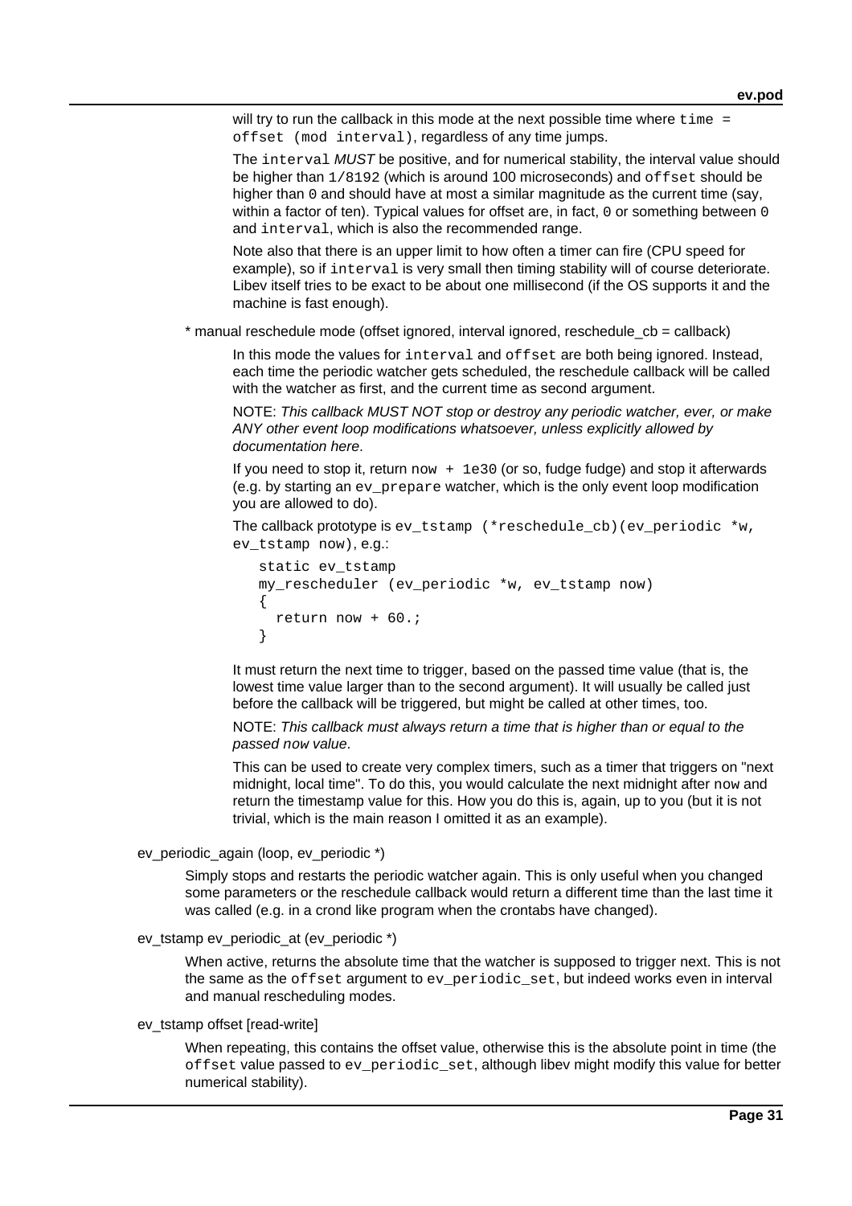will try to run the callback in this mode at the next possible time where `time = offset (mod interval)`, regardless of any time jumps.

The `interval` *MUST* be positive, and for numerical stability, the interval value should be higher than `1/8192` (which is around 100 microseconds) and `offset` should be higher than `0` and should have at most a similar magnitude as the current time (say, within a factor of ten). Typical values for offset are, in fact, `0` or something between `0` and `interval`, which is also the recommended range.

Note also that there is an upper limit to how often a timer can fire (CPU speed for example), so if `interval` is very small then timing stability will of course deteriorate. Libev itself tries to be exact to be about one millisecond (if the OS supports it and the machine is fast enough).

* manual reschedule mode (offset ignored, interval ignored, reschedule_cb = callback)

In this mode the values for `interval` and `offset` are both being ignored. Instead, each time the periodic watcher gets scheduled, the reschedule callback will be called with the watcher as first, and the current time as second argument.

NOTE: *This callback MUST NOT stop or destroy any periodic watcher, ever, or make ANY other event loop modifications whatsoever, unless explicitly allowed by documentation here*.

If you need to stop it, return `now + 1e30` (or so, fudge fudge) and stop it afterwards (e.g. by starting an `ev_prepare` watcher, which is the only event loop modification you are allowed to do).

The callback prototype is `ev_tstamp (*reschedule_cb)(ev_periodic *w, ev_tstamp now)`, e.g.:

```
static ev_tstamp
my_rescheduler (ev_periodic *w, ev_tstamp now)
{
  return now + 60.;
}
```

It must return the next time to trigger, based on the passed time value (that is, the lowest time value larger than to the second argument). It will usually be called just before the callback will be triggered, but might be called at other times, too.

NOTE: *This callback must always return a time that is higher than or equal to the passed `now` value*.

This can be used to create very complex timers, such as a timer that triggers on "next midnight, local time". To do this, you would calculate the next midnight after `now` and return the timestamp value for this. How you do this is, again, up to you (but it is not trivial, which is the main reason I omitted it as an example).

ev_periodic_again (loop, ev_periodic *)

Simply stops and restarts the periodic watcher again. This is only useful when you changed some parameters or the reschedule callback would return a different time than the last time it was called (e.g. in a crond like program when the crontabs have changed).

ev_tstamp ev_periodic_at (ev_periodic *)

When active, returns the absolute time that the watcher is supposed to trigger next. This is not the same as the `offset` argument to `ev_periodic_set`, but indeed works even in interval and manual rescheduling modes.

ev_tstamp offset [read-write]

When repeating, this contains the offset value, otherwise this is the absolute point in time (the `offset` value passed to `ev_periodic_set`, although libev might modify this value for better numerical stability).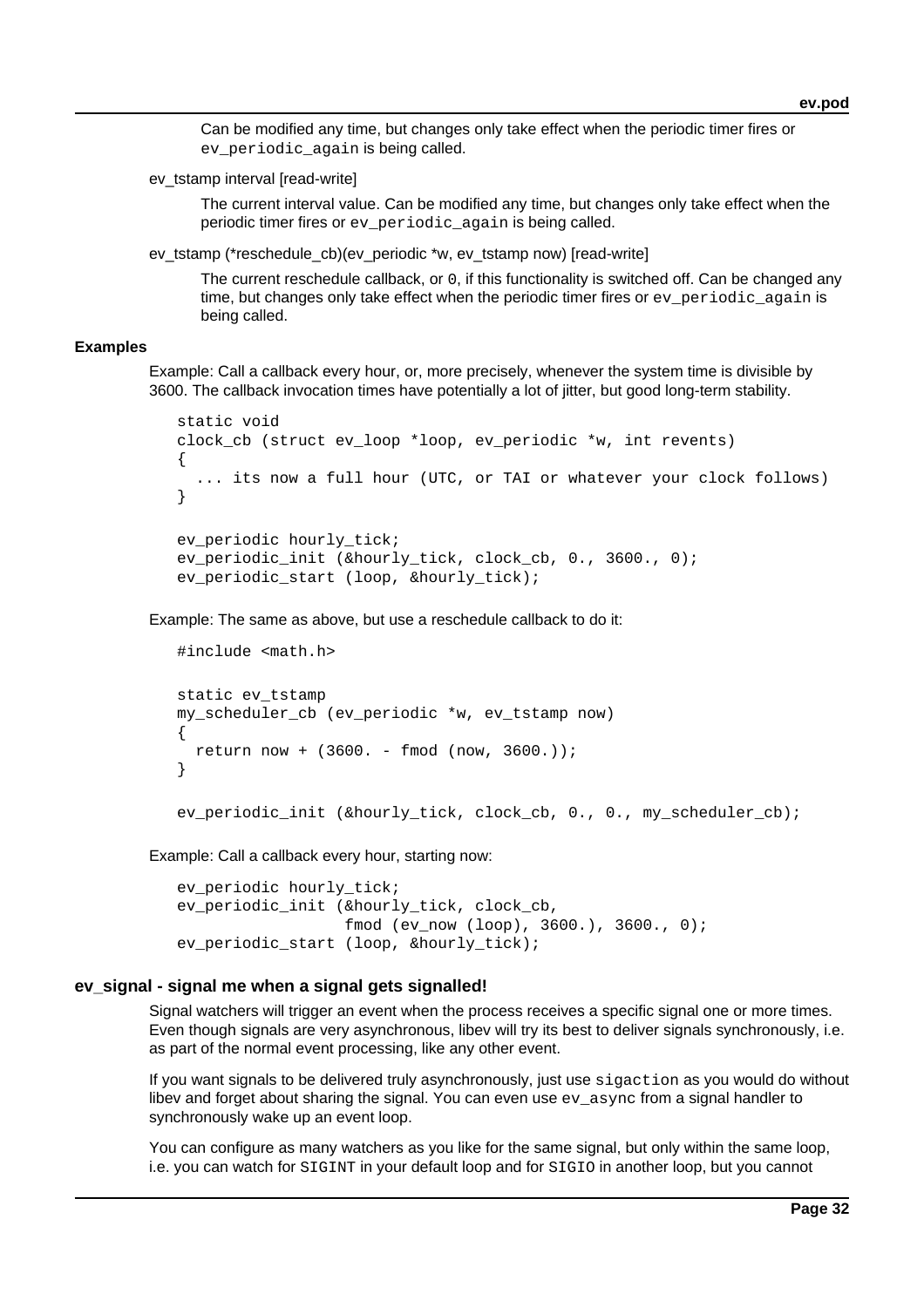Can be modified any time, but changes only take effect when the periodic timer fires or `ev_periodic_again` is being called.

ev_tstamp interval [read-write]

The current interval value. Can be modified any time, but changes only take effect when the periodic timer fires or `ev_periodic_again` is being called.

ev_tstamp (*reschedule_cb)(ev_periodic *w, ev_tstamp now) [read-write]

The current reschedule callback, or `0`, if this functionality is switched off. Can be changed any time, but changes only take effect when the periodic timer fires or `ev_periodic_again` is being called.

### Examples

Example: Call a callback every hour, or, more precisely, whenever the system time is divisible by 3600. The callback invocation times have potentially a lot of jitter, but good long-term stability.

```
static void
clock_cb (struct ev_loop *loop, ev_periodic *w, int revents)
{
  ... its now a full hour (UTC, or TAI or whatever your clock follows)
}

ev_periodic hourly_tick;
ev_periodic_init (&hourly_tick, clock_cb, 0., 3600., 0);
ev_periodic_start (loop, &hourly_tick);
```

Example: The same as above, but use a reschedule callback to do it:

```
#include <math.h>

static ev_tstamp
my_scheduler_cb (ev_periodic *w, ev_tstamp now)
{
  return now + (3600. - fmod (now, 3600.));
}

ev_periodic_init (&hourly_tick, clock_cb, 0., 0., my_scheduler_cb);
```

Example: Call a callback every hour, starting now:

```
ev_periodic hourly_tick;
ev_periodic_init (&hourly_tick, clock_cb,
                  fmod (ev_now (loop), 3600.), 3600., 0);
ev_periodic_start (loop, &hourly_tick);
```

## ev_signal - signal me when a signal gets signalled!

Signal watchers will trigger an event when the process receives a specific signal one or more times. Even though signals are very asynchronous, libev will try its best to deliver signals synchronously, i.e. as part of the normal event processing, like any other event.

If you want signals to be delivered truly asynchronously, just use `sigaction` as you would do without libev and forget about sharing the signal. You can even use `ev_async` from a signal handler to synchronously wake up an event loop.

You can configure as many watchers as you like for the same signal, but only within the same loop, i.e. you can watch for `SIGINT` in your default loop and for `SIGIO` in another loop, but you cannot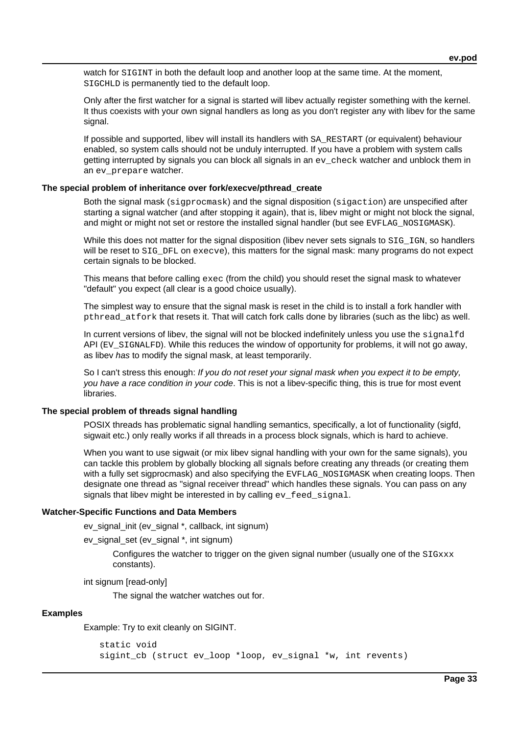watch for `SIGINT` in both the default loop and another loop at the same time. At the moment, `SIGCHLD` is permanently tied to the default loop.

Only after the first watcher for a signal is started will libev actually register something with the kernel. It thus coexists with your own signal handlers as long as you don't register any with libev for the same signal.

If possible and supported, libev will install its handlers with `SA_RESTART` (or equivalent) behaviour enabled, so system calls should not be unduly interrupted. If you have a problem with system calls getting interrupted by signals you can block all signals in an `ev_check` watcher and unblock them in an `ev_prepare` watcher.

#### The special problem of inheritance over fork/execve/pthread_create

Both the signal mask (`sigprocmask`) and the signal disposition (`sigaction`) are unspecified after starting a signal watcher (and after stopping it again), that is, libev might or might not block the signal, and might or might not set or restore the installed signal handler (but see `EVFLAG_NOSIGMASK`).

While this does not matter for the signal disposition (libev never sets signals to `SIG_IGN`, so handlers will be reset to `SIG_DFL` on `execve`), this matters for the signal mask: many programs do not expect certain signals to be blocked.

This means that before calling `exec` (from the child) you should reset the signal mask to whatever "default" you expect (all clear is a good choice usually).

The simplest way to ensure that the signal mask is reset in the child is to install a fork handler with `pthread_atfork` that resets it. That will catch fork calls done by libraries (such as the libc) as well.

In current versions of libev, the signal will not be blocked indefinitely unless you use the `signalfd` API (`EV_SIGNALFD`). While this reduces the window of opportunity for problems, it will not go away, as libev *has* to modify the signal mask, at least temporarily.

So I can't stress this enough: *If you do not reset your signal mask when you expect it to be empty, you have a race condition in your code*. This is not a libev-specific thing, this is true for most event libraries.

#### The special problem of threads signal handling

POSIX threads has problematic signal handling semantics, specifically, a lot of functionality (sigfd, sigwait etc.) only really works if all threads in a process block signals, which is hard to achieve.

When you want to use sigwait (or mix libev signal handling with your own for the same signals), you can tackle this problem by globally blocking all signals before creating any threads (or creating them with a fully set sigprocmask) and also specifying the `EVFLAG_NOSIGMASK` when creating loops. Then designate one thread as "signal receiver thread" which handles these signals. You can pass on any signals that libev might be interested in by calling `ev_feed_signal`.

#### Watcher-Specific Functions and Data Members

ev_signal_init (ev_signal *, callback, int signum)

ev_signal_set (ev_signal *, int signum)

> Configures the watcher to trigger on the given signal number (usually one of the `SIGxxx` constants).

int signum [read-only]

> The signal the watcher watches out for.

#### Examples

Example: Try to exit cleanly on SIGINT.

```
static void
sigint_cb (struct ev_loop *loop, ev_signal *w, int revents)
```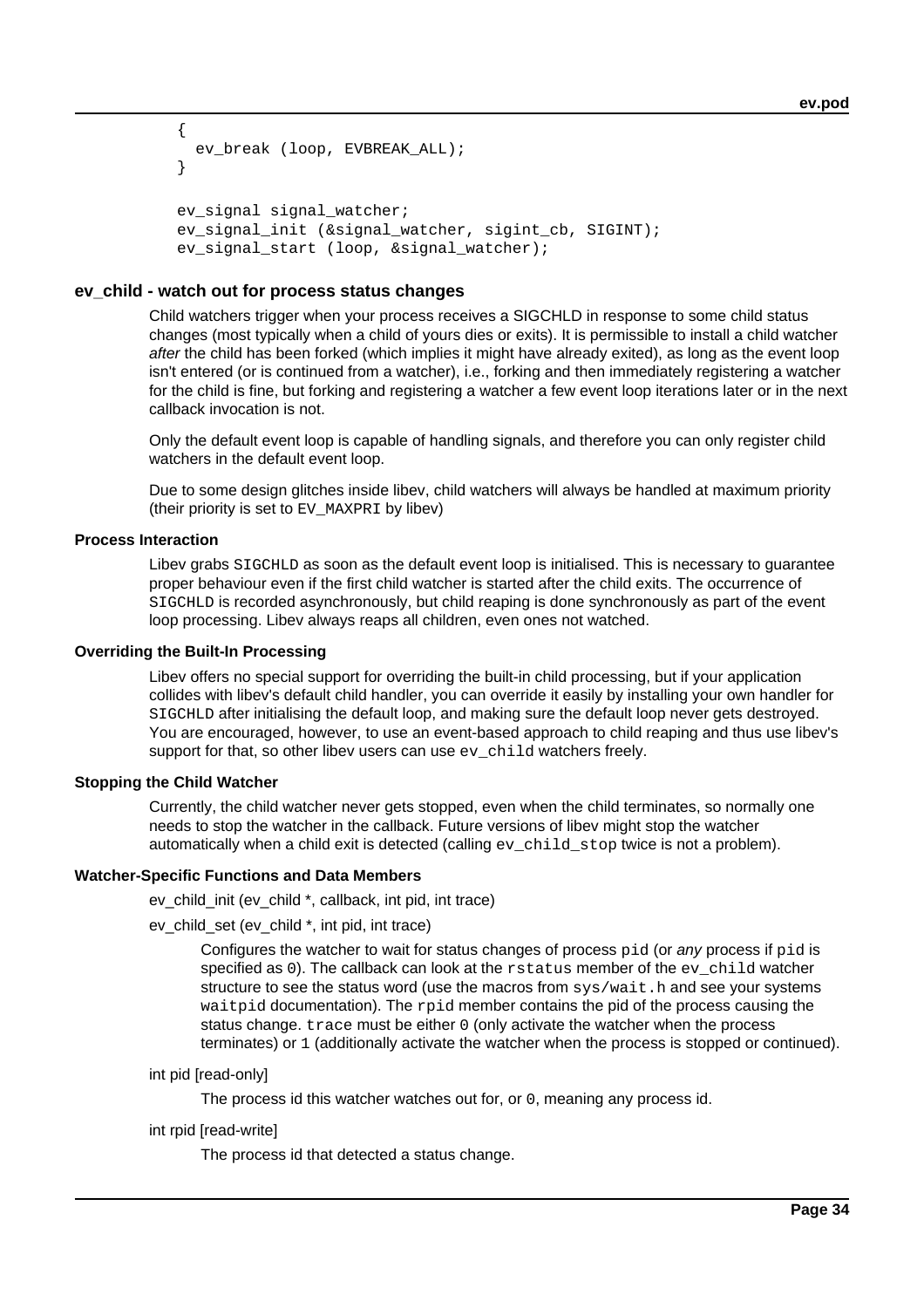```
{
  ev_break (loop, EVBREAK_ALL);
}

ev_signal signal_watcher;
ev_signal_init (&signal_watcher, sigint_cb, SIGINT);
ev_signal_start (loop, &signal_watcher);
```

## ev_child - watch out for process status changes

Child watchers trigger when your process receives a SIGCHLD in response to some child status changes (most typically when a child of yours dies or exits). It is permissible to install a child watcher *after* the child has been forked (which implies it might have already exited), as long as the event loop isn't entered (or is continued from a watcher), i.e., forking and then immediately registering a watcher for the child is fine, but forking and registering a watcher a few event loop iterations later or in the next callback invocation is not.

Only the default event loop is capable of handling signals, and therefore you can only register child watchers in the default event loop.

Due to some design glitches inside libev, child watchers will always be handled at maximum priority (their priority is set to `EV_MAXPRI` by libev)

### Process Interaction

Libev grabs `SIGCHLD` as soon as the default event loop is initialised. This is necessary to guarantee proper behaviour even if the first child watcher is started after the child exits. The occurrence of `SIGCHLD` is recorded asynchronously, but child reaping is done synchronously as part of the event loop processing. Libev always reaps all children, even ones not watched.

### Overriding the Built-In Processing

Libev offers no special support for overriding the built-in child processing, but if your application collides with libev's default child handler, you can override it easily by installing your own handler for `SIGCHLD` after initialising the default loop, and making sure the default loop never gets destroyed. You are encouraged, however, to use an event-based approach to child reaping and thus use libev's support for that, so other libev users can use `ev_child` watchers freely.

### Stopping the Child Watcher

Currently, the child watcher never gets stopped, even when the child terminates, so normally one needs to stop the watcher in the callback. Future versions of libev might stop the watcher automatically when a child exit is detected (calling `ev_child_stop` twice is not a problem).

### Watcher-Specific Functions and Data Members

ev_child_init (ev_child *, callback, int pid, int trace)

ev_child_set (ev_child *, int pid, int trace)

Configures the watcher to wait for status changes of process `pid` (or *any* process if `pid` is specified as `0`). The callback can look at the `rstatus` member of the `ev_child` watcher structure to see the status word (use the macros from `sys/wait.h` and see your systems `waitpid` documentation). The `rpid` member contains the pid of the process causing the status change. `trace` must be either `0` (only activate the watcher when the process terminates) or `1` (additionally activate the watcher when the process is stopped or continued).

int pid [read-only]

The process id this watcher watches out for, or `0`, meaning any process id.

int rpid [read-write]

The process id that detected a status change.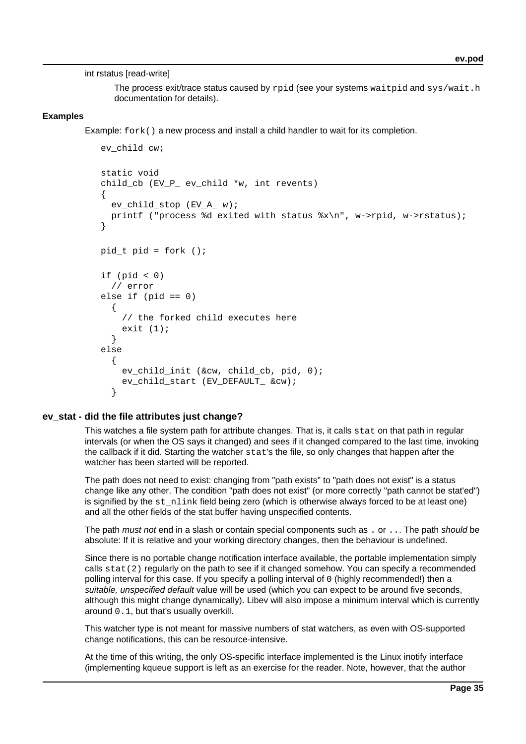int rstatus [read-write]

The process exit/trace status caused by `rpid` (see your systems `waitpid` and `sys/wait.h` documentation for details).

#### Examples

Example: `fork()` a new process and install a child handler to wait for its completion.

```
ev_child cw;

static void
child_cb (EV_P_ ev_child *w, int revents)
{
  ev_child_stop (EV_A_ w);
  printf ("process %d exited with status %x\n", w->rpid, w->rstatus);
}

pid_t pid = fork ();

if (pid < 0)
  // error
else if (pid == 0)
  {
    // the forked child executes here
    exit (1);
  }
else
  {
    ev_child_init (&cw, child_cb, pid, 0);
    ev_child_start (EV_DEFAULT_ &cw);
  }
```

### ev_stat - did the file attributes just change?

This watches a file system path for attribute changes. That is, it calls `stat` on that path in regular intervals (or when the OS says it changed) and sees if it changed compared to the last time, invoking the callback if it did. Starting the watcher `stat`'s the file, so only changes that happen after the watcher has been started will be reported.

The path does not need to exist: changing from "path exists" to "path does not exist" is a status change like any other. The condition "path does not exist" (or more correctly "path cannot be stat'ed") is signified by the `st_nlink` field being zero (which is otherwise always forced to be at least one) and all the other fields of the stat buffer having unspecified contents.

The path *must not* end in a slash or contain special components such as `.` or `..`. The path *should* be absolute: If it is relative and your working directory changes, then the behaviour is undefined.

Since there is no portable change notification interface available, the portable implementation simply calls `stat(2)` regularly on the path to see if it changed somehow. You can specify a recommended polling interval for this case. If you specify a polling interval of `0` (highly recommended!) then a *suitable, unspecified default* value will be used (which you can expect to be around five seconds, although this might change dynamically). Libev will also impose a minimum interval which is currently around `0.1`, but that's usually overkill.

This watcher type is not meant for massive numbers of stat watchers, as even with OS-supported change notifications, this can be resource-intensive.

At the time of this writing, the only OS-specific interface implemented is the Linux inotify interface (implementing kqueue support is left as an exercise for the reader. Note, however, that the author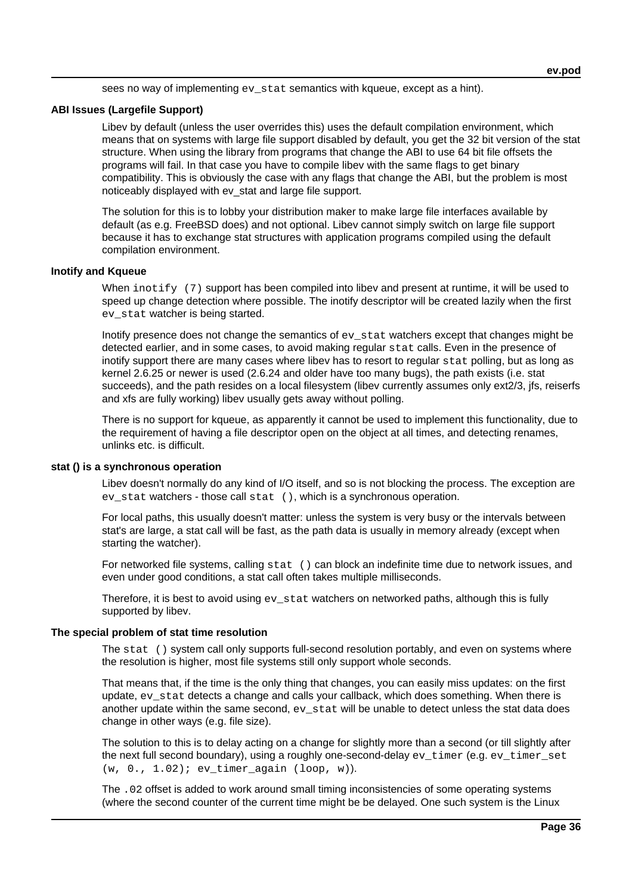sees no way of implementing `ev_stat` semantics with kqueue, except as a hint).

#### ABI Issues (Largefile Support)

Libev by default (unless the user overrides this) uses the default compilation environment, which means that on systems with large file support disabled by default, you get the 32 bit version of the stat structure. When using the library from programs that change the ABI to use 64 bit file offsets the programs will fail. In that case you have to compile libev with the same flags to get binary compatibility. This is obviously the case with any flags that change the ABI, but the problem is most noticeably displayed with ev_stat and large file support.

The solution for this is to lobby your distribution maker to make large file interfaces available by default (as e.g. FreeBSD does) and not optional. Libev cannot simply switch on large file support because it has to exchange stat structures with application programs compiled using the default compilation environment.

#### Inotify and Kqueue

When `inotify (7)` support has been compiled into libev and present at runtime, it will be used to speed up change detection where possible. The inotify descriptor will be created lazily when the first `ev_stat` watcher is being started.

Inotify presence does not change the semantics of `ev_stat` watchers except that changes might be detected earlier, and in some cases, to avoid making regular `stat` calls. Even in the presence of inotify support there are many cases where libev has to resort to regular `stat` polling, but as long as kernel 2.6.25 or newer is used (2.6.24 and older have too many bugs), the path exists (i.e. stat succeeds), and the path resides on a local filesystem (libev currently assumes only ext2/3, jfs, reiserfs and xfs are fully working) libev usually gets away without polling.

There is no support for kqueue, as apparently it cannot be used to implement this functionality, due to the requirement of having a file descriptor open on the object at all times, and detecting renames, unlinks etc. is difficult.

#### stat () is a synchronous operation

Libev doesn't normally do any kind of I/O itself, and so is not blocking the process. The exception are `ev_stat` watchers - those call `stat ()`, which is a synchronous operation.

For local paths, this usually doesn't matter: unless the system is very busy or the intervals between stat's are large, a stat call will be fast, as the path data is usually in memory already (except when starting the watcher).

For networked file systems, calling `stat ()` can block an indefinite time due to network issues, and even under good conditions, a stat call often takes multiple milliseconds.

Therefore, it is best to avoid using `ev_stat` watchers on networked paths, although this is fully supported by libev.

#### The special problem of stat time resolution

The `stat ()` system call only supports full-second resolution portably, and even on systems where the resolution is higher, most file systems still only support whole seconds.

That means that, if the time is the only thing that changes, you can easily miss updates: on the first update, `ev_stat` detects a change and calls your callback, which does something. When there is another update within the same second, `ev_stat` will be unable to detect unless the stat data does change in other ways (e.g. file size).

The solution to this is to delay acting on a change for slightly more than a second (or till slightly after the next full second boundary), using a roughly one-second-delay `ev_timer` (e.g. `ev_timer_set (w, 0., 1.02); ev_timer_again (loop, w)`).

The `.02` offset is added to work around small timing inconsistencies of some operating systems (where the second counter of the current time might be be delayed. One such system is the Linux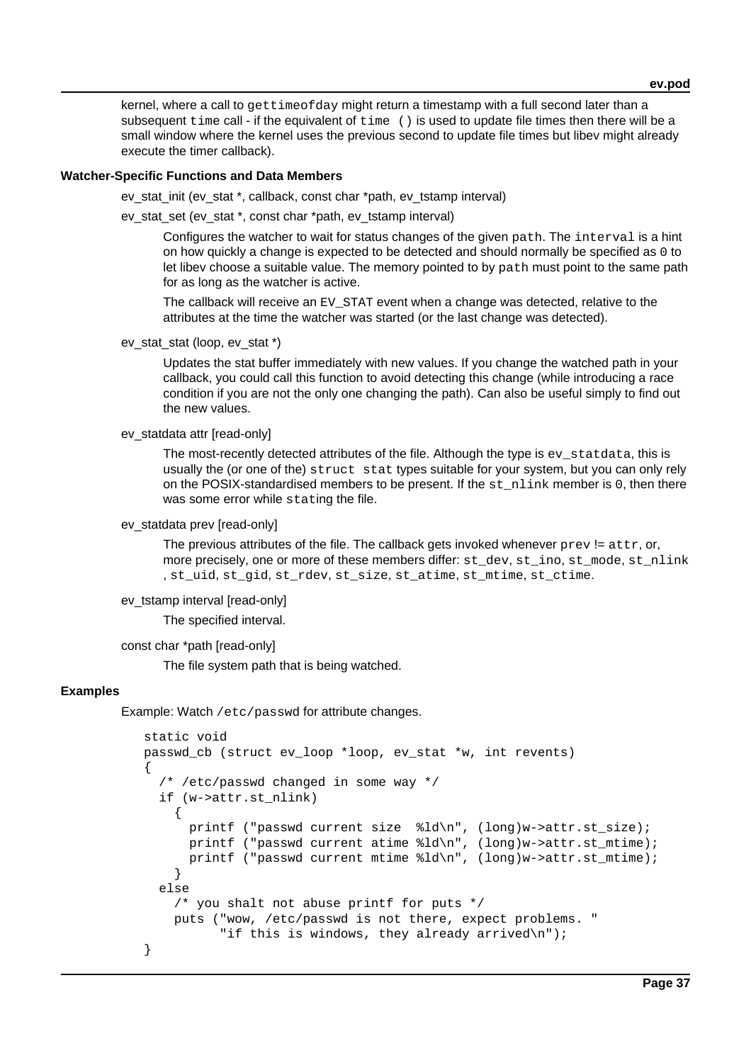kernel, where a call to `gettimeofday` might return a timestamp with a full second later than a subsequent `time` call - if the equivalent of `time ()` is used to update file times then there will be a small window where the kernel uses the previous second to update file times but libev might already execute the timer callback).

### Watcher-Specific Functions and Data Members

ev_stat_init (ev_stat *, callback, const char *path, ev_tstamp interval)

ev_stat_set (ev_stat *, const char *path, ev_tstamp interval)

> Configures the watcher to wait for status changes of the given `path`. The `interval` is a hint on how quickly a change is expected to be detected and should normally be specified as `0` to let libev choose a suitable value. The memory pointed to by `path` must point to the same path for as long as the watcher is active.
>
> The callback will receive an `EV_STAT` event when a change was detected, relative to the attributes at the time the watcher was started (or the last change was detected).

ev_stat_stat (loop, ev_stat *)

> Updates the stat buffer immediately with new values. If you change the watched path in your callback, you could call this function to avoid detecting this change (while introducing a race condition if you are not the only one changing the path). Can also be useful simply to find out the new values.

ev_statdata attr [read-only]

> The most-recently detected attributes of the file. Although the type is `ev_statdata`, this is usually the (or one of the) `struct stat` types suitable for your system, but you can only rely on the POSIX-standardised members to be present. If the `st_nlink` member is `0`, then there was some error while `stat`ing the file.

ev_statdata prev [read-only]

> The previous attributes of the file. The callback gets invoked whenever `prev` != `attr`, or, more precisely, one or more of these members differ: `st_dev`, `st_ino`, `st_mode`, `st_nlink`, `st_uid`, `st_gid`, `st_rdev`, `st_size`, `st_atime`, `st_mtime`, `st_ctime`.

ev_tstamp interval [read-only]

> The specified interval.

const char *path [read-only]

> The file system path that is being watched.

### Examples

Example: Watch `/etc/passwd` for attribute changes.

```
static void
passwd_cb (struct ev_loop *loop, ev_stat *w, int revents)
{
  /* /etc/passwd changed in some way */
  if (w->attr.st_nlink)
    {
      printf ("passwd current size  %ld\n", (long)w->attr.st_size);
      printf ("passwd current atime %ld\n", (long)w->attr.st_mtime);
      printf ("passwd current mtime %ld\n", (long)w->attr.st_mtime);
    }
  else
    /* you shalt not abuse printf for puts */
    puts ("wow, /etc/passwd is not there, expect problems. "
          "if this is windows, they already arrived\n");
}
```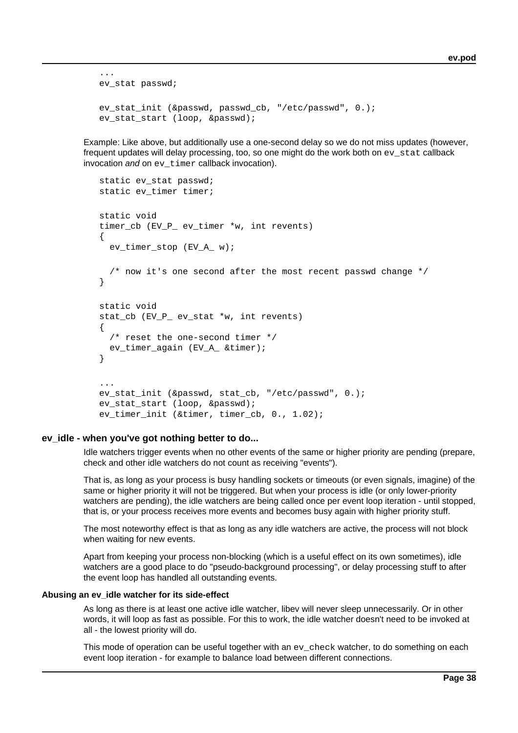```
...
ev_stat passwd;

ev_stat_init (&passwd, passwd_cb, "/etc/passwd", 0.);
ev_stat_start (loop, &passwd);
```

Example: Like above, but additionally use a one-second delay so we do not miss updates (however, frequent updates will delay processing, too, so one might do the work both on `ev_stat` callback invocation *and* on `ev_timer` callback invocation).

```
static ev_stat passwd;
static ev_timer timer;

static void
timer_cb (EV_P_ ev_timer *w, int revents)
{
  ev_timer_stop (EV_A_ w);

  /* now it's one second after the most recent passwd change */
}

static void
stat_cb (EV_P_ ev_stat *w, int revents)
{
  /* reset the one-second timer */
  ev_timer_again (EV_A_ &timer);
}

...
ev_stat_init (&passwd, stat_cb, "/etc/passwd", 0.);
ev_stat_start (loop, &passwd);
ev_timer_init (&timer, timer_cb, 0., 1.02);
```

## ev_idle - when you've got nothing better to do...

Idle watchers trigger events when no other events of the same or higher priority are pending (prepare, check and other idle watchers do not count as receiving "events").

That is, as long as your process is busy handling sockets or timeouts (or even signals, imagine) of the same or higher priority it will not be triggered. But when your process is idle (or only lower-priority watchers are pending), the idle watchers are being called once per event loop iteration - until stopped, that is, or your process receives more events and becomes busy again with higher priority stuff.

The most noteworthy effect is that as long as any idle watchers are active, the process will not block when waiting for new events.

Apart from keeping your process non-blocking (which is a useful effect on its own sometimes), idle watchers are a good place to do "pseudo-background processing", or delay processing stuff to after the event loop has handled all outstanding events.

### Abusing an ev_idle watcher for its side-effect

As long as there is at least one active idle watcher, libev will never sleep unnecessarily. Or in other words, it will loop as fast as possible. For this to work, the idle watcher doesn't need to be invoked at all - the lowest priority will do.

This mode of operation can be useful together with an `ev_check` watcher, to do something on each event loop iteration - for example to balance load between different connections.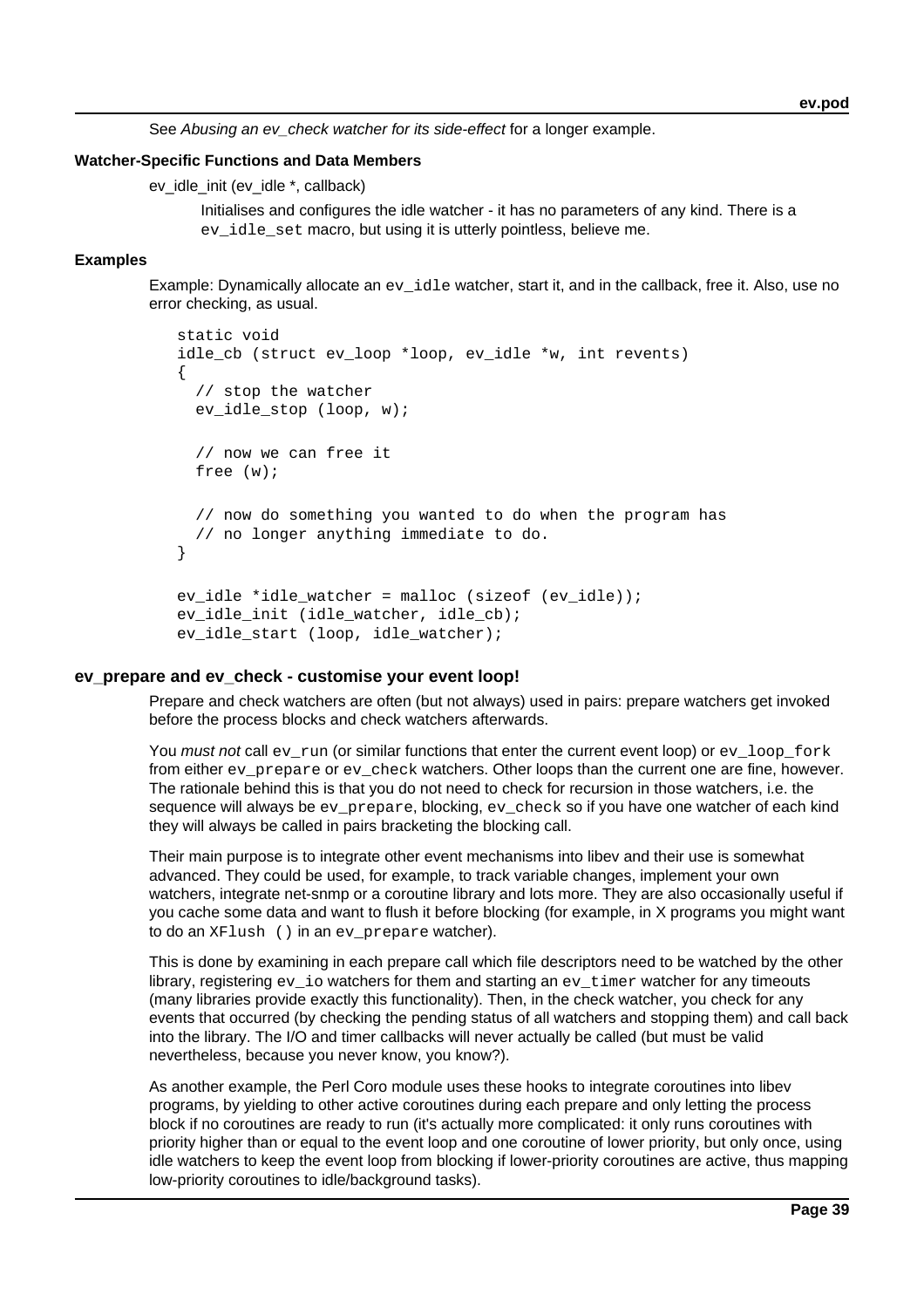See *Abusing an ev_check watcher for its side-effect* for a longer example.

#### Watcher-Specific Functions and Data Members

ev_idle_init (ev_idle *, callback)

Initialises and configures the idle watcher - it has no parameters of any kind. There is a `ev_idle_set` macro, but using it is utterly pointless, believe me.

#### Examples

Example: Dynamically allocate an `ev_idle` watcher, start it, and in the callback, free it. Also, use no error checking, as usual.

```
static void
idle_cb (struct ev_loop *loop, ev_idle *w, int revents)
{
  // stop the watcher
  ev_idle_stop (loop, w);

  // now we can free it
  free (w);

  // now do something you wanted to do when the program has
  // no longer anything immediate to do.
}

ev_idle *idle_watcher = malloc (sizeof (ev_idle));
ev_idle_init (idle_watcher, idle_cb);
ev_idle_start (loop, idle_watcher);
```

### ev_prepare and ev_check - customise your event loop!

Prepare and check watchers are often (but not always) used in pairs: prepare watchers get invoked before the process blocks and check watchers afterwards.

You *must not* call `ev_run` (or similar functions that enter the current event loop) or `ev_loop_fork` from either `ev_prepare` or `ev_check` watchers. Other loops than the current one are fine, however. The rationale behind this is that you do not need to check for recursion in those watchers, i.e. the sequence will always be `ev_prepare`, blocking, `ev_check` so if you have one watcher of each kind they will always be called in pairs bracketing the blocking call.

Their main purpose is to integrate other event mechanisms into libev and their use is somewhat advanced. They could be used, for example, to track variable changes, implement your own watchers, integrate net-snmp or a coroutine library and lots more. They are also occasionally useful if you cache some data and want to flush it before blocking (for example, in X programs you might want to do an `XFlush ()` in an `ev_prepare` watcher).

This is done by examining in each prepare call which file descriptors need to be watched by the other library, registering `ev_io` watchers for them and starting an `ev_timer` watcher for any timeouts (many libraries provide exactly this functionality). Then, in the check watcher, you check for any events that occurred (by checking the pending status of all watchers and stopping them) and call back into the library. The I/O and timer callbacks will never actually be called (but must be valid nevertheless, because you never know, you know?).

As another example, the Perl Coro module uses these hooks to integrate coroutines into libev programs, by yielding to other active coroutines during each prepare and only letting the process block if no coroutines are ready to run (it's actually more complicated: it only runs coroutines with priority higher than or equal to the event loop and one coroutine of lower priority, but only once, using idle watchers to keep the event loop from blocking if lower-priority coroutines are active, thus mapping low-priority coroutines to idle/background tasks).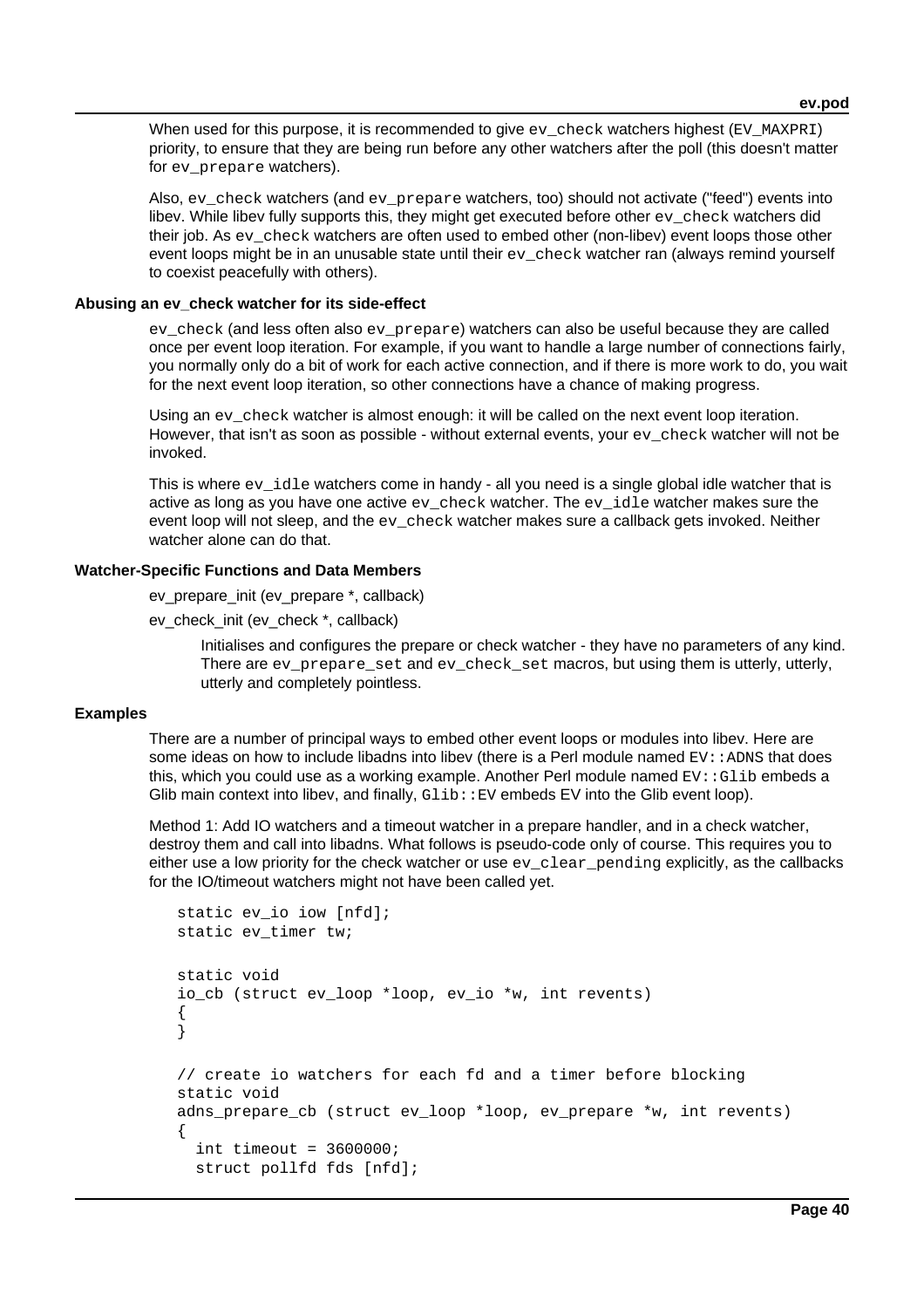When used for this purpose, it is recommended to give `ev_check` watchers highest (`EV_MAXPRI`) priority, to ensure that they are being run before any other watchers after the poll (this doesn't matter for `ev_prepare` watchers).

Also, `ev_check` watchers (and `ev_prepare` watchers, too) should not activate ("feed") events into libev. While libev fully supports this, they might get executed before other `ev_check` watchers did their job. As `ev_check` watchers are often used to embed other (non-libev) event loops those other event loops might be in an unusable state until their `ev_check` watcher ran (always remind yourself to coexist peacefully with others).

#### Abusing an ev_check watcher for its side-effect

`ev_check` (and less often also `ev_prepare`) watchers can also be useful because they are called once per event loop iteration. For example, if you want to handle a large number of connections fairly, you normally only do a bit of work for each active connection, and if there is more work to do, you wait for the next event loop iteration, so other connections have a chance of making progress.

Using an `ev_check` watcher is almost enough: it will be called on the next event loop iteration. However, that isn't as soon as possible - without external events, your `ev_check` watcher will not be invoked.

This is where `ev_idle` watchers come in handy - all you need is a single global idle watcher that is active as long as you have one active `ev_check` watcher. The `ev_idle` watcher makes sure the event loop will not sleep, and the `ev_check` watcher makes sure a callback gets invoked. Neither watcher alone can do that.

#### Watcher-Specific Functions and Data Members

ev_prepare_init (ev_prepare *, callback)

ev_check_init (ev_check *, callback)

Initialises and configures the prepare or check watcher - they have no parameters of any kind. There are `ev_prepare_set` and `ev_check_set` macros, but using them is utterly, utterly, utterly and completely pointless.

#### Examples

There are a number of principal ways to embed other event loops or modules into libev. Here are some ideas on how to include libadns into libev (there is a Perl module named `EV::ADNS` that does this, which you could use as a working example. Another Perl module named `EV::Glib` embeds a Glib main context into libev, and finally, `Glib::EV` embeds EV into the Glib event loop).

Method 1: Add IO watchers and a timeout watcher in a prepare handler, and in a check watcher, destroy them and call into libadns. What follows is pseudo-code only of course. This requires you to either use a low priority for the check watcher or use `ev_clear_pending` explicitly, as the callbacks for the IO/timeout watchers might not have been called yet.

```
static ev_io iow [nfd];
static ev_timer tw;

static void
io_cb (struct ev_loop *loop, ev_io *w, int revents)
{
}

// create io watchers for each fd and a timer before blocking
static void
adns_prepare_cb (struct ev_loop *loop, ev_prepare *w, int revents)
{
  int timeout = 3600000;
  struct pollfd fds [nfd];
```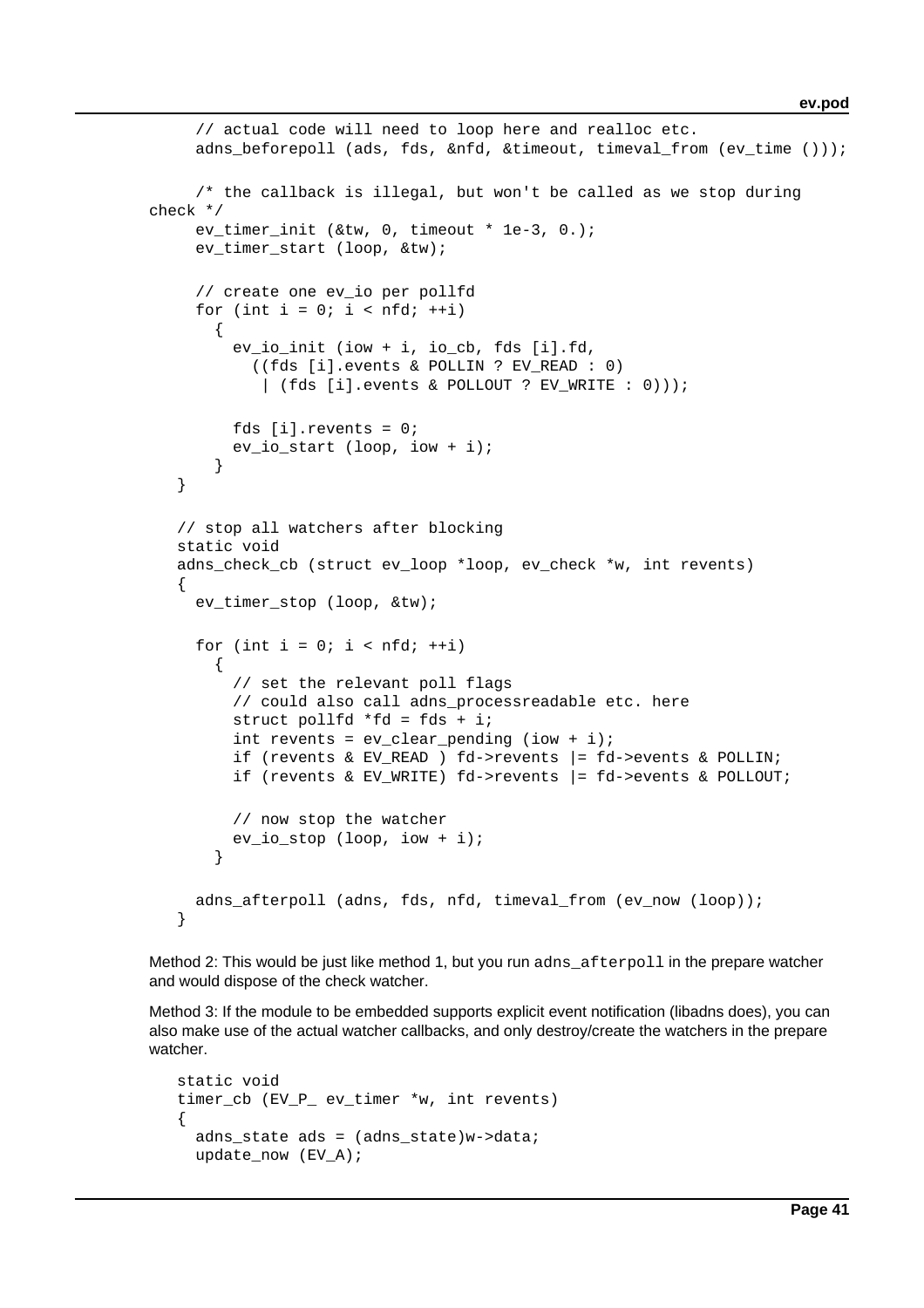```
      // actual code will need to loop here and realloc etc.
      adns_beforepoll (ads, fds, &nfd, &timeout, timeval_from (ev_time ()));

      /* the callback is illegal, but won't be called as we stop during check */
      ev_timer_init (&tw, 0, timeout * 1e-3, 0.);
      ev_timer_start (loop, &tw);

      // create one ev_io per pollfd
      for (int i = 0; i < nfd; ++i)
        {
          ev_io_init (iow + i, io_cb, fds [i].fd,
            ((fds [i].events & POLLIN ? EV_READ : 0)
             | (fds [i].events & POLLOUT ? EV_WRITE : 0)));

          fds [i].revents = 0;
          ev_io_start (loop, iow + i);
        }
    }

    // stop all watchers after blocking
    static void
    adns_check_cb (struct ev_loop *loop, ev_check *w, int revents)
    {
      ev_timer_stop (loop, &tw);

      for (int i = 0; i < nfd; ++i)
        {
          // set the relevant poll flags
          // could also call adns_processreadable etc. here
          struct pollfd *fd = fds + i;
          int revents = ev_clear_pending (iow + i);
          if (revents & EV_READ ) fd->revents |= fd->events & POLLIN;
          if (revents & EV_WRITE) fd->revents |= fd->events & POLLOUT;

          // now stop the watcher
          ev_io_stop (loop, iow + i);
        }

      adns_afterpoll (adns, fds, nfd, timeval_from (ev_now (loop));
    }
```

Method 2: This would be just like method 1, but you run `adns_afterpoll` in the prepare watcher and would dispose of the check watcher.

Method 3: If the module to be embedded supports explicit event notification (libadns does), you can also make use of the actual watcher callbacks, and only destroy/create the watchers in the prepare watcher.

```
    static void
    timer_cb (EV_P_ ev_timer *w, int revents)
    {
      adns_state ads = (adns_state)w->data;
      update_now (EV_A);
```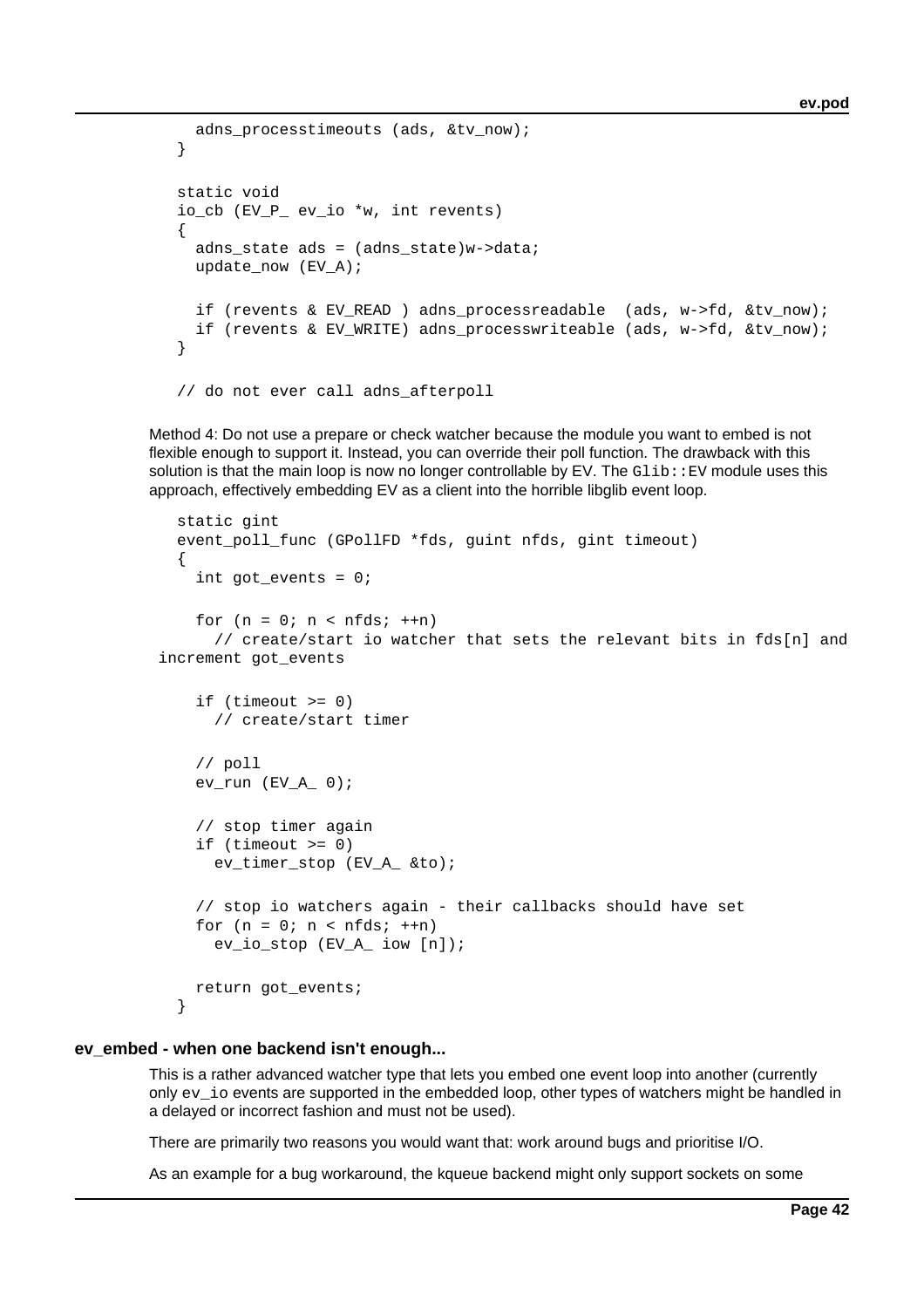```
    adns_processtimeouts (ads, &tv_now);
  }

  static void
  io_cb (EV_P_ ev_io *w, int revents)
  {
    adns_state ads = (adns_state)w->data;
    update_now (EV_A);

    if (revents & EV_READ ) adns_processreadable  (ads, w->fd, &tv_now);
    if (revents & EV_WRITE) adns_processwriteable (ads, w->fd, &tv_now);
  }

  // do not ever call adns_afterpoll
```

Method 4: Do not use a prepare or check watcher because the module you want to embed is not flexible enough to support it. Instead, you can override their poll function. The drawback with this solution is that the main loop is now no longer controllable by EV. The `Glib::EV` module uses this approach, effectively embedding EV as a client into the horrible libglib event loop.

```
  static gint
  event_poll_func (GPollFD *fds, guint nfds, gint timeout)
  {
    int got_events = 0;

    for (n = 0; n < nfds; ++n)
      // create/start io watcher that sets the relevant bits in fds[n] and
increment got_events

    if (timeout >= 0)
      // create/start timer

    // poll
    ev_run (EV_A_ 0);

    // stop timer again
    if (timeout >= 0)
      ev_timer_stop (EV_A_ &to);

    // stop io watchers again - their callbacks should have set
    for (n = 0; n < nfds; ++n)
      ev_io_stop (EV_A_ iow [n]);

    return got_events;
  }
```

### ev_embed - when one backend isn't enough...

This is a rather advanced watcher type that lets you embed one event loop into another (currently only `ev_io` events are supported in the embedded loop, other types of watchers might be handled in a delayed or incorrect fashion and must not be used).

There are primarily two reasons you would want that: work around bugs and prioritise I/O.

As an example for a bug workaround, the kqueue backend might only support sockets on some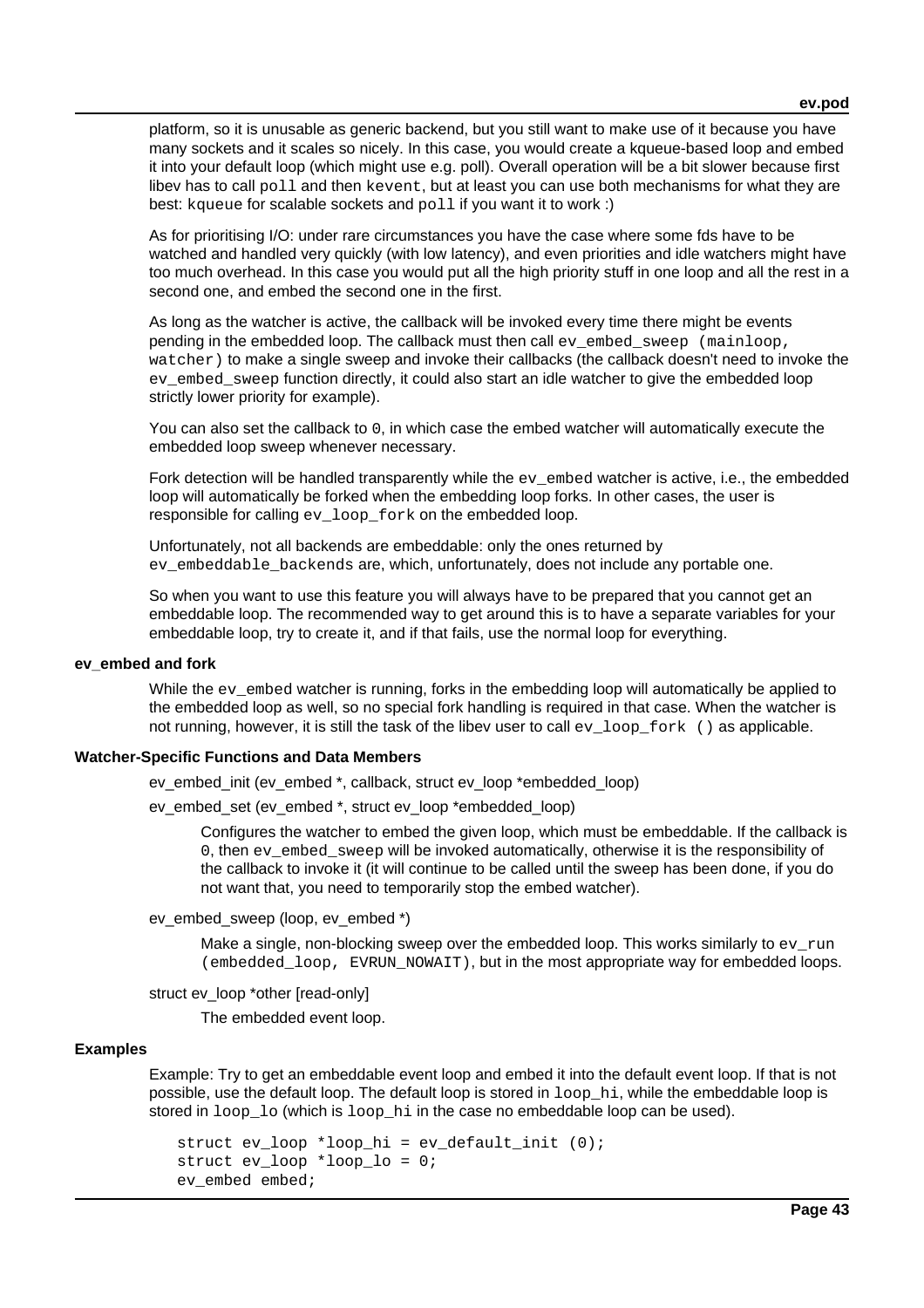platform, so it is unusable as generic backend, but you still want to make use of it because you have many sockets and it scales so nicely. In this case, you would create a kqueue-based loop and embed it into your default loop (which might use e.g. poll). Overall operation will be a bit slower because first libev has to call `poll` and then `kevent`, but at least you can use both mechanisms for what they are best: `kqueue` for scalable sockets and `poll` if you want it to work :)

As for prioritising I/O: under rare circumstances you have the case where some fds have to be watched and handled very quickly (with low latency), and even priorities and idle watchers might have too much overhead. In this case you would put all the high priority stuff in one loop and all the rest in a second one, and embed the second one in the first.

As long as the watcher is active, the callback will be invoked every time there might be events pending in the embedded loop. The callback must then call `ev_embed_sweep (mainloop, watcher)` to make a single sweep and invoke their callbacks (the callback doesn't need to invoke the `ev_embed_sweep` function directly, it could also start an idle watcher to give the embedded loop strictly lower priority for example).

You can also set the callback to `0`, in which case the embed watcher will automatically execute the embedded loop sweep whenever necessary.

Fork detection will be handled transparently while the `ev_embed` watcher is active, i.e., the embedded loop will automatically be forked when the embedding loop forks. In other cases, the user is responsible for calling `ev_loop_fork` on the embedded loop.

Unfortunately, not all backends are embeddable: only the ones returned by `ev_embeddable_backends` are, which, unfortunately, does not include any portable one.

So when you want to use this feature you will always have to be prepared that you cannot get an embeddable loop. The recommended way to get around this is to have a separate variables for your embeddable loop, try to create it, and if that fails, use the normal loop for everything.

### ev_embed and fork

While the `ev_embed` watcher is running, forks in the embedding loop will automatically be applied to the embedded loop as well, so no special fork handling is required in that case. When the watcher is not running, however, it is still the task of the libev user to call `ev_loop_fork ()` as applicable.

### Watcher-Specific Functions and Data Members

ev_embed_init (ev_embed *, callback, struct ev_loop *embedded_loop)

ev_embed_set (ev_embed *, struct ev_loop *embedded_loop)

> Configures the watcher to embed the given loop, which must be embeddable. If the callback is `0`, then `ev_embed_sweep` will be invoked automatically, otherwise it is the responsibility of the callback to invoke it (it will continue to be called until the sweep has been done, if you do not want that, you need to temporarily stop the embed watcher).

ev_embed_sweep (loop, ev_embed *)

> Make a single, non-blocking sweep over the embedded loop. This works similarly to `ev_run (embedded_loop, EVRUN_NOWAIT)`, but in the most appropriate way for embedded loops.

struct ev_loop *other [read-only]

> The embedded event loop.

### Examples

Example: Try to get an embeddable event loop and embed it into the default event loop. If that is not possible, use the default loop. The default loop is stored in `loop_hi`, while the embeddable loop is stored in `loop_lo` (which is `loop_hi` in the case no embeddable loop can be used).

```
struct ev_loop *loop_hi = ev_default_init (0);
struct ev_loop *loop_lo = 0;
ev_embed embed;
```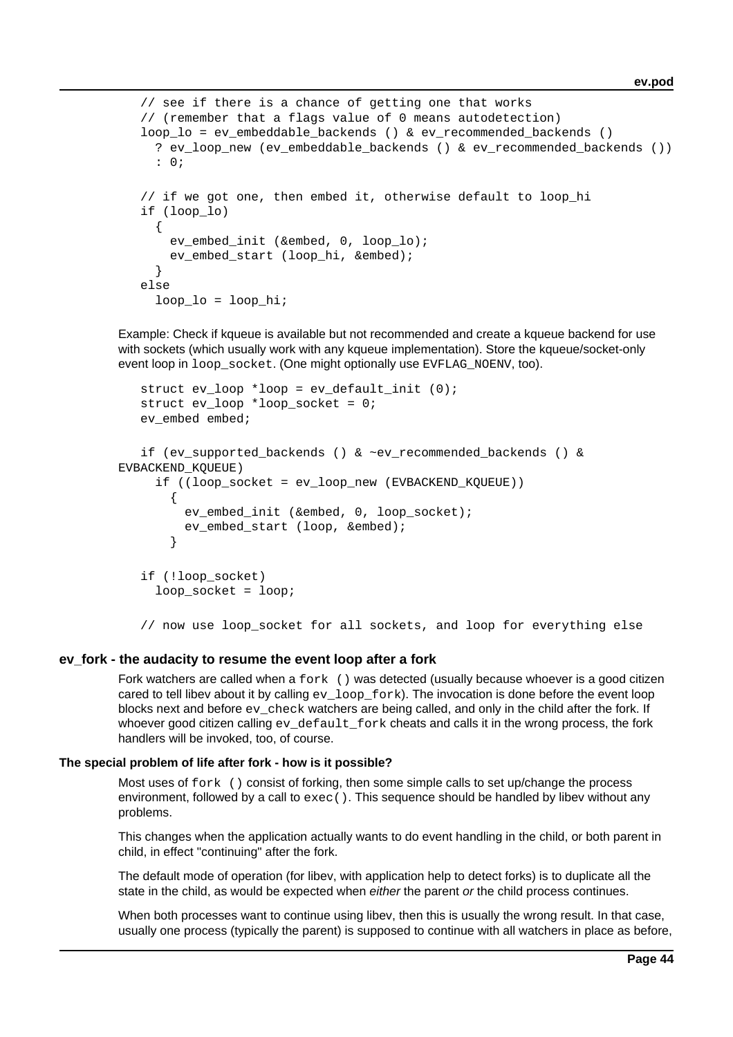```
// see if there is a chance of getting one that works
// (remember that a flags value of 0 means autodetection)
loop_lo = ev_embeddable_backends () & ev_recommended_backends ()
  ? ev_loop_new (ev_embeddable_backends () & ev_recommended_backends ())
  : 0;

// if we got one, then embed it, otherwise default to loop_hi
if (loop_lo)
  {
    ev_embed_init (&embed, 0, loop_lo);
    ev_embed_start (loop_hi, &embed);
  }
else
  loop_lo = loop_hi;
```

Example: Check if kqueue is available but not recommended and create a kqueue backend for use with sockets (which usually work with any kqueue implementation). Store the kqueue/socket-only event loop in `loop_socket`. (One might optionally use `EVFLAG_NOENV`, too).

```
struct ev_loop *loop = ev_default_init (0);
struct ev_loop *loop_socket = 0;
ev_embed embed;

if (ev_supported_backends () & ~ev_recommended_backends () &
EVBACKEND_KQUEUE)
  if ((loop_socket = ev_loop_new (EVBACKEND_KQUEUE))
    {
      ev_embed_init (&embed, 0, loop_socket);
      ev_embed_start (loop, &embed);
    }

if (!loop_socket)
  loop_socket = loop;

// now use loop_socket for all sockets, and loop for everything else
```

## ev_fork - the audacity to resume the event loop after a fork

Fork watchers are called when a `fork ()` was detected (usually because whoever is a good citizen cared to tell libev about it by calling `ev_loop_fork`). The invocation is done before the event loop blocks next and before `ev_check` watchers are being called, and only in the child after the fork. If whoever good citizen calling `ev_default_fork` cheats and calls it in the wrong process, the fork handlers will be invoked, too, of course.

### The special problem of life after fork - how is it possible?

Most uses of `fork ()` consist of forking, then some simple calls to set up/change the process environment, followed by a call to `exec()`. This sequence should be handled by libev without any problems.

This changes when the application actually wants to do event handling in the child, or both parent in child, in effect "continuing" after the fork.

The default mode of operation (for libev, with application help to detect forks) is to duplicate all the state in the child, as would be expected when *either* the parent *or* the child process continues.

When both processes want to continue using libev, then this is usually the wrong result. In that case, usually one process (typically the parent) is supposed to continue with all watchers in place as before,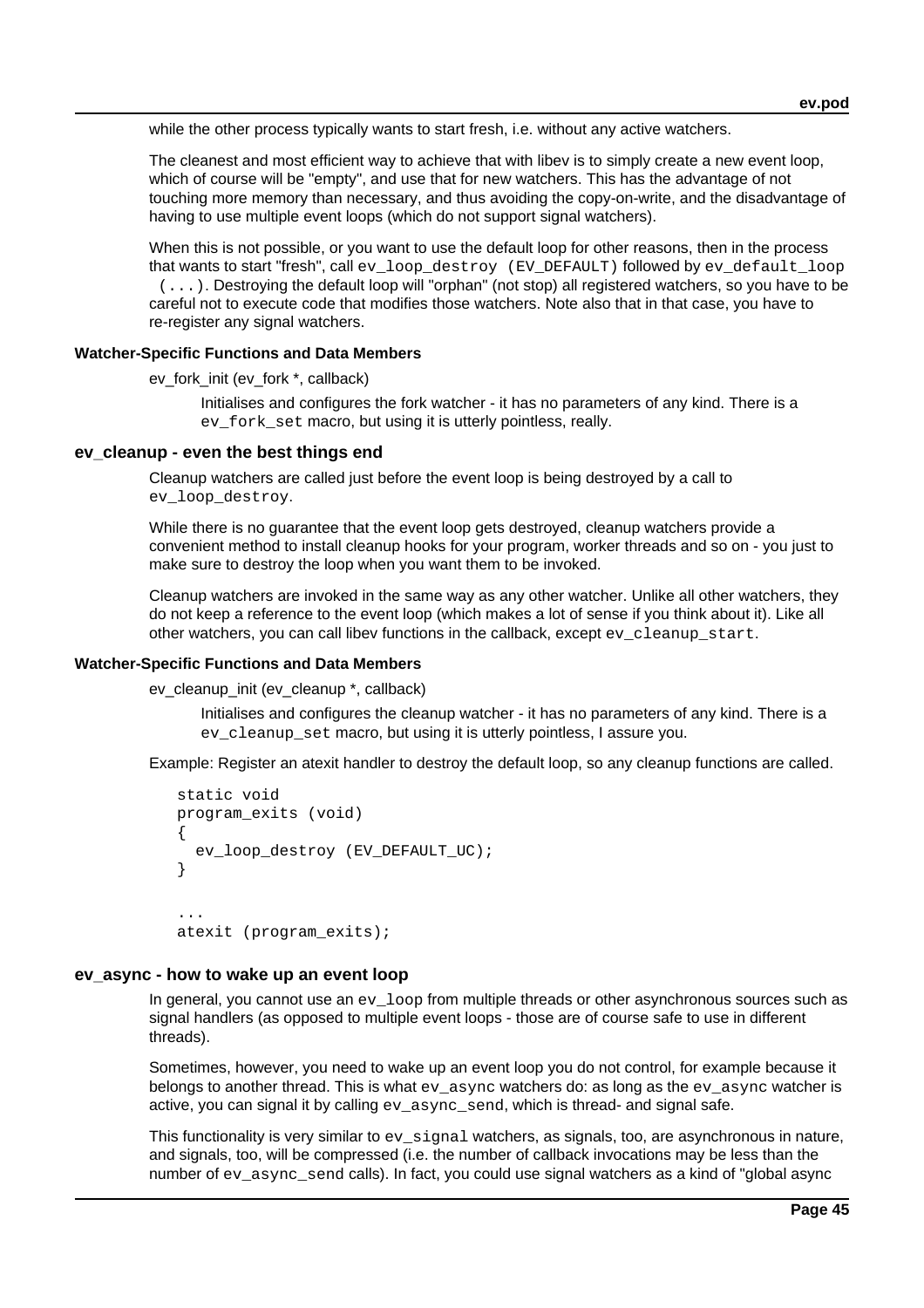while the other process typically wants to start fresh, i.e. without any active watchers.

The cleanest and most efficient way to achieve that with libev is to simply create a new event loop, which of course will be "empty", and use that for new watchers. This has the advantage of not touching more memory than necessary, and thus avoiding the copy-on-write, and the disadvantage of having to use multiple event loops (which do not support signal watchers).

When this is not possible, or you want to use the default loop for other reasons, then in the process that wants to start "fresh", call `ev_loop_destroy (EV_DEFAULT)` followed by `ev_default_loop (...)`. Destroying the default loop will "orphan" (not stop) all registered watchers, so you have to be careful not to execute code that modifies those watchers. Note also that in that case, you have to re-register any signal watchers.

#### Watcher-Specific Functions and Data Members

ev_fork_init (ev_fork *, callback)

Initialises and configures the fork watcher - it has no parameters of any kind. There is a `ev_fork_set` macro, but using it is utterly pointless, really.

### ev_cleanup - even the best things end

Cleanup watchers are called just before the event loop is being destroyed by a call to `ev_loop_destroy`.

While there is no guarantee that the event loop gets destroyed, cleanup watchers provide a convenient method to install cleanup hooks for your program, worker threads and so on - you just to make sure to destroy the loop when you want them to be invoked.

Cleanup watchers are invoked in the same way as any other watcher. Unlike all other watchers, they do not keep a reference to the event loop (which makes a lot of sense if you think about it). Like all other watchers, you can call libev functions in the callback, except `ev_cleanup_start`.

#### Watcher-Specific Functions and Data Members

ev_cleanup_init (ev_cleanup *, callback)

Initialises and configures the cleanup watcher - it has no parameters of any kind. There is a `ev_cleanup_set` macro, but using it is utterly pointless, I assure you.

Example: Register an atexit handler to destroy the default loop, so any cleanup functions are called.

```
static void
program_exits (void)
{
  ev_loop_destroy (EV_DEFAULT_UC);
}

...
atexit (program_exits);
```

### ev_async - how to wake up an event loop

In general, you cannot use an `ev_loop` from multiple threads or other asynchronous sources such as signal handlers (as opposed to multiple event loops - those are of course safe to use in different threads).

Sometimes, however, you need to wake up an event loop you do not control, for example because it belongs to another thread. This is what `ev_async` watchers do: as long as the `ev_async` watcher is active, you can signal it by calling `ev_async_send`, which is thread- and signal safe.

This functionality is very similar to `ev_signal` watchers, as signals, too, are asynchronous in nature, and signals, too, will be compressed (i.e. the number of callback invocations may be less than the number of `ev_async_send` calls). In fact, you could use signal watchers as a kind of "global async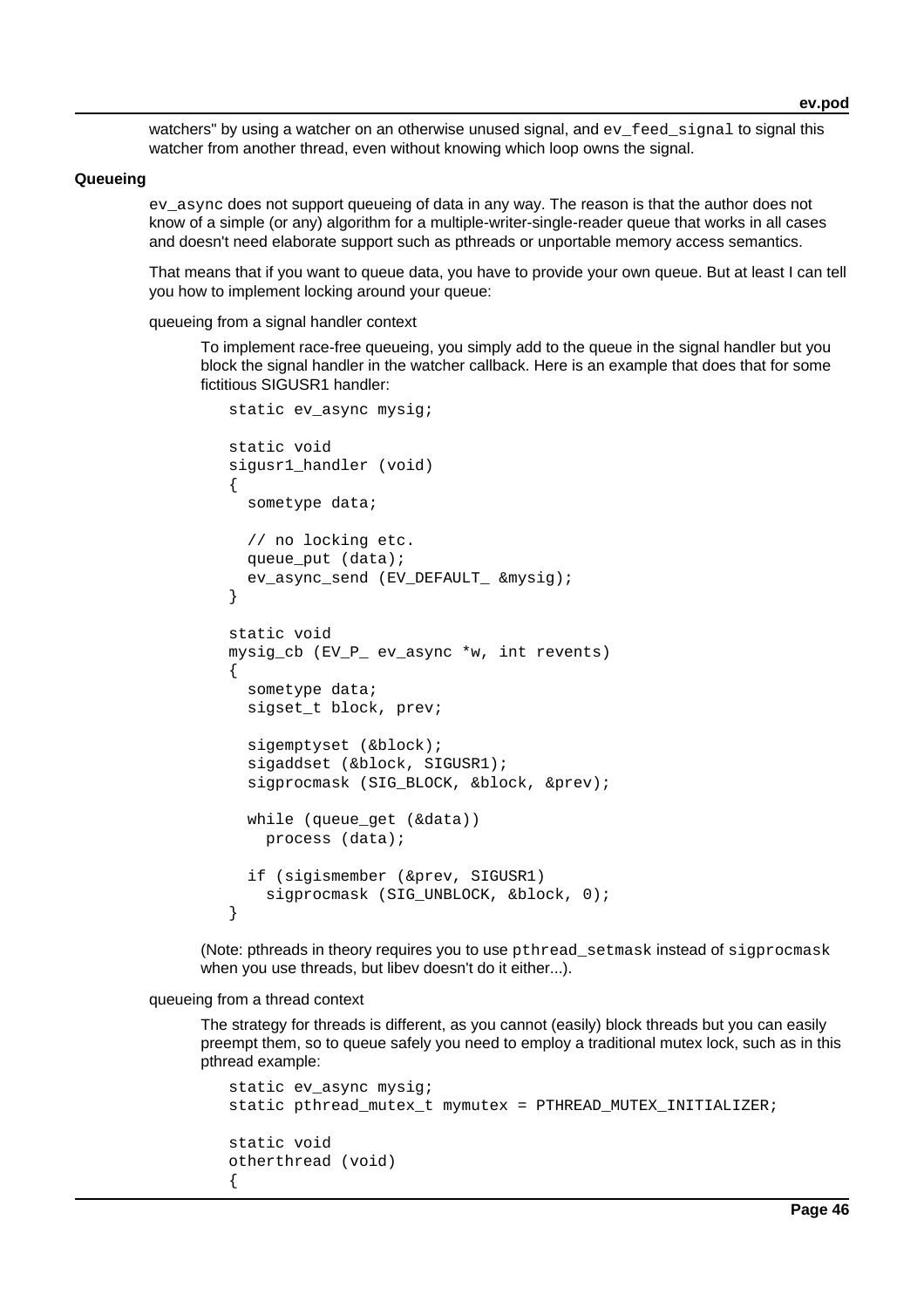watchers" by using a watcher on an otherwise unused signal, and `ev_feed_signal` to signal this watcher from another thread, even without knowing which loop owns the signal.

**Queueing**

`ev_async` does not support queueing of data in any way. The reason is that the author does not know of a simple (or any) algorithm for a multiple-writer-single-reader queue that works in all cases and doesn't need elaborate support such as pthreads or unportable memory access semantics.

That means that if you want to queue data, you have to provide your own queue. But at least I can tell you how to implement locking around your queue:

queueing from a signal handler context

To implement race-free queueing, you simply add to the queue in the signal handler but you block the signal handler in the watcher callback. Here is an example that does that for some fictitious SIGUSR1 handler:

```
static ev_async mysig;

static void
sigusr1_handler (void)
{
  sometype data;

  // no locking etc.
  queue_put (data);
  ev_async_send (EV_DEFAULT_ &mysig);
}

static void
mysig_cb (EV_P_ ev_async *w, int revents)
{
  sometype data;
  sigset_t block, prev;

  sigemptyset (&block);
  sigaddset (&block, SIGUSR1);
  sigprocmask (SIG_BLOCK, &block, &prev);

  while (queue_get (&data))
    process (data);

  if (sigismember (&prev, SIGUSR1)
    sigprocmask (SIG_UNBLOCK, &block, 0);
}
```

(Note: pthreads in theory requires you to use `pthread_setmask` instead of `sigprocmask` when you use threads, but libev doesn't do it either...).

queueing from a thread context

The strategy for threads is different, as you cannot (easily) block threads but you can easily preempt them, so to queue safely you need to employ a traditional mutex lock, such as in this pthread example:

```
static ev_async mysig;
static pthread_mutex_t mymutex = PTHREAD_MUTEX_INITIALIZER;

static void
otherthread (void)
{
```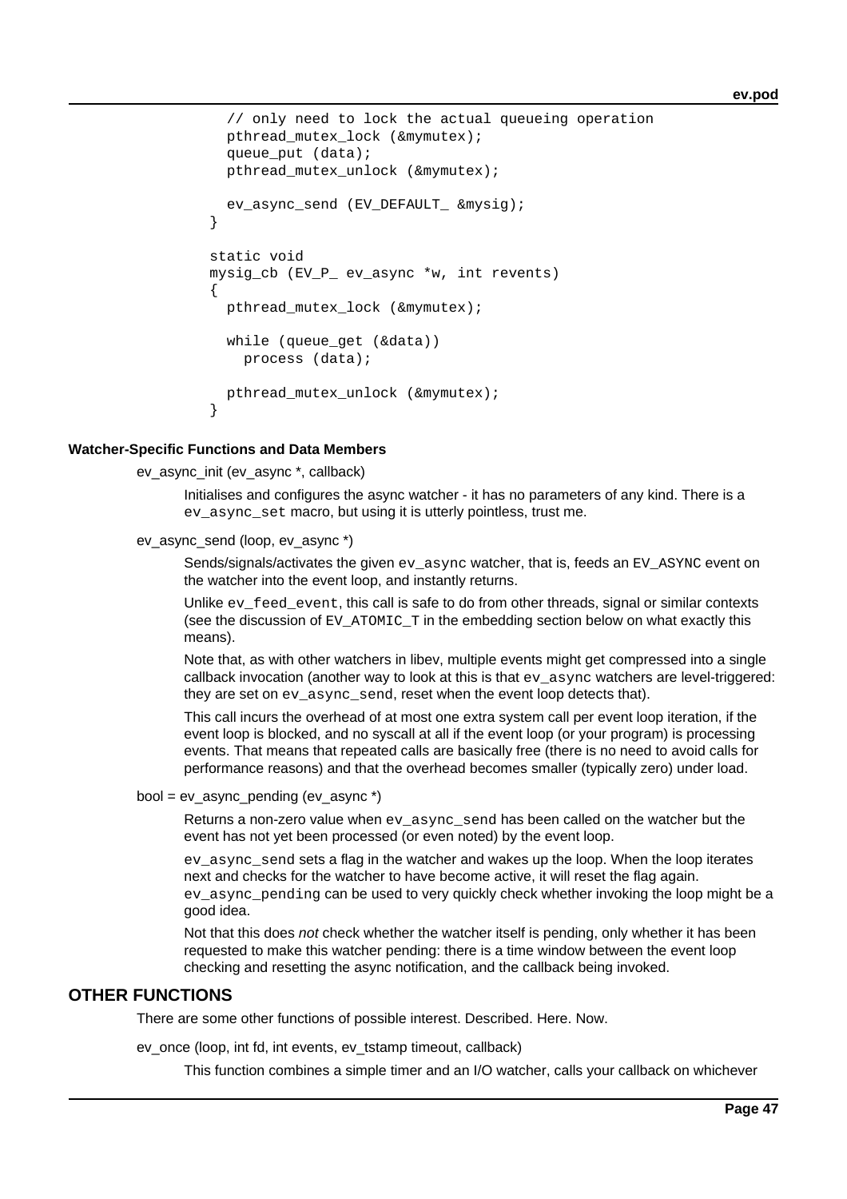```
      // only need to lock the actual queueing operation
      pthread_mutex_lock (&mymutex);
      queue_put (data);
      pthread_mutex_unlock (&mymutex);

      ev_async_send (EV_DEFAULT_ &mysig);
    }

    static void
    mysig_cb (EV_P_ ev_async *w, int revents)
    {
      pthread_mutex_lock (&mymutex);

      while (queue_get (&data))
        process (data);

      pthread_mutex_unlock (&mymutex);
    }
```

### Watcher-Specific Functions and Data Members

ev_async_init (ev_async *, callback)

Initialises and configures the async watcher - it has no parameters of any kind. There is a `ev_async_set` macro, but using it is utterly pointless, trust me.

ev_async_send (loop, ev_async *)

Sends/signals/activates the given `ev_async` watcher, that is, feeds an `EV_ASYNC` event on the watcher into the event loop, and instantly returns.

Unlike `ev_feed_event`, this call is safe to do from other threads, signal or similar contexts (see the discussion of `EV_ATOMIC_T` in the embedding section below on what exactly this means).

Note that, as with other watchers in libev, multiple events might get compressed into a single callback invocation (another way to look at this is that `ev_async` watchers are level-triggered: they are set on `ev_async_send`, reset when the event loop detects that).

This call incurs the overhead of at most one extra system call per event loop iteration, if the event loop is blocked, and no syscall at all if the event loop (or your program) is processing events. That means that repeated calls are basically free (there is no need to avoid calls for performance reasons) and that the overhead becomes smaller (typically zero) under load.

bool = ev_async_pending (ev_async *)

Returns a non-zero value when `ev_async_send` has been called on the watcher but the event has not yet been processed (or even noted) by the event loop.

`ev_async_send` sets a flag in the watcher and wakes up the loop. When the loop iterates next and checks for the watcher to have become active, it will reset the flag again. `ev_async_pending` can be used to very quickly check whether invoking the loop might be a good idea.

Not that this does *not* check whether the watcher itself is pending, only whether it has been requested to make this watcher pending: there is a time window between the event loop checking and resetting the async notification, and the callback being invoked.

## OTHER FUNCTIONS

There are some other functions of possible interest. Described. Here. Now.

ev_once (loop, int fd, int events, ev_tstamp timeout, callback)

This function combines a simple timer and an I/O watcher, calls your callback on whichever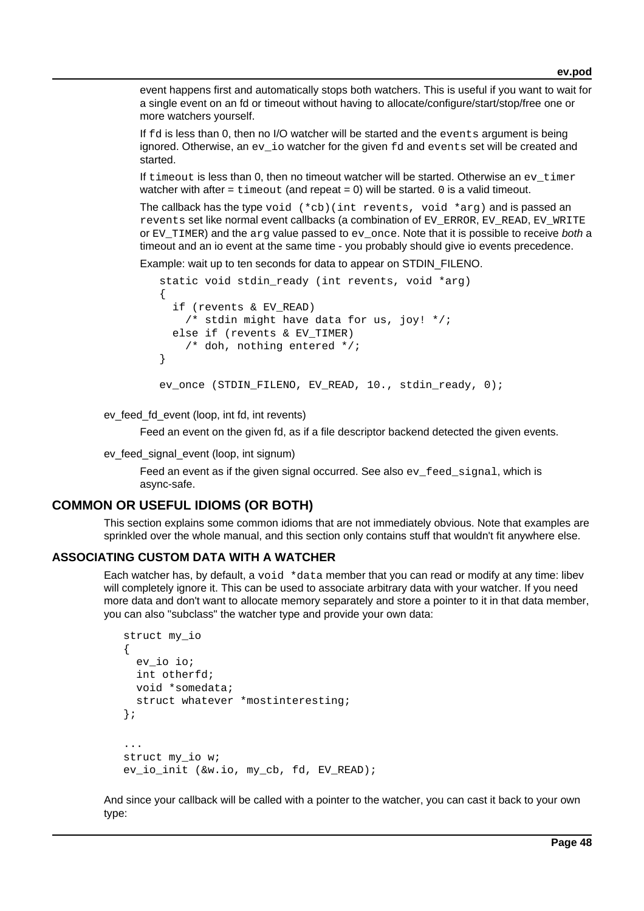event happens first and automatically stops both watchers. This is useful if you want to wait for a single event on an fd or timeout without having to allocate/configure/start/stop/free one or more watchers yourself.

If `fd` is less than 0, then no I/O watcher will be started and the `events` argument is being ignored. Otherwise, an `ev_io` watcher for the given `fd` and `events` set will be created and started.

If `timeout` is less than 0, then no timeout watcher will be started. Otherwise an `ev_timer` watcher with after = `timeout` (and repeat = 0) will be started. `0` is a valid timeout.

The callback has the type `void (*cb)(int revents, void *arg)` and is passed an `revents` set like normal event callbacks (a combination of `EV_ERROR`, `EV_READ`, `EV_WRITE` or `EV_TIMER`) and the `arg` value passed to `ev_once`. Note that it is possible to receive *both* a timeout and an io event at the same time - you probably should give io events precedence.

Example: wait up to ten seconds for data to appear on STDIN_FILENO.

```
static void stdin_ready (int revents, void *arg)
{
  if (revents & EV_READ)
    /* stdin might have data for us, joy! */;
  else if (revents & EV_TIMER)
    /* doh, nothing entered */;
}

ev_once (STDIN_FILENO, EV_READ, 10., stdin_ready, 0);
```

ev_feed_fd_event (loop, int fd, int revents)

Feed an event on the given fd, as if a file descriptor backend detected the given events.

ev_feed_signal_event (loop, int signum)

Feed an event as if the given signal occurred. See also `ev_feed_signal`, which is async-safe.

## COMMON OR USEFUL IDIOMS (OR BOTH)

This section explains some common idioms that are not immediately obvious. Note that examples are sprinkled over the whole manual, and this section only contains stuff that wouldn't fit anywhere else.

### ASSOCIATING CUSTOM DATA WITH A WATCHER

Each watcher has, by default, a `void *data` member that you can read or modify at any time: libev will completely ignore it. This can be used to associate arbitrary data with your watcher. If you need more data and don't want to allocate memory separately and store a pointer to it in that data member, you can also "subclass" the watcher type and provide your own data:

```
struct my_io
{
  ev_io io;
  int otherfd;
  void *somedata;
  struct whatever *mostinteresting;
};

...
struct my_io w;
ev_io_init (&w.io, my_cb, fd, EV_READ);
```

And since your callback will be called with a pointer to the watcher, you can cast it back to your own type: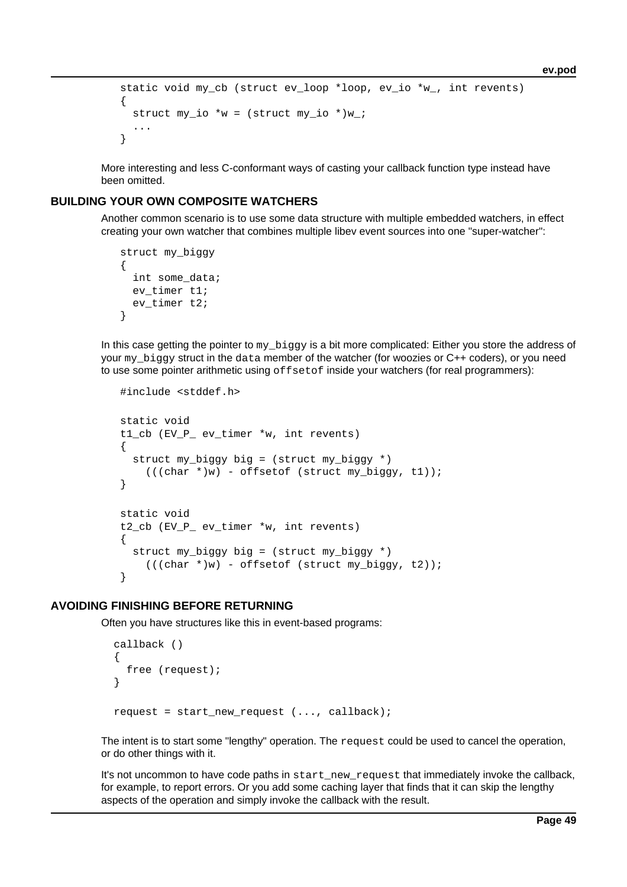```
static void my_cb (struct ev_loop *loop, ev_io *w_, int revents)
{
  struct my_io *w = (struct my_io *)w_;
  ...
}
```

More interesting and less C-conformant ways of casting your callback function type instead have been omitted.

## BUILDING YOUR OWN COMPOSITE WATCHERS

Another common scenario is to use some data structure with multiple embedded watchers, in effect creating your own watcher that combines multiple libev event sources into one "super-watcher":

```
struct my_biggy
{
  int some_data;
  ev_timer t1;
  ev_timer t2;
}
```

In this case getting the pointer to `my_biggy` is a bit more complicated: Either you store the address of your `my_biggy` struct in the `data` member of the watcher (for woozies or C++ coders), or you need to use some pointer arithmetic using `offsetof` inside your watchers (for real programmers):

```
#include <stddef.h>

static void
t1_cb (EV_P_ ev_timer *w, int revents)
{
  struct my_biggy big = (struct my_biggy *)
    (((char *)w) - offsetof (struct my_biggy, t1));
}

static void
t2_cb (EV_P_ ev_timer *w, int revents)
{
  struct my_biggy big = (struct my_biggy *)
    (((char *)w) - offsetof (struct my_biggy, t2));
}
```

## AVOIDING FINISHING BEFORE RETURNING

Often you have structures like this in event-based programs:

```
callback ()
{
  free (request);
}

request = start_new_request (..., callback);
```

The intent is to start some "lengthy" operation. The `request` could be used to cancel the operation, or do other things with it.

It's not uncommon to have code paths in `start_new_request` that immediately invoke the callback, for example, to report errors. Or you add some caching layer that finds that it can skip the lengthy aspects of the operation and simply invoke the callback with the result.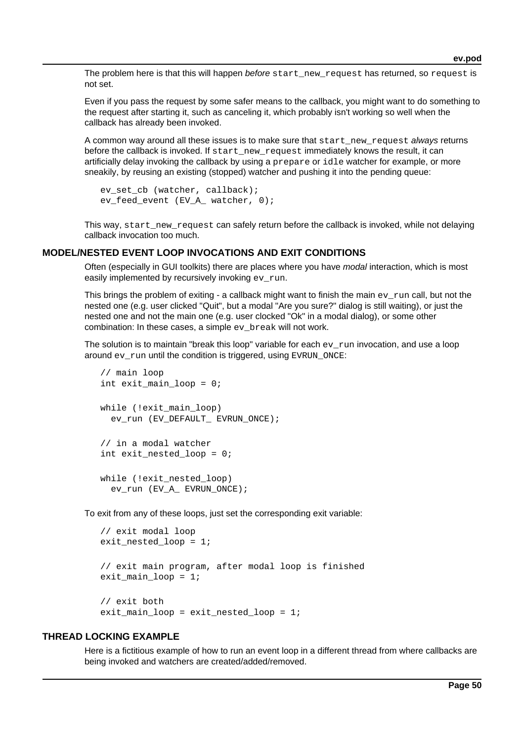The problem here is that this will happen *before* `start_new_request` has returned, so `request` is not set.

Even if you pass the request by some safer means to the callback, you might want to do something to the request after starting it, such as canceling it, which probably isn't working so well when the callback has already been invoked.

A common way around all these issues is to make sure that `start_new_request` *always* returns before the callback is invoked. If `start_new_request` immediately knows the result, it can artificially delay invoking the callback by using a `prepare` or `idle` watcher for example, or more sneakily, by reusing an existing (stopped) watcher and pushing it into the pending queue:

```
ev_set_cb (watcher, callback);
ev_feed_event (EV_A_ watcher, 0);
```

This way, `start_new_request` can safely return before the callback is invoked, while not delaying callback invocation too much.

### MODEL/NESTED EVENT LOOP INVOCATIONS AND EXIT CONDITIONS

Often (especially in GUI toolkits) there are places where you have *modal* interaction, which is most easily implemented by recursively invoking `ev_run`.

This brings the problem of exiting - a callback might want to finish the main `ev_run` call, but not the nested one (e.g. user clicked "Quit", but a modal "Are you sure?" dialog is still waiting), or just the nested one and not the main one (e.g. user clocked "Ok" in a modal dialog), or some other combination: In these cases, a simple `ev_break` will not work.

The solution is to maintain "break this loop" variable for each `ev_run` invocation, and use a loop around `ev_run` until the condition is triggered, using `EVRUN_ONCE`:

```
// main loop
int exit_main_loop = 0;

while (!exit_main_loop)
  ev_run (EV_DEFAULT_ EVRUN_ONCE);

// in a modal watcher
int exit_nested_loop = 0;

while (!exit_nested_loop)
  ev_run (EV_A_ EVRUN_ONCE);
```

To exit from any of these loops, just set the corresponding exit variable:

```
// exit modal loop
exit_nested_loop = 1;

// exit main program, after modal loop is finished
exit_main_loop = 1;

// exit both
exit_main_loop = exit_nested_loop = 1;
```

### THREAD LOCKING EXAMPLE

Here is a fictitious example of how to run an event loop in a different thread from where callbacks are being invoked and watchers are created/added/removed.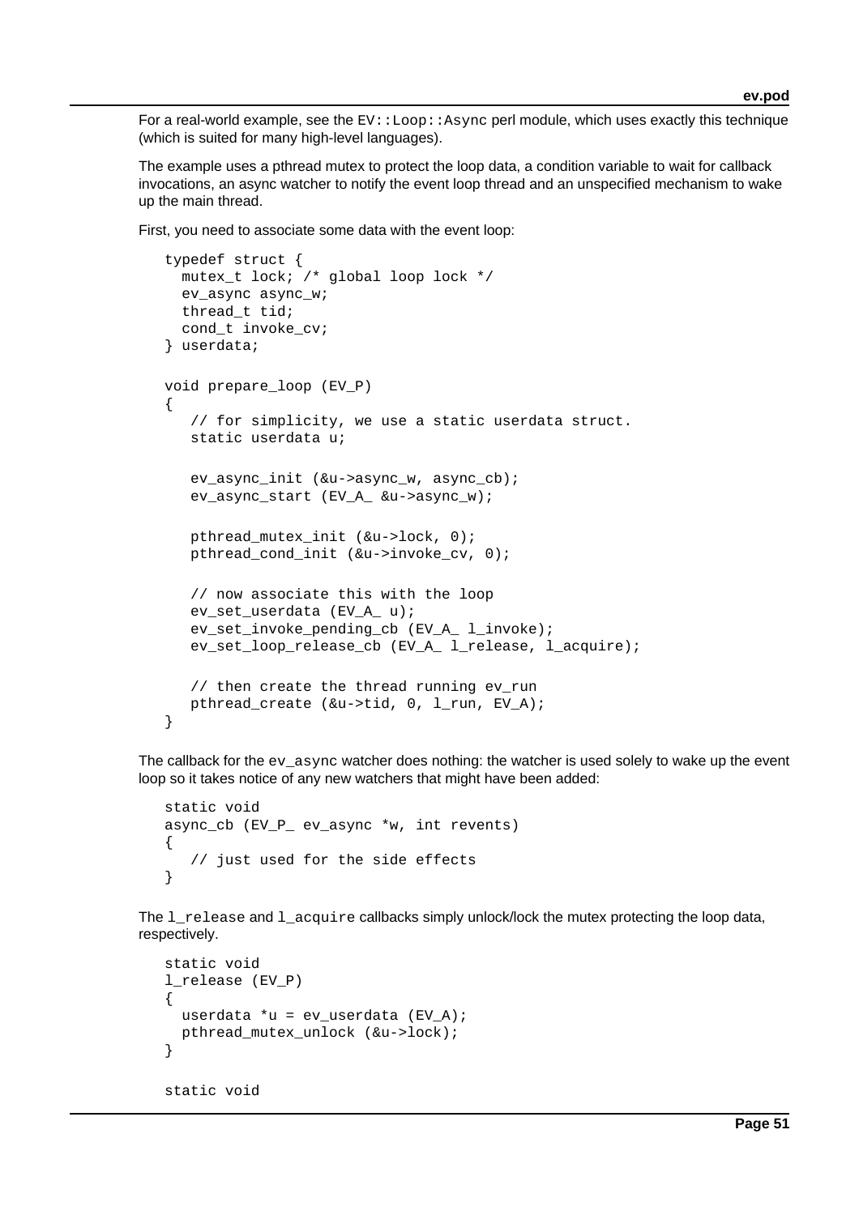For a real-world example, see the `EV::Loop::Async` perl module, which uses exactly this technique (which is suited for many high-level languages).

The example uses a pthread mutex to protect the loop data, a condition variable to wait for callback invocations, an async watcher to notify the event loop thread and an unspecified mechanism to wake up the main thread.

First, you need to associate some data with the event loop:

```
typedef struct {
  mutex_t lock; /* global loop lock */
  ev_async async_w;
  thread_t tid;
  cond_t invoke_cv;
} userdata;

void prepare_loop (EV_P)
{
   // for simplicity, we use a static userdata struct.
   static userdata u;

   ev_async_init (&u->async_w, async_cb);
   ev_async_start (EV_A_ &u->async_w);

   pthread_mutex_init (&u->lock, 0);
   pthread_cond_init (&u->invoke_cv, 0);

   // now associate this with the loop
   ev_set_userdata (EV_A_ u);
   ev_set_invoke_pending_cb (EV_A_ l_invoke);
   ev_set_loop_release_cb (EV_A_ l_release, l_acquire);

   // then create the thread running ev_run
   pthread_create (&u->tid, 0, l_run, EV_A);
}
```

The callback for the `ev_async` watcher does nothing: the watcher is used solely to wake up the event loop so it takes notice of any new watchers that might have been added:

```
static void
async_cb (EV_P_ ev_async *w, int revents)
{
   // just used for the side effects
}
```

The `l_release` and `l_acquire` callbacks simply unlock/lock the mutex protecting the loop data, respectively.

```
static void
l_release (EV_P)
{
  userdata *u = ev_userdata (EV_A);
  pthread_mutex_unlock (&u->lock);
}

static void
```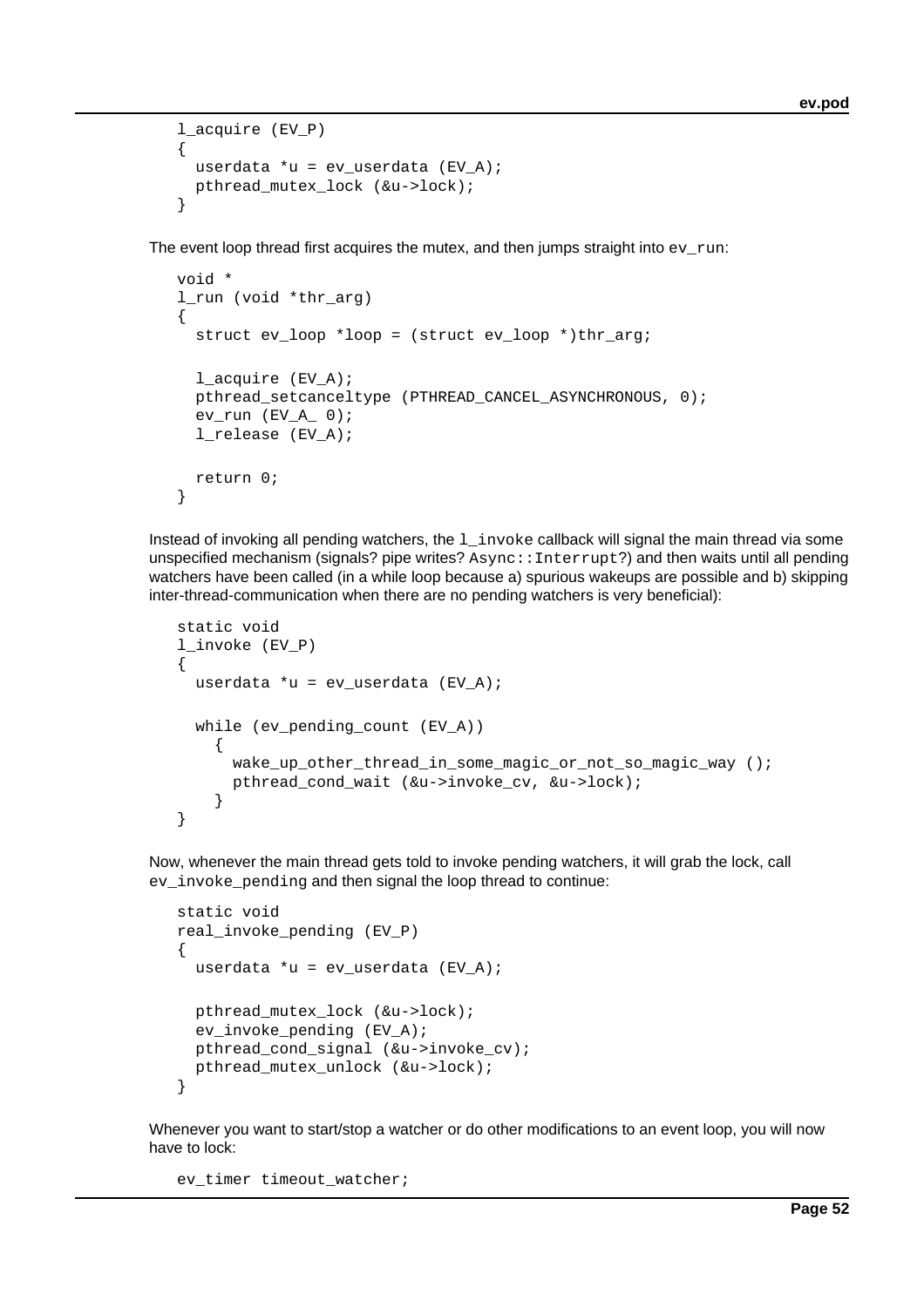```
l_acquire (EV_P)
{
  userdata *u = ev_userdata (EV_A);
  pthread_mutex_lock (&u->lock);
}
```

The event loop thread first acquires the mutex, and then jumps straight into `ev_run`:

```
void *
l_run (void *thr_arg)
{
  struct ev_loop *loop = (struct ev_loop *)thr_arg;

  l_acquire (EV_A);
  pthread_setcanceltype (PTHREAD_CANCEL_ASYNCHRONOUS, 0);
  ev_run (EV_A_ 0);
  l_release (EV_A);

  return 0;
}
```

Instead of invoking all pending watchers, the `l_invoke` callback will signal the main thread via some unspecified mechanism (signals? pipe writes? `Async::Interrupt`?) and then waits until all pending watchers have been called (in a while loop because a) spurious wakeups are possible and b) skipping inter-thread-communication when there are no pending watchers is very beneficial):

```
static void
l_invoke (EV_P)
{
  userdata *u = ev_userdata (EV_A);

  while (ev_pending_count (EV_A))
    {
      wake_up_other_thread_in_some_magic_or_not_so_magic_way ();
      pthread_cond_wait (&u->invoke_cv, &u->lock);
    }
}
```

Now, whenever the main thread gets told to invoke pending watchers, it will grab the lock, call `ev_invoke_pending` and then signal the loop thread to continue:

```
static void
real_invoke_pending (EV_P)
{
  userdata *u = ev_userdata (EV_A);

  pthread_mutex_lock (&u->lock);
  ev_invoke_pending (EV_A);
  pthread_cond_signal (&u->invoke_cv);
  pthread_mutex_unlock (&u->lock);
}
```

Whenever you want to start/stop a watcher or do other modifications to an event loop, you will now have to lock:

```
ev_timer timeout_watcher;
```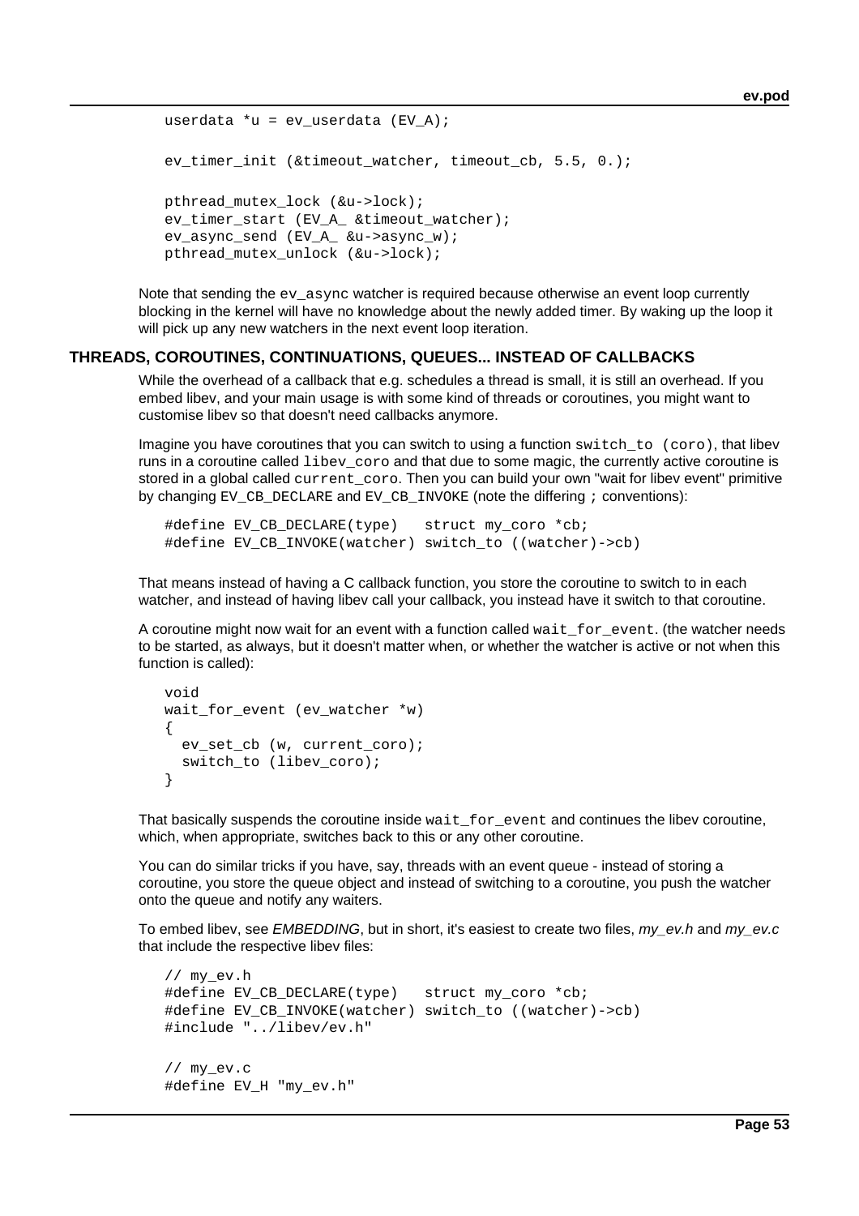```
userdata *u = ev_userdata (EV_A);

ev_timer_init (&timeout_watcher, timeout_cb, 5.5, 0.);

pthread_mutex_lock (&u->lock);
ev_timer_start (EV_A_ &timeout_watcher);
ev_async_send (EV_A_ &u->async_w);
pthread_mutex_unlock (&u->lock);
```

Note that sending the `ev_async` watcher is required because otherwise an event loop currently blocking in the kernel will have no knowledge about the newly added timer. By waking up the loop it will pick up any new watchers in the next event loop iteration.

## THREADS, COROUTINES, CONTINUATIONS, QUEUES... INSTEAD OF CALLBACKS

While the overhead of a callback that e.g. schedules a thread is small, it is still an overhead. If you embed libev, and your main usage is with some kind of threads or coroutines, you might want to customise libev so that doesn't need callbacks anymore.

Imagine you have coroutines that you can switch to using a function `switch_to (coro)`, that libev runs in a coroutine called `libev_coro` and that due to some magic, the currently active coroutine is stored in a global called `current_coro`. Then you can build your own "wait for libev event" primitive by changing `EV_CB_DECLARE` and `EV_CB_INVOKE` (note the differing `;` conventions):

```
#define EV_CB_DECLARE(type)   struct my_coro *cb;
#define EV_CB_INVOKE(watcher) switch_to ((watcher)->cb)
```

That means instead of having a C callback function, you store the coroutine to switch to in each watcher, and instead of having libev call your callback, you instead have it switch to that coroutine.

A coroutine might now wait for an event with a function called `wait_for_event`. (the watcher needs to be started, as always, but it doesn't matter when, or whether the watcher is active or not when this function is called):

```
void
wait_for_event (ev_watcher *w)
{
  ev_set_cb (w, current_coro);
  switch_to (libev_coro);
}
```

That basically suspends the coroutine inside `wait_for_event` and continues the libev coroutine, which, when appropriate, switches back to this or any other coroutine.

You can do similar tricks if you have, say, threads with an event queue - instead of storing a coroutine, you store the queue object and instead of switching to a coroutine, you push the watcher onto the queue and notify any waiters.

To embed libev, see *EMBEDDING*, but in short, it's easiest to create two files, *my_ev.h* and *my_ev.c* that include the respective libev files:

```
// my_ev.h
#define EV_CB_DECLARE(type)   struct my_coro *cb;
#define EV_CB_INVOKE(watcher) switch_to ((watcher)->cb)
#include "../libev/ev.h"

// my_ev.c
#define EV_H "my_ev.h"
```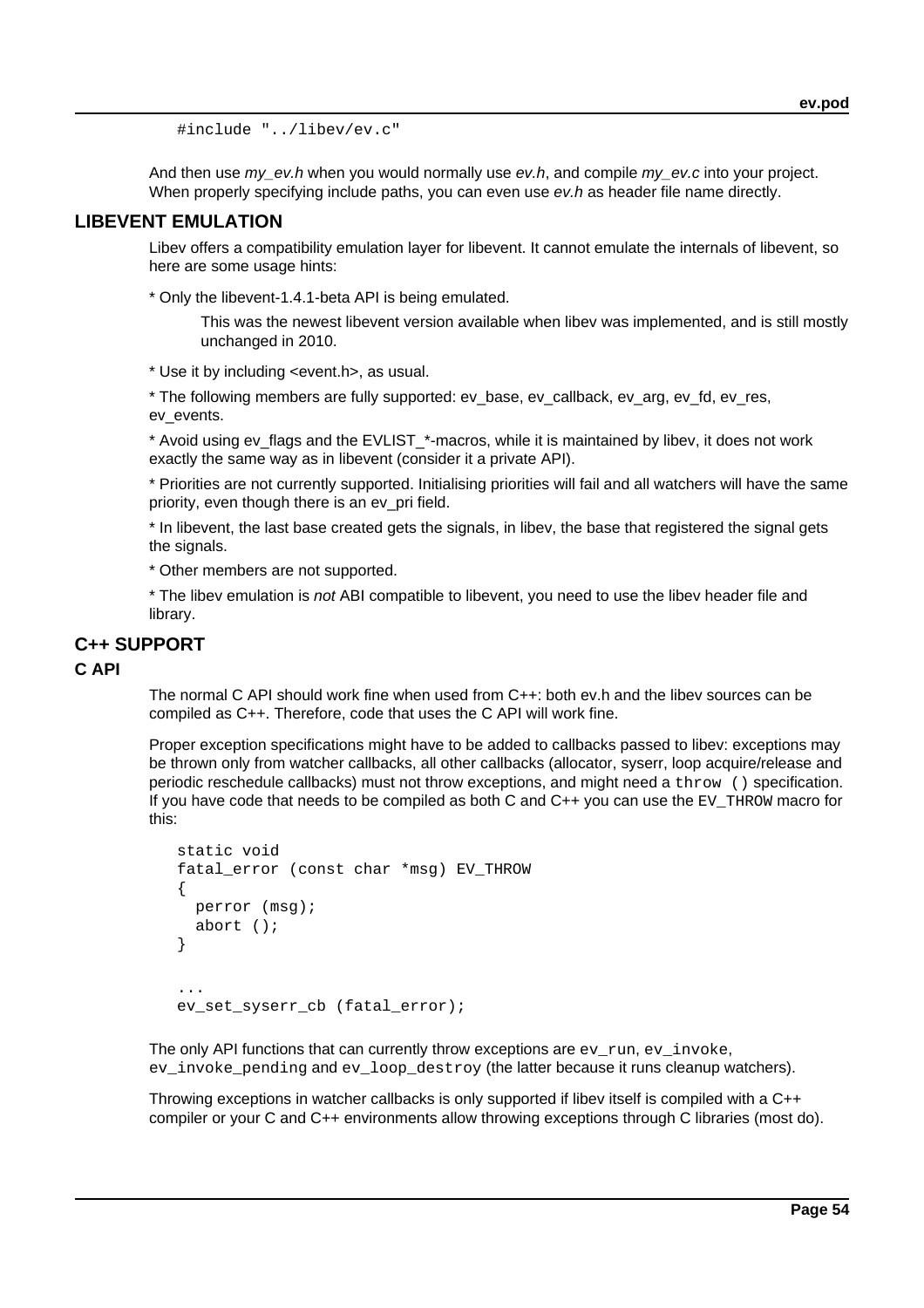```
#include "../libev/ev.c"
```

And then use *my_ev.h* when you would normally use *ev.h*, and compile *my_ev.c* into your project. When properly specifying include paths, you can even use *ev.h* as header file name directly.

## LIBEVENT EMULATION

Libev offers a compatibility emulation layer for libevent. It cannot emulate the internals of libevent, so here are some usage hints:

* Only the libevent-1.4.1-beta API is being emulated.

  This was the newest libevent version available when libev was implemented, and is still mostly unchanged in 2010.

* Use it by including <event.h>, as usual.

* The following members are fully supported: ev_base, ev_callback, ev_arg, ev_fd, ev_res, ev_events.

* Avoid using ev_flags and the EVLIST_*-macros, while it is maintained by libev, it does not work exactly the same way as in libevent (consider it a private API).

* Priorities are not currently supported. Initialising priorities will fail and all watchers will have the same priority, even though there is an ev_pri field.

* In libevent, the last base created gets the signals, in libev, the base that registered the signal gets the signals.

* Other members are not supported.

* The libev emulation is *not* ABI compatible to libevent, you need to use the libev header file and library.

## C++ SUPPORT

### C API

The normal C API should work fine when used from C++: both ev.h and the libev sources can be compiled as C++. Therefore, code that uses the C API will work fine.

Proper exception specifications might have to be added to callbacks passed to libev: exceptions may be thrown only from watcher callbacks, all other callbacks (allocator, syserr, loop acquire/release and periodic reschedule callbacks) must not throw exceptions, and might need a `throw ()` specification. If you have code that needs to be compiled as both C and C++ you can use the `EV_THROW` macro for this:

```
static void
fatal_error (const char *msg) EV_THROW
{
  perror (msg);
  abort ();
}

...
ev_set_syserr_cb (fatal_error);
```

The only API functions that can currently throw exceptions are `ev_run`, `ev_invoke`, `ev_invoke_pending` and `ev_loop_destroy` (the latter because it runs cleanup watchers).

Throwing exceptions in watcher callbacks is only supported if libev itself is compiled with a C++ compiler or your C and C++ environments allow throwing exceptions through C libraries (most do).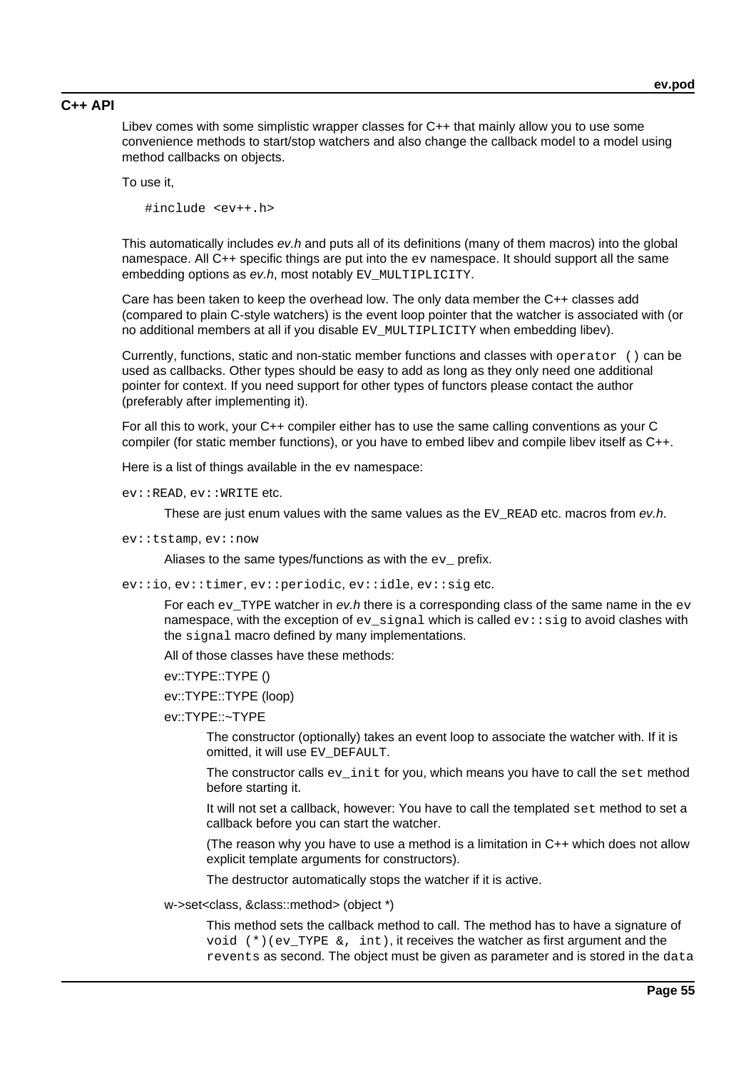## C++ API

Libev comes with some simplistic wrapper classes for C++ that mainly allow you to use some convenience methods to start/stop watchers and also change the callback model to a model using method callbacks on objects.

To use it,

```
#include <ev++.h>
```

This automatically includes *ev.h* and puts all of its definitions (many of them macros) into the global namespace. All C++ specific things are put into the `ev` namespace. It should support all the same embedding options as *ev.h*, most notably `EV_MULTIPLICITY`.

Care has been taken to keep the overhead low. The only data member the C++ classes add (compared to plain C-style watchers) is the event loop pointer that the watcher is associated with (or no additional members at all if you disable `EV_MULTIPLICITY` when embedding libev).

Currently, functions, static and non-static member functions and classes with `operator ()` can be used as callbacks. Other types should be easy to add as long as they only need one additional pointer for context. If you need support for other types of functors please contact the author (preferably after implementing it).

For all this to work, your C++ compiler either has to use the same calling conventions as your C compiler (for static member functions), or you have to embed libev and compile libev itself as C++.

Here is a list of things available in the `ev` namespace:

`ev::READ`, `ev::WRITE` etc.

These are just enum values with the same values as the `EV_READ` etc. macros from *ev.h*.

`ev::tstamp`, `ev::now`

Aliases to the same types/functions as with the `ev_` prefix.

`ev::io`, `ev::timer`, `ev::periodic`, `ev::idle`, `ev::sig` etc.

For each `ev_TYPE` watcher in *ev.h* there is a corresponding class of the same name in the `ev` namespace, with the exception of `ev_signal` which is called `ev::sig` to avoid clashes with the `signal` macro defined by many implementations.

All of those classes have these methods:

ev::TYPE::TYPE ()

ev::TYPE::TYPE (loop)

ev::TYPE::~TYPE

The constructor (optionally) takes an event loop to associate the watcher with. If it is omitted, it will use `EV_DEFAULT`.

The constructor calls `ev_init` for you, which means you have to call the `set` method before starting it.

It will not set a callback, however: You have to call the templated `set` method to set a callback before you can start the watcher.

(The reason why you have to use a method is a limitation in C++ which does not allow explicit template arguments for constructors).

The destructor automatically stops the watcher if it is active.

w->set<class, &class::method> (object *)

This method sets the callback method to call. The method has to have a signature of `void (*)(ev_TYPE &, int)`, it receives the watcher as first argument and the `revents` as second. The object must be given as parameter and is stored in the `data`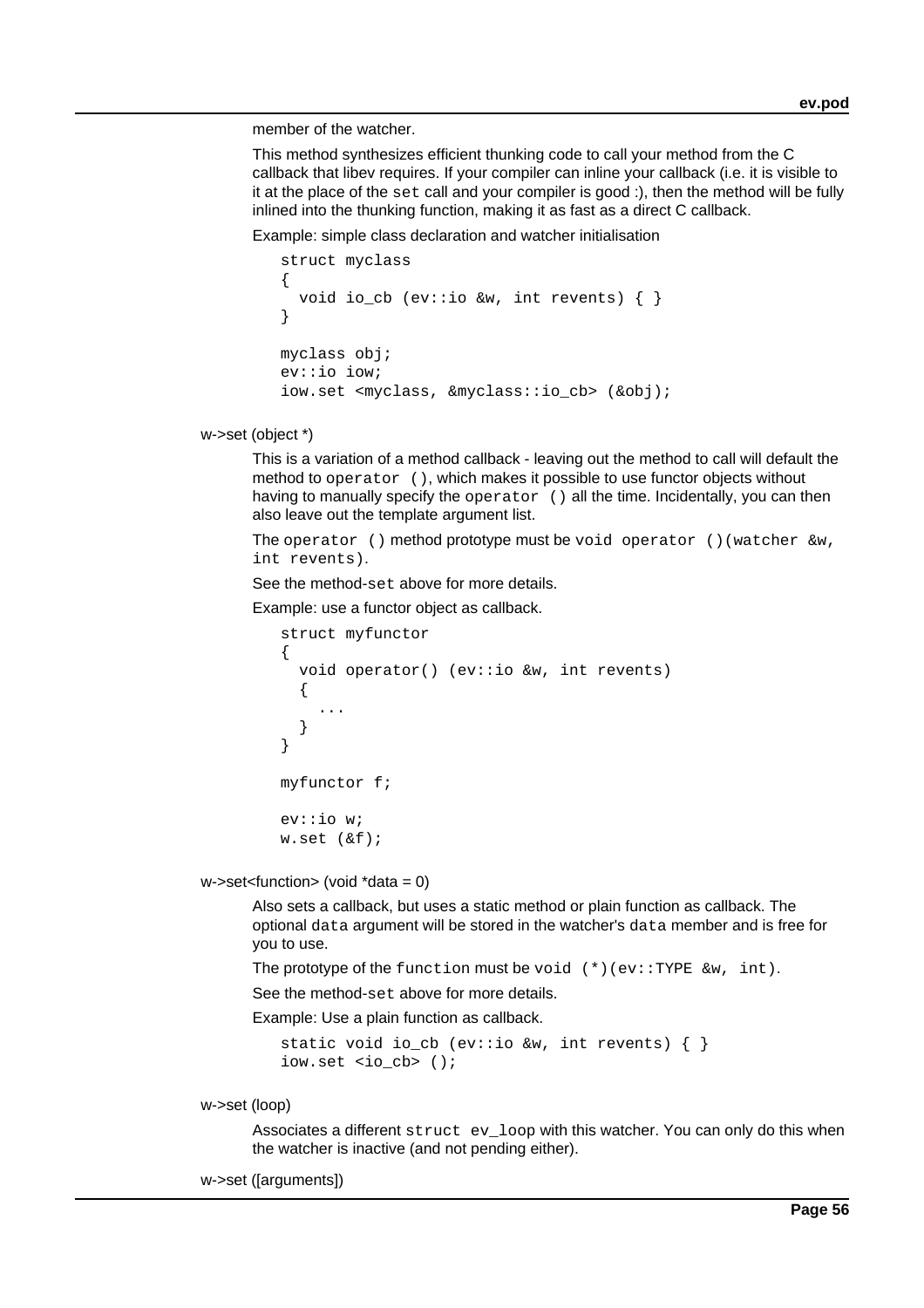member of the watcher.

This method synthesizes efficient thunking code to call your method from the C callback that libev requires. If your compiler can inline your callback (i.e. it is visible to it at the place of the `set` call and your compiler is good :), then the method will be fully inlined into the thunking function, making it as fast as a direct C callback.

Example: simple class declaration and watcher initialisation

```
struct myclass
{
  void io_cb (ev::io &w, int revents) { }
}

myclass obj;
ev::io iow;
iow.set <myclass, &myclass::io_cb> (&obj);
```

w->set (object *)

This is a variation of a method callback - leaving out the method to call will default the method to `operator ()`, which makes it possible to use functor objects without having to manually specify the `operator ()` all the time. Incidentally, you can then also leave out the template argument list.

The `operator ()` method prototype must be `void operator ()(watcher &w, int revents)`.

See the method-`set` above for more details.

Example: use a functor object as callback.

```
struct myfunctor
{
  void operator() (ev::io &w, int revents)
  {
    ...
  }
}

myfunctor f;

ev::io w;
w.set (&f);
```

w->set<function> (void *data = 0)

Also sets a callback, but uses a static method or plain function as callback. The optional `data` argument will be stored in the watcher's `data` member and is free for you to use.

The prototype of the `function` must be `void (*)(ev::TYPE &w, int)`.

See the method-`set` above for more details.

Example: Use a plain function as callback.

```
static void io_cb (ev::io &w, int revents) { }
iow.set <io_cb> ();
```

w->set (loop)

Associates a different `struct ev_loop` with this watcher. You can only do this when the watcher is inactive (and not pending either).

w->set ([arguments])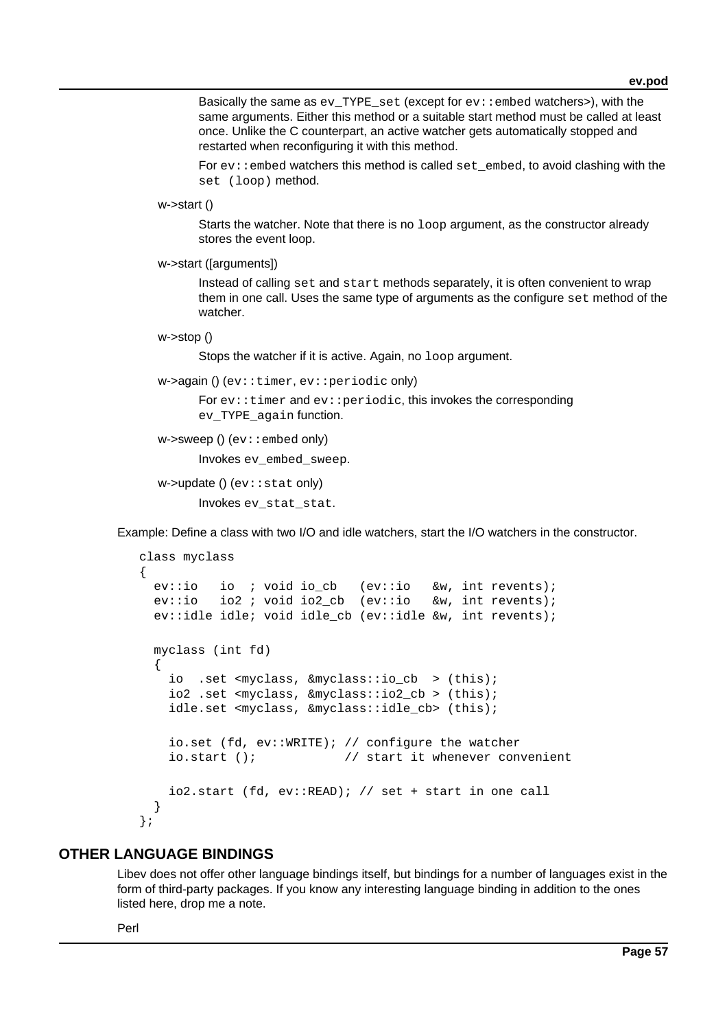Basically the same as `ev_TYPE_set` (except for `ev::embed` watchers>), with the same arguments. Either this method or a suitable start method must be called at least once. Unlike the C counterpart, an active watcher gets automatically stopped and restarted when reconfiguring it with this method.

For `ev::embed` watchers this method is called `set_embed`, to avoid clashing with the `set (loop)` method.

w->start ()

Starts the watcher. Note that there is no `loop` argument, as the constructor already stores the event loop.

w->start ([arguments])

Instead of calling `set` and `start` methods separately, it is often convenient to wrap them in one call. Uses the same type of arguments as the configure `set` method of the watcher.

w->stop ()

Stops the watcher if it is active. Again, no `loop` argument.

w->again () (`ev::timer`, `ev::periodic` only)

For `ev::timer` and `ev::periodic`, this invokes the corresponding `ev_TYPE_again` function.

w->sweep () (`ev::embed` only)

Invokes `ev_embed_sweep`.

w->update () (`ev::stat` only)

Invokes `ev_stat_stat`.

Example: Define a class with two I/O and idle watchers, start the I/O watchers in the constructor.

```
class myclass
{
  ev::io   io  ; void io_cb   (ev::io   &w, int revents);
  ev::io   io2 ; void io2_cb  (ev::io   &w, int revents);
  ev::idle idle; void idle_cb (ev::idle &w, int revents);

  myclass (int fd)
  {
    io  .set <myclass, &myclass::io_cb  > (this);
    io2 .set <myclass, &myclass::io2_cb > (this);
    idle.set <myclass, &myclass::idle_cb> (this);

    io.set (fd, ev::WRITE); // configure the watcher
    io.start ();            // start it whenever convenient

    io2.start (fd, ev::READ); // set + start in one call
  }
};
```

## OTHER LANGUAGE BINDINGS

Libev does not offer other language bindings itself, but bindings for a number of languages exist in the form of third-party packages. If you know any interesting language binding in addition to the ones listed here, drop me a note.

Perl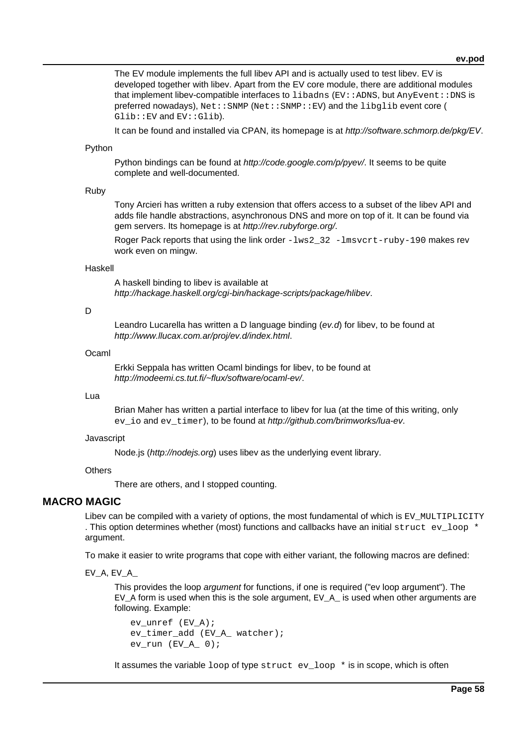The EV module implements the full libev API and is actually used to test libev. EV is developed together with libev. Apart from the EV core module, there are additional modules that implement libev-compatible interfaces to `libadns` (`EV::ADNS`, but `AnyEvent::DNS` is preferred nowadays), `Net::SNMP` (`Net::SNMP::EV`) and the `libglib` event core ( `Glib::EV` and `EV::Glib`).

It can be found and installed via CPAN, its homepage is at *http://software.schmorp.de/pkg/EV*.

Python

Python bindings can be found at *http://code.google.com/p/pyev/*. It seems to be quite complete and well-documented.

Ruby

Tony Arcieri has written a ruby extension that offers access to a subset of the libev API and adds file handle abstractions, asynchronous DNS and more on top of it. It can be found via gem servers. Its homepage is at *http://rev.rubyforge.org/*.

Roger Pack reports that using the link order `-lws2_32 -lmsvcrt-ruby-190` makes rev work even on mingw.

Haskell

A haskell binding to libev is available at *http://hackage.haskell.org/cgi-bin/hackage-scripts/package/hlibev*.

D

Leandro Lucarella has written a D language binding (*ev.d*) for libev, to be found at *http://www.llucax.com.ar/proj/ev.d/index.html*.

Ocaml

Erkki Seppala has written Ocaml bindings for libev, to be found at *http://modeemi.cs.tut.fi/~flux/software/ocaml-ev/*.

Lua

Brian Maher has written a partial interface to libev for lua (at the time of this writing, only `ev_io` and `ev_timer`), to be found at *http://github.com/brimworks/lua-ev*.

Javascript

Node.js (*http://nodejs.org*) uses libev as the underlying event library.

Others

There are others, and I stopped counting.

## MACRO MAGIC

Libev can be compiled with a variety of options, the most fundamental of which is `EV_MULTIPLICITY` . This option determines whether (most) functions and callbacks have an initial `struct ev_loop *` argument.

To make it easier to write programs that cope with either variant, the following macros are defined:

EV_A, EV_A_

This provides the loop *argument* for functions, if one is required ("ev loop argument"). The EV_A form is used when this is the sole argument, EV_A_ is used when other arguments are following. Example:

```
ev_unref (EV_A);
ev_timer_add (EV_A_ watcher);
ev_run (EV_A_ 0);
```

It assumes the variable `loop` of type `struct ev_loop *` is in scope, which is often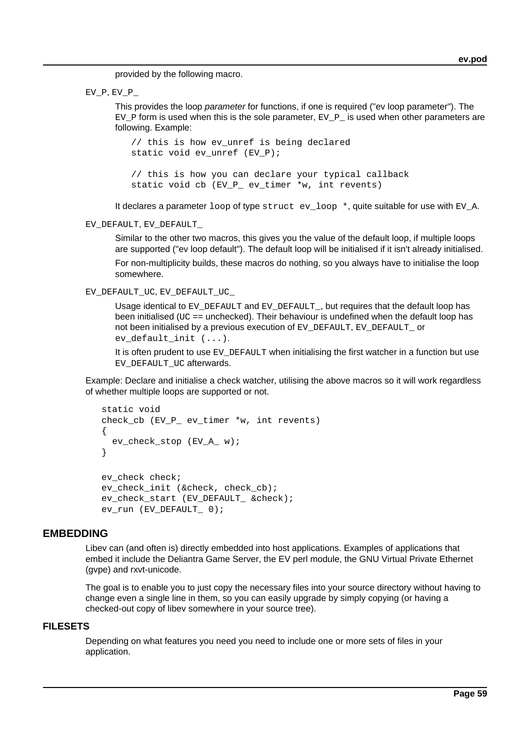provided by the following macro.

EV_P, EV_P_

This provides the loop *parameter* for functions, if one is required ("ev loop parameter"). The EV_P form is used when this is the sole parameter, EV_P_ is used when other parameters are following. Example:

```
// this is how ev_unref is being declared
static void ev_unref (EV_P);

// this is how you can declare your typical callback
static void cb (EV_P_ ev_timer *w, int revents)
```

It declares a parameter `loop` of type `struct ev_loop *`, quite suitable for use with EV_A.

EV_DEFAULT, EV_DEFAULT_

Similar to the other two macros, this gives you the value of the default loop, if multiple loops are supported ("ev loop default"). The default loop will be initialised if it isn't already initialised.

For non-multiplicity builds, these macros do nothing, so you always have to initialise the loop somewhere.

EV_DEFAULT_UC, EV_DEFAULT_UC_

Usage identical to `EV_DEFAULT` and `EV_DEFAULT_`, but requires that the default loop has been initialised (UC == unchecked). Their behaviour is undefined when the default loop has not been initialised by a previous execution of `EV_DEFAULT`, `EV_DEFAULT_` or `ev_default_init (...)`.

It is often prudent to use `EV_DEFAULT` when initialising the first watcher in a function but use `EV_DEFAULT_UC` afterwards.

Example: Declare and initialise a check watcher, utilising the above macros so it will work regardless of whether multiple loops are supported or not.

```
static void
check_cb (EV_P_ ev_timer *w, int revents)
{
  ev_check_stop (EV_A_ w);
}

ev_check check;
ev_check_init (&check, check_cb);
ev_check_start (EV_DEFAULT_ &check);
ev_run (EV_DEFAULT_ 0);
```

## EMBEDDING

Libev can (and often is) directly embedded into host applications. Examples of applications that embed it include the Deliantra Game Server, the EV perl module, the GNU Virtual Private Ethernet (gvpe) and rxvt-unicode.

The goal is to enable you to just copy the necessary files into your source directory without having to change even a single line in them, so you can easily upgrade by simply copying (or having a checked-out copy of libev somewhere in your source tree).

### FILESETS

Depending on what features you need you need to include one or more sets of files in your application.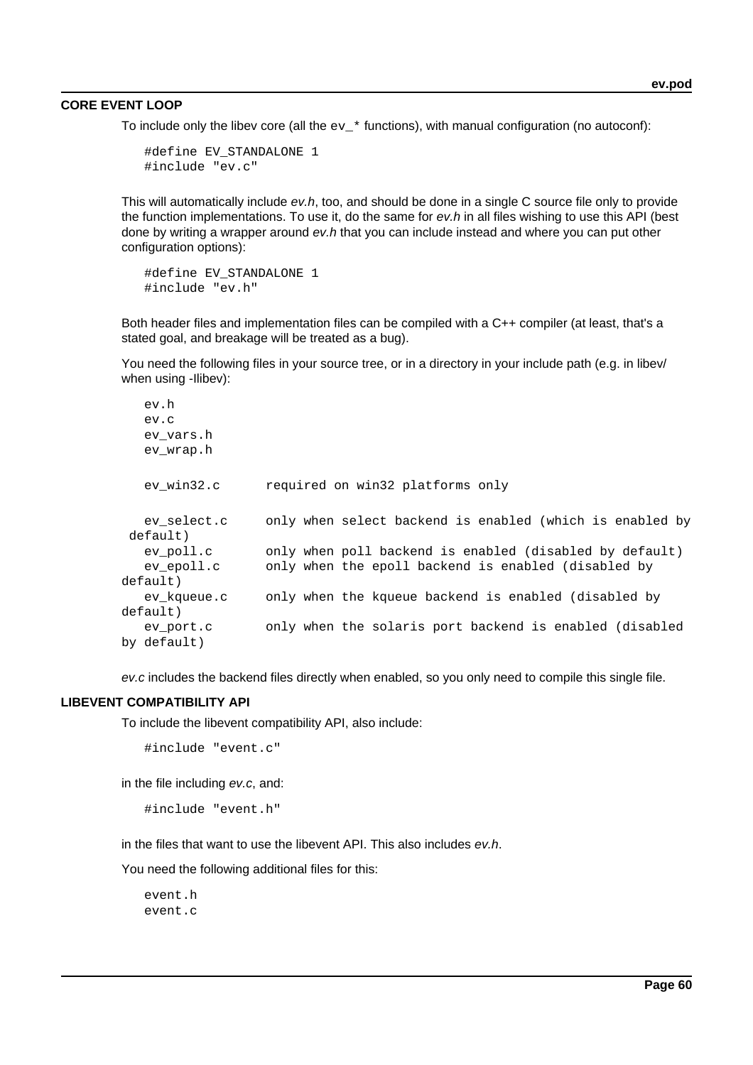### CORE EVENT LOOP

To include only the libev core (all the `ev_*` functions), with manual configuration (no autoconf):

```
#define EV_STANDALONE 1
#include "ev.c"
```

This will automatically include *ev.h*, too, and should be done in a single C source file only to provide the function implementations. To use it, do the same for *ev.h* in all files wishing to use this API (best done by writing a wrapper around *ev.h* that you can include instead and where you can put other configuration options):

```
#define EV_STANDALONE 1
#include "ev.h"
```

Both header files and implementation files can be compiled with a C++ compiler (at least, that's a stated goal, and breakage will be treated as a bug).

You need the following files in your source tree, or in a directory in your include path (e.g. in libev/ when using -Ilibev):

```
ev.h
ev.c
ev_vars.h
ev_wrap.h

ev_win32.c      required on win32 platforms only

ev_select.c     only when select backend is enabled (which is enabled by default)
ev_poll.c       only when poll backend is enabled (disabled by default)
ev_epoll.c      only when the epoll backend is enabled (disabled by default)
ev_kqueue.c     only when the kqueue backend is enabled (disabled by default)
ev_port.c       only when the solaris port backend is enabled (disabled by default)
```

*ev.c* includes the backend files directly when enabled, so you only need to compile this single file.

### LIBEVENT COMPATIBILITY API

To include the libevent compatibility API, also include:

```
#include "event.c"
```

in the file including *ev.c*, and:

```
#include "event.h"
```

in the files that want to use the libevent API. This also includes *ev.h*.

You need the following additional files for this:

```
event.h
event.c
```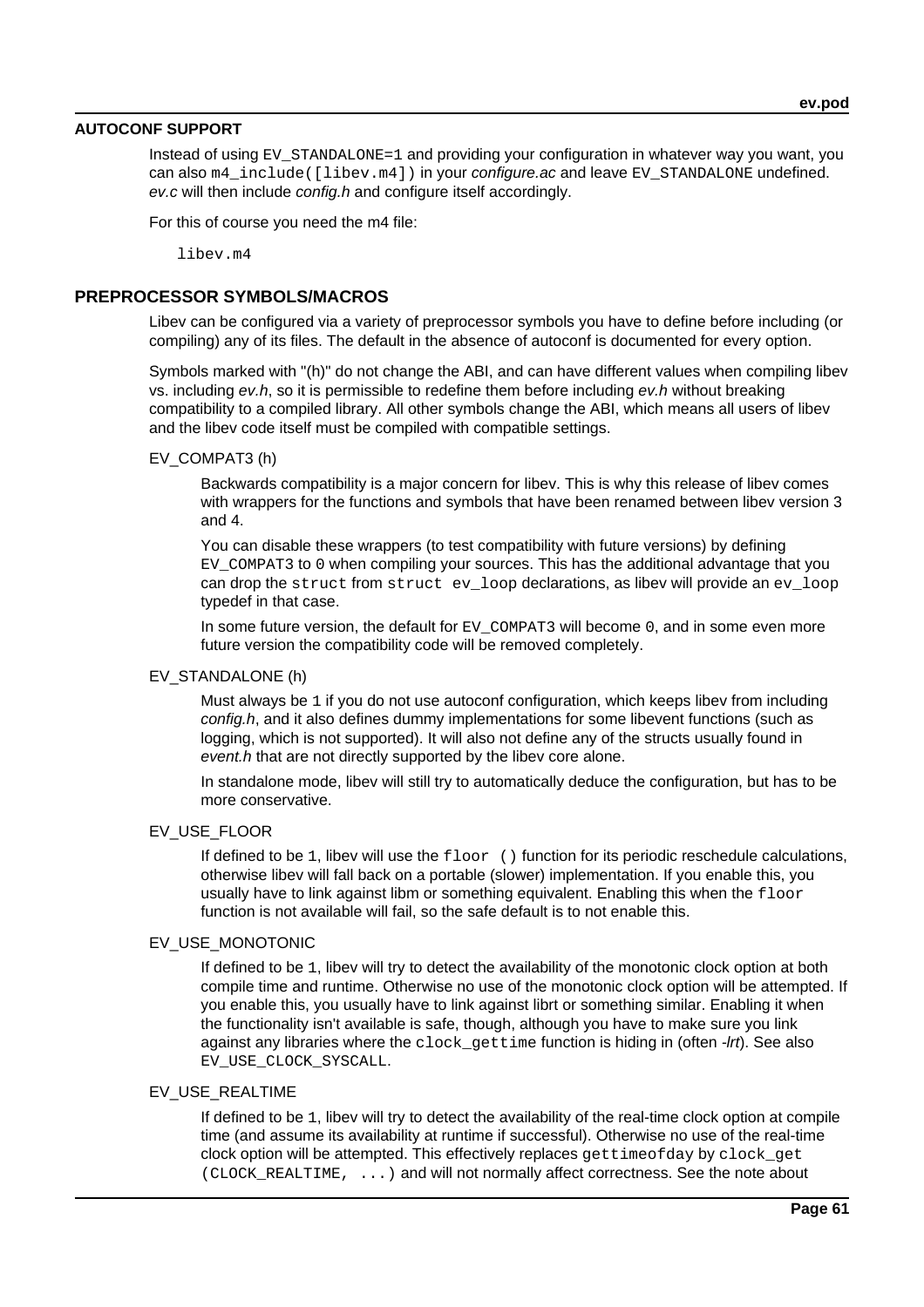## AUTOCONF SUPPORT

Instead of using `EV_STANDALONE=1` and providing your configuration in whatever way you want, you can also `m4_include([libev.m4])` in your *configure.ac* and leave `EV_STANDALONE` undefined. *ev.c* will then include *config.h* and configure itself accordingly.

For this of course you need the m4 file:

```
libev.m4
```

## PREPROCESSOR SYMBOLS/MACROS

Libev can be configured via a variety of preprocessor symbols you have to define before including (or compiling) any of its files. The default in the absence of autoconf is documented for every option.

Symbols marked with "(h)" do not change the ABI, and can have different values when compiling libev vs. including *ev.h*, so it is permissible to redefine them before including *ev.h* without breaking compatibility to a compiled library. All other symbols change the ABI, which means all users of libev and the libev code itself must be compiled with compatible settings.

EV_COMPAT3 (h)

Backwards compatibility is a major concern for libev. This is why this release of libev comes with wrappers for the functions and symbols that have been renamed between libev version 3 and 4.

You can disable these wrappers (to test compatibility with future versions) by defining `EV_COMPAT3` to `0` when compiling your sources. This has the additional advantage that you can drop the `struct` from `struct ev_loop` declarations, as libev will provide an `ev_loop` typedef in that case.

In some future version, the default for `EV_COMPAT3` will become `0`, and in some even more future version the compatibility code will be removed completely.

EV_STANDALONE (h)

Must always be `1` if you do not use autoconf configuration, which keeps libev from including *config.h*, and it also defines dummy implementations for some libevent functions (such as logging, which is not supported). It will also not define any of the structs usually found in *event.h* that are not directly supported by the libev core alone.

In standalone mode, libev will still try to automatically deduce the configuration, but has to be more conservative.

EV_USE_FLOOR

If defined to be `1`, libev will use the `floor ()` function for its periodic reschedule calculations, otherwise libev will fall back on a portable (slower) implementation. If you enable this, you usually have to link against libm or something equivalent. Enabling this when the `floor` function is not available will fail, so the safe default is to not enable this.

EV_USE_MONOTONIC

If defined to be `1`, libev will try to detect the availability of the monotonic clock option at both compile time and runtime. Otherwise no use of the monotonic clock option will be attempted. If you enable this, you usually have to link against librt or something similar. Enabling it when the functionality isn't available is safe, though, although you have to make sure you link against any libraries where the `clock_gettime` function is hiding in (often *-lrt*). See also `EV_USE_CLOCK_SYSCALL`.

EV_USE_REALTIME

If defined to be `1`, libev will try to detect the availability of the real-time clock option at compile time (and assume its availability at runtime if successful). Otherwise no use of the real-time clock option will be attempted. This effectively replaces `gettimeofday` by `clock_get (CLOCK_REALTIME, ...)` and will not normally affect correctness. See the note about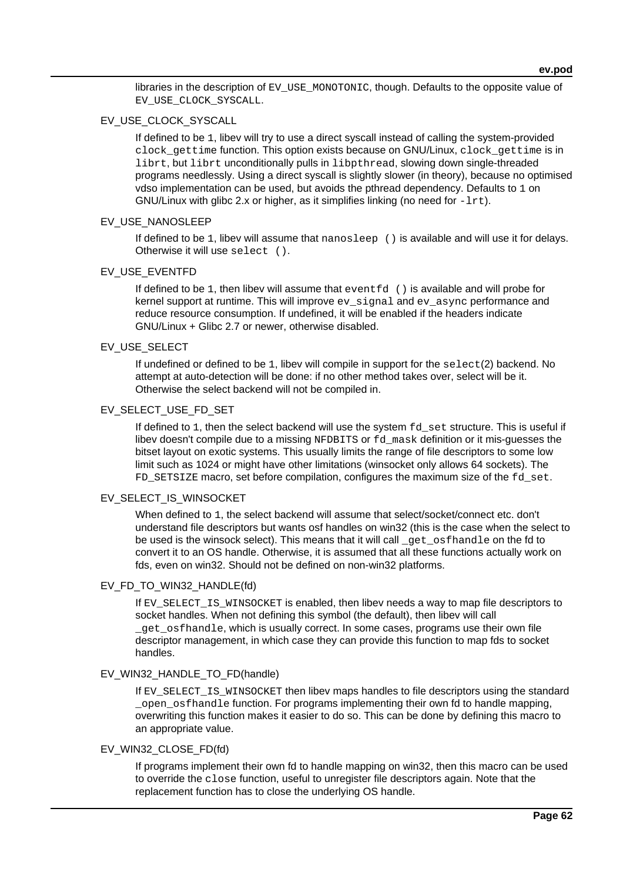libraries in the description of `EV_USE_MONOTONIC`, though. Defaults to the opposite value of `EV_USE_CLOCK_SYSCALL`.

EV_USE_CLOCK_SYSCALL

If defined to be `1`, libev will try to use a direct syscall instead of calling the system-provided `clock_gettime` function. This option exists because on GNU/Linux, `clock_gettime` is in `librt`, but `librt` unconditionally pulls in `libpthread`, slowing down single-threaded programs needlessly. Using a direct syscall is slightly slower (in theory), because no optimised vdso implementation can be used, but avoids the pthread dependency. Defaults to `1` on GNU/Linux with glibc 2.x or higher, as it simplifies linking (no need for `-lrt`).

EV_USE_NANOSLEEP

If defined to be `1`, libev will assume that `nanosleep ()` is available and will use it for delays. Otherwise it will use `select ()`.

EV_USE_EVENTFD

If defined to be `1`, then libev will assume that `eventfd ()` is available and will probe for kernel support at runtime. This will improve `ev_signal` and `ev_async` performance and reduce resource consumption. If undefined, it will be enabled if the headers indicate GNU/Linux + Glibc 2.7 or newer, otherwise disabled.

EV_USE_SELECT

If undefined or defined to be `1`, libev will compile in support for the `select`(2) backend. No attempt at auto-detection will be done: if no other method takes over, select will be it. Otherwise the select backend will not be compiled in.

EV_SELECT_USE_FD_SET

If defined to `1`, then the select backend will use the system `fd_set` structure. This is useful if libev doesn't compile due to a missing `NFDBITS` or `fd_mask` definition or it mis-guesses the bitset layout on exotic systems. This usually limits the range of file descriptors to some low limit such as 1024 or might have other limitations (winsocket only allows 64 sockets). The `FD_SETSIZE` macro, set before compilation, configures the maximum size of the `fd_set`.

EV_SELECT_IS_WINSOCKET

When defined to `1`, the select backend will assume that select/socket/connect etc. don't understand file descriptors but wants osf handles on win32 (this is the case when the select to be used is the winsock select). This means that it will call `_get_osfhandle` on the fd to convert it to an OS handle. Otherwise, it is assumed that all these functions actually work on fds, even on win32. Should not be defined on non-win32 platforms.

EV_FD_TO_WIN32_HANDLE(fd)

If `EV_SELECT_IS_WINSOCKET` is enabled, then libev needs a way to map file descriptors to socket handles. When not defining this symbol (the default), then libev will call `_get_osfhandle`, which is usually correct. In some cases, programs use their own file descriptor management, in which case they can provide this function to map fds to socket handles.

EV_WIN32_HANDLE_TO_FD(handle)

If `EV_SELECT_IS_WINSOCKET` then libev maps handles to file descriptors using the standard `_open_osfhandle` function. For programs implementing their own fd to handle mapping, overwriting this function makes it easier to do so. This can be done by defining this macro to an appropriate value.

EV_WIN32_CLOSE_FD(fd)

If programs implement their own fd to handle mapping on win32, then this macro can be used to override the `close` function, useful to unregister file descriptors again. Note that the replacement function has to close the underlying OS handle.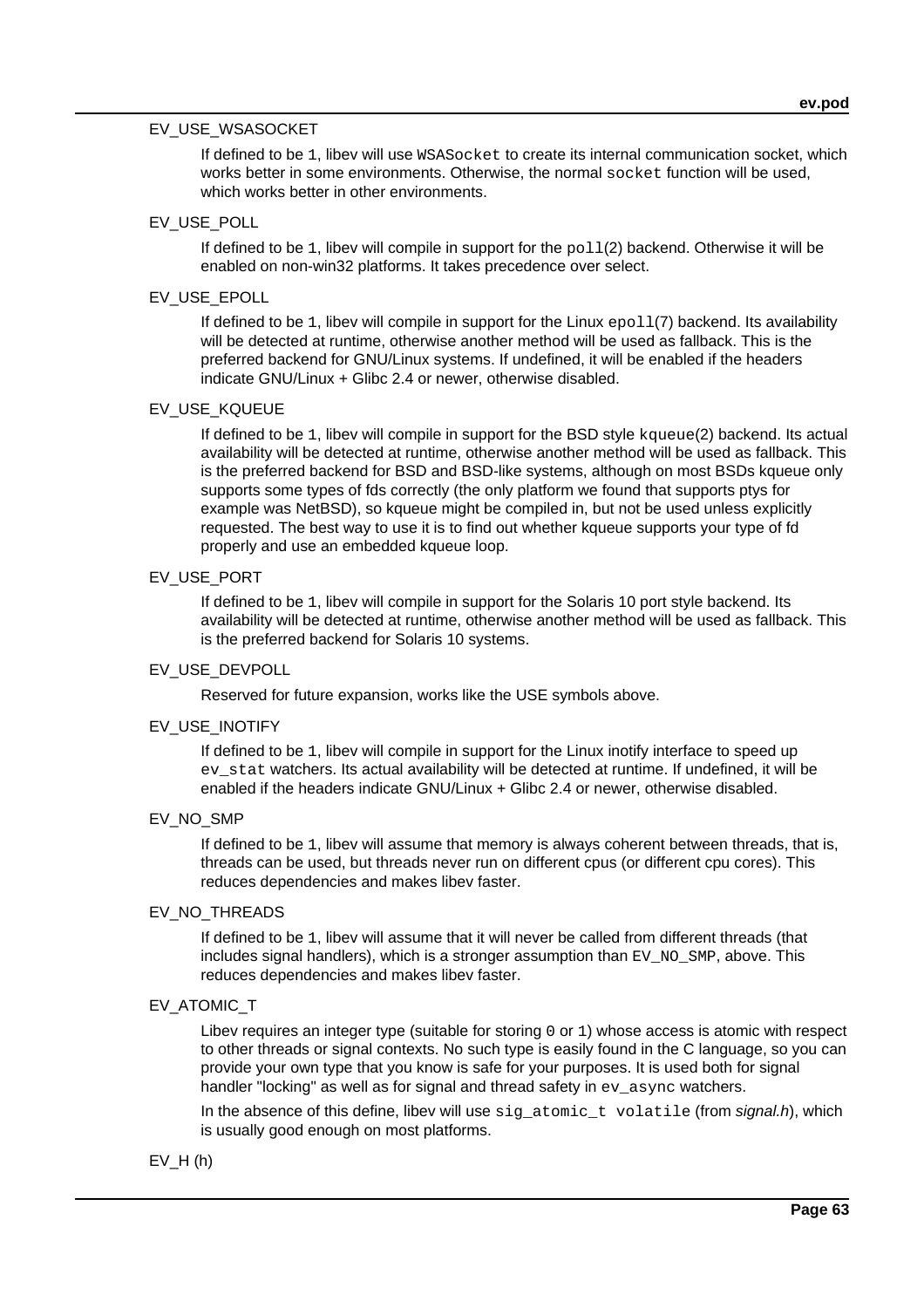EV_USE_WSASOCKET

If defined to be `1`, libev will use `WSASocket` to create its internal communication socket, which works better in some environments. Otherwise, the normal `socket` function will be used, which works better in other environments.

EV_USE_POLL

If defined to be `1`, libev will compile in support for the `poll`(2) backend. Otherwise it will be enabled on non-win32 platforms. It takes precedence over select.

EV_USE_EPOLL

If defined to be `1`, libev will compile in support for the Linux `epoll`(7) backend. Its availability will be detected at runtime, otherwise another method will be used as fallback. This is the preferred backend for GNU/Linux systems. If undefined, it will be enabled if the headers indicate GNU/Linux + Glibc 2.4 or newer, otherwise disabled.

EV_USE_KQUEUE

If defined to be `1`, libev will compile in support for the BSD style `kqueue`(2) backend. Its actual availability will be detected at runtime, otherwise another method will be used as fallback. This is the preferred backend for BSD and BSD-like systems, although on most BSDs kqueue only supports some types of fds correctly (the only platform we found that supports ptys for example was NetBSD), so kqueue might be compiled in, but not be used unless explicitly requested. The best way to use it is to find out whether kqueue supports your type of fd properly and use an embedded kqueue loop.

EV_USE_PORT

If defined to be `1`, libev will compile in support for the Solaris 10 port style backend. Its availability will be detected at runtime, otherwise another method will be used as fallback. This is the preferred backend for Solaris 10 systems.

EV_USE_DEVPOLL

Reserved for future expansion, works like the USE symbols above.

EV_USE_INOTIFY

If defined to be `1`, libev will compile in support for the Linux inotify interface to speed up `ev_stat` watchers. Its actual availability will be detected at runtime. If undefined, it will be enabled if the headers indicate GNU/Linux + Glibc 2.4 or newer, otherwise disabled.

EV_NO_SMP

If defined to be `1`, libev will assume that memory is always coherent between threads, that is, threads can be used, but threads never run on different cpus (or different cpu cores). This reduces dependencies and makes libev faster.

EV_NO_THREADS

If defined to be `1`, libev will assume that it will never be called from different threads (that includes signal handlers), which is a stronger assumption than `EV_NO_SMP`, above. This reduces dependencies and makes libev faster.

EV_ATOMIC_T

Libev requires an integer type (suitable for storing `0` or `1`) whose access is atomic with respect to other threads or signal contexts. No such type is easily found in the C language, so you can provide your own type that you know is safe for your purposes. It is used both for signal handler "locking" as well as for signal and thread safety in `ev_async` watchers.

In the absence of this define, libev will use `sig_atomic_t volatile` (from *signal.h*), which is usually good enough on most platforms.

EV_H (h)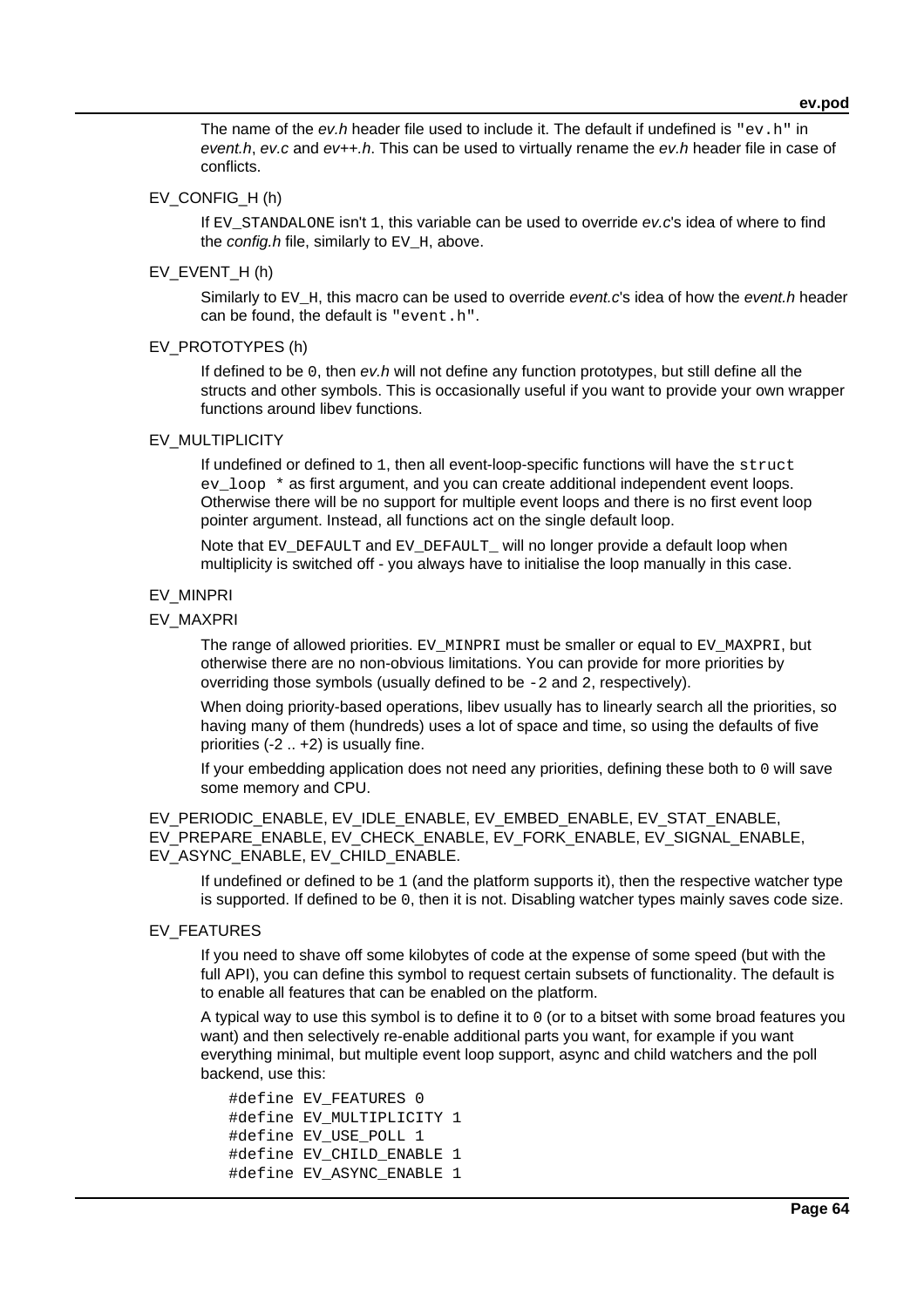The name of the *ev.h* header file used to include it. The default if undefined is `"ev.h"` in *event.h*, *ev.c* and *ev++.h*. This can be used to virtually rename the *ev.h* header file in case of conflicts.

EV_CONFIG_H (h)

If `EV_STANDALONE` isn't `1`, this variable can be used to override *ev.c*'s idea of where to find the *config.h* file, similarly to `EV_H`, above.

EV_EVENT_H (h)

Similarly to `EV_H`, this macro can be used to override *event.c*'s idea of how the *event.h* header can be found, the default is `"event.h"`.

EV_PROTOTYPES (h)

If defined to be `0`, then *ev.h* will not define any function prototypes, but still define all the structs and other symbols. This is occasionally useful if you want to provide your own wrapper functions around libev functions.

EV_MULTIPLICITY

If undefined or defined to `1`, then all event-loop-specific functions will have the `struct ev_loop *` as first argument, and you can create additional independent event loops. Otherwise there will be no support for multiple event loops and there is no first event loop pointer argument. Instead, all functions act on the single default loop.

Note that `EV_DEFAULT` and `EV_DEFAULT_` will no longer provide a default loop when multiplicity is switched off - you always have to initialise the loop manually in this case.

EV_MINPRI

EV_MAXPRI

The range of allowed priorities. `EV_MINPRI` must be smaller or equal to `EV_MAXPRI`, but otherwise there are no non-obvious limitations. You can provide for more priorities by overriding those symbols (usually defined to be `-2` and `2`, respectively).

When doing priority-based operations, libev usually has to linearly search all the priorities, so having many of them (hundreds) uses a lot of space and time, so using the defaults of five priorities (-2 .. +2) is usually fine.

If your embedding application does not need any priorities, defining these both to `0` will save some memory and CPU.

EV_PERIODIC_ENABLE, EV_IDLE_ENABLE, EV_EMBED_ENABLE, EV_STAT_ENABLE, EV_PREPARE_ENABLE, EV_CHECK_ENABLE, EV_FORK_ENABLE, EV_SIGNAL_ENABLE, EV_ASYNC_ENABLE, EV_CHILD_ENABLE.

If undefined or defined to be `1` (and the platform supports it), then the respective watcher type is supported. If defined to be `0`, then it is not. Disabling watcher types mainly saves code size.

EV_FEATURES

If you need to shave off some kilobytes of code at the expense of some speed (but with the full API), you can define this symbol to request certain subsets of functionality. The default is to enable all features that can be enabled on the platform.

A typical way to use this symbol is to define it to `0` (or to a bitset with some broad features you want) and then selectively re-enable additional parts you want, for example if you want everything minimal, but multiple event loop support, async and child watchers and the poll backend, use this:

```
#define EV_FEATURES 0
#define EV_MULTIPLICITY 1
#define EV_USE_POLL 1
#define EV_CHILD_ENABLE 1
#define EV_ASYNC_ENABLE 1
```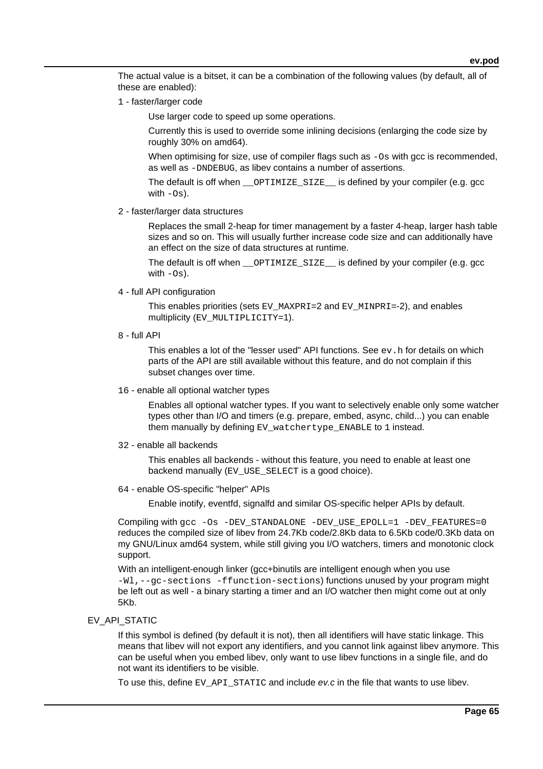The actual value is a bitset, it can be a combination of the following values (by default, all of these are enabled):

`1` - faster/larger code

> Use larger code to speed up some operations.
>
> Currently this is used to override some inlining decisions (enlarging the code size by roughly 30% on amd64).
>
> When optimising for size, use of compiler flags such as `-Os` with gcc is recommended, as well as `-DNDEBUG`, as libev contains a number of assertions.
>
> The default is off when `__OPTIMIZE_SIZE__` is defined by your compiler (e.g. gcc with `-Os`).

`2` - faster/larger data structures

> Replaces the small 2-heap for timer management by a faster 4-heap, larger hash table sizes and so on. This will usually further increase code size and can additionally have an effect on the size of data structures at runtime.
>
> The default is off when `__OPTIMIZE_SIZE__` is defined by your compiler (e.g. gcc with `-Os`).

`4` - full API configuration

> This enables priorities (sets `EV_MAXPRI`=2 and `EV_MINPRI`=-2), and enables multiplicity (`EV_MULTIPLICITY`=1).

`8` - full API

> This enables a lot of the "lesser used" API functions. See `ev.h` for details on which parts of the API are still available without this feature, and do not complain if this subset changes over time.

`16` - enable all optional watcher types

> Enables all optional watcher types. If you want to selectively enable only some watcher types other than I/O and timers (e.g. prepare, embed, async, child...) you can enable them manually by defining `EV_watchertype_ENABLE` to `1` instead.

`32` - enable all backends

> This enables all backends - without this feature, you need to enable at least one backend manually (`EV_USE_SELECT` is a good choice).

`64` - enable OS-specific "helper" APIs

> Enable inotify, eventfd, signalfd and similar OS-specific helper APIs by default.

Compiling with `gcc -Os -DEV_STANDALONE -DEV_USE_EPOLL=1 -DEV_FEATURES=0` reduces the compiled size of libev from 24.7Kb code/2.8Kb data to 6.5Kb code/0.3Kb data on my GNU/Linux amd64 system, while still giving you I/O watchers, timers and monotonic clock support.

With an intelligent-enough linker (gcc+binutils are intelligent enough when you use `-Wl,--gc-sections -ffunction-sections`) functions unused by your program might be left out as well - a binary starting a timer and an I/O watcher then might come out at only 5Kb.

EV_API_STATIC

> If this symbol is defined (by default it is not), then all identifiers will have static linkage. This means that libev will not export any identifiers, and you cannot link against libev anymore. This can be useful when you embed libev, only want to use libev functions in a single file, and do not want its identifiers to be visible.
>
> To use this, define `EV_API_STATIC` and include *ev.c* in the file that wants to use libev.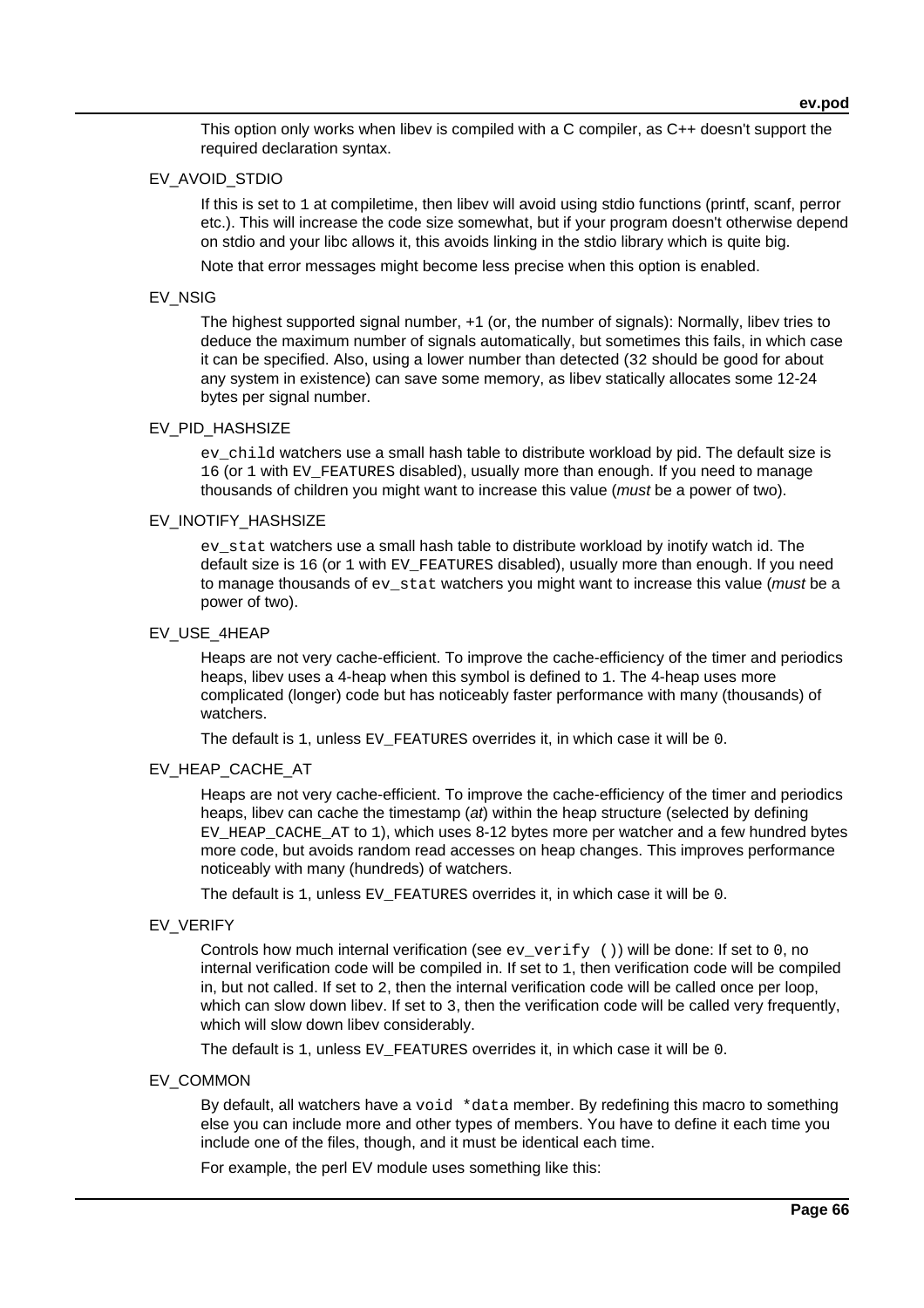This option only works when libev is compiled with a C compiler, as C++ doesn't support the required declaration syntax.

EV_AVOID_STDIO

If this is set to `1` at compiletime, then libev will avoid using stdio functions (printf, scanf, perror etc.). This will increase the code size somewhat, but if your program doesn't otherwise depend on stdio and your libc allows it, this avoids linking in the stdio library which is quite big.

Note that error messages might become less precise when this option is enabled.

EV_NSIG

The highest supported signal number, +1 (or, the number of signals): Normally, libev tries to deduce the maximum number of signals automatically, but sometimes this fails, in which case it can be specified. Also, using a lower number than detected (`32` should be good for about any system in existence) can save some memory, as libev statically allocates some 12-24 bytes per signal number.

EV_PID_HASHSIZE

`ev_child` watchers use a small hash table to distribute workload by pid. The default size is `16` (or `1` with `EV_FEATURES` disabled), usually more than enough. If you need to manage thousands of children you might want to increase this value (*must* be a power of two).

EV_INOTIFY_HASHSIZE

`ev_stat` watchers use a small hash table to distribute workload by inotify watch id. The default size is `16` (or `1` with `EV_FEATURES` disabled), usually more than enough. If you need to manage thousands of `ev_stat` watchers you might want to increase this value (*must* be a power of two).

EV_USE_4HEAP

Heaps are not very cache-efficient. To improve the cache-efficiency of the timer and periodics heaps, libev uses a 4-heap when this symbol is defined to `1`. The 4-heap uses more complicated (longer) code but has noticeably faster performance with many (thousands) of watchers.

The default is `1`, unless `EV_FEATURES` overrides it, in which case it will be `0`.

EV_HEAP_CACHE_AT

Heaps are not very cache-efficient. To improve the cache-efficiency of the timer and periodics heaps, libev can cache the timestamp (*at*) within the heap structure (selected by defining `EV_HEAP_CACHE_AT` to `1`), which uses 8-12 bytes more per watcher and a few hundred bytes more code, but avoids random read accesses on heap changes. This improves performance noticeably with many (hundreds) of watchers.

The default is `1`, unless `EV_FEATURES` overrides it, in which case it will be `0`.

EV_VERIFY

Controls how much internal verification (see `ev_verify ()`) will be done: If set to `0`, no internal verification code will be compiled in. If set to `1`, then verification code will be compiled in, but not called. If set to `2`, then the internal verification code will be called once per loop, which can slow down libev. If set to `3`, then the verification code will be called very frequently, which will slow down libev considerably.

The default is `1`, unless `EV_FEATURES` overrides it, in which case it will be `0`.

EV_COMMON

By default, all watchers have a `void *data` member. By redefining this macro to something else you can include more and other types of members. You have to define it each time you include one of the files, though, and it must be identical each time.

For example, the perl EV module uses something like this: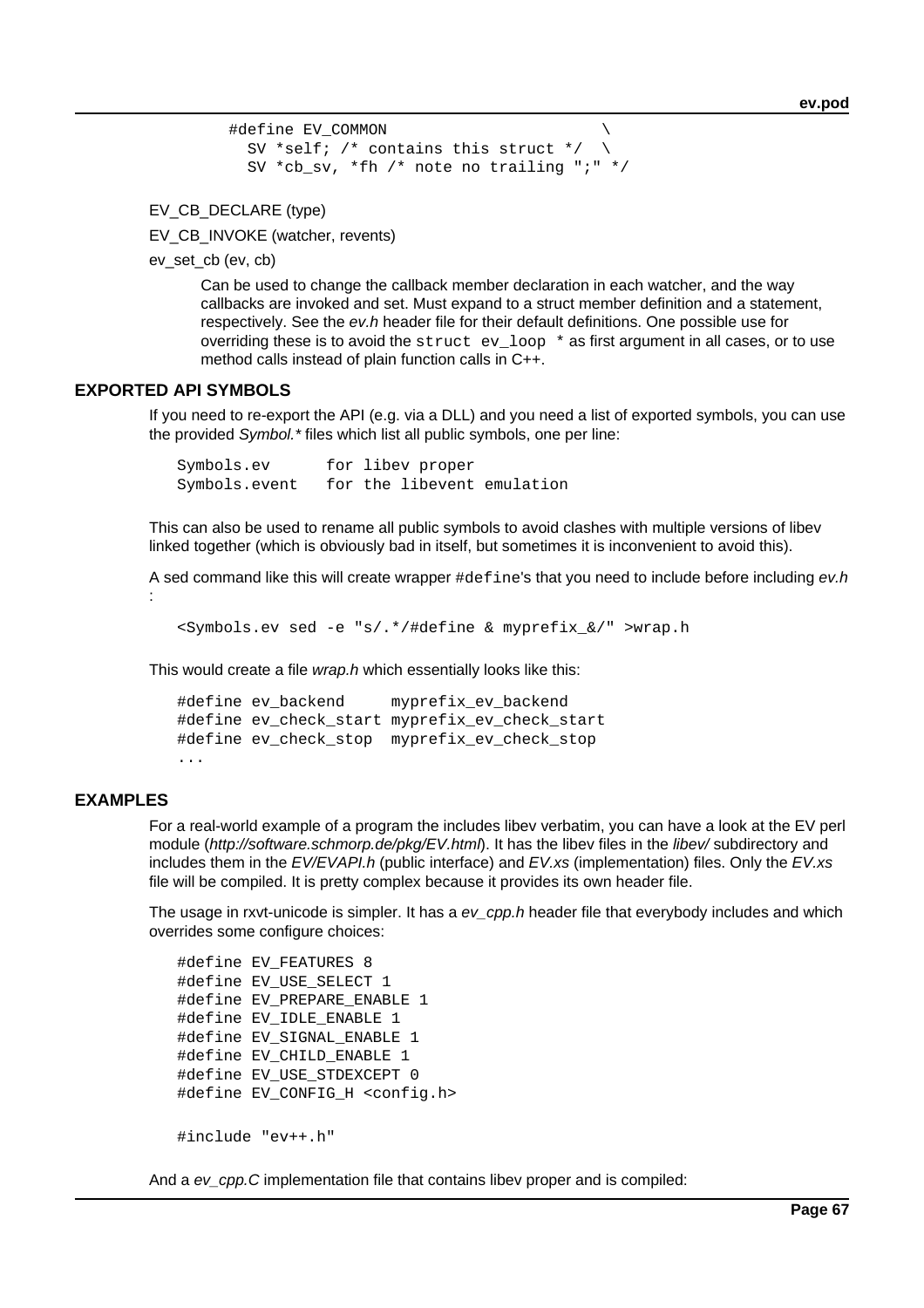```
#define EV_COMMON                       \
  SV *self; /* contains this struct */  \
  SV *cb_sv, *fh /* note no trailing ";" */
```

EV_CB_DECLARE (type)

EV_CB_INVOKE (watcher, revents)

ev_set_cb (ev, cb)

Can be used to change the callback member declaration in each watcher, and the way callbacks are invoked and set. Must expand to a struct member definition and a statement, respectively. See the *ev.h* header file for their default definitions. One possible use for overriding these is to avoid the `struct ev_loop *` as first argument in all cases, or to use method calls instead of plain function calls in C++.

## EXPORTED API SYMBOLS

If you need to re-export the API (e.g. via a DLL) and you need a list of exported symbols, you can use the provided *Symbol.** files which list all public symbols, one per line:

```
Symbols.ev      for libev proper
Symbols.event   for the libevent emulation
```

This can also be used to rename all public symbols to avoid clashes with multiple versions of libev linked together (which is obviously bad in itself, but sometimes it is inconvenient to avoid this).

A sed command like this will create wrapper `#define`'s that you need to include before including *ev.h* :

```
<Symbols.ev sed -e "s/.*/#define & myprefix_&/" >wrap.h
```

This would create a file *wrap.h* which essentially looks like this:

```
#define ev_backend     myprefix_ev_backend
#define ev_check_start myprefix_ev_check_start
#define ev_check_stop  myprefix_ev_check_stop
...
```

## EXAMPLES

For a real-world example of a program the includes libev verbatim, you can have a look at the EV perl module (*http://software.schmorp.de/pkg/EV.html*). It has the libev files in the *libev/* subdirectory and includes them in the *EV/EVAPI.h* (public interface) and *EV.xs* (implementation) files. Only the *EV.xs* file will be compiled. It is pretty complex because it provides its own header file.

The usage in rxvt-unicode is simpler. It has a *ev_cpp.h* header file that everybody includes and which overrides some configure choices:

```
#define EV_FEATURES 8
#define EV_USE_SELECT 1
#define EV_PREPARE_ENABLE 1
#define EV_IDLE_ENABLE 1
#define EV_SIGNAL_ENABLE 1
#define EV_CHILD_ENABLE 1
#define EV_USE_STDEXCEPT 0
#define EV_CONFIG_H <config.h>

#include "ev++.h"
```

And a *ev_cpp.C* implementation file that contains libev proper and is compiled: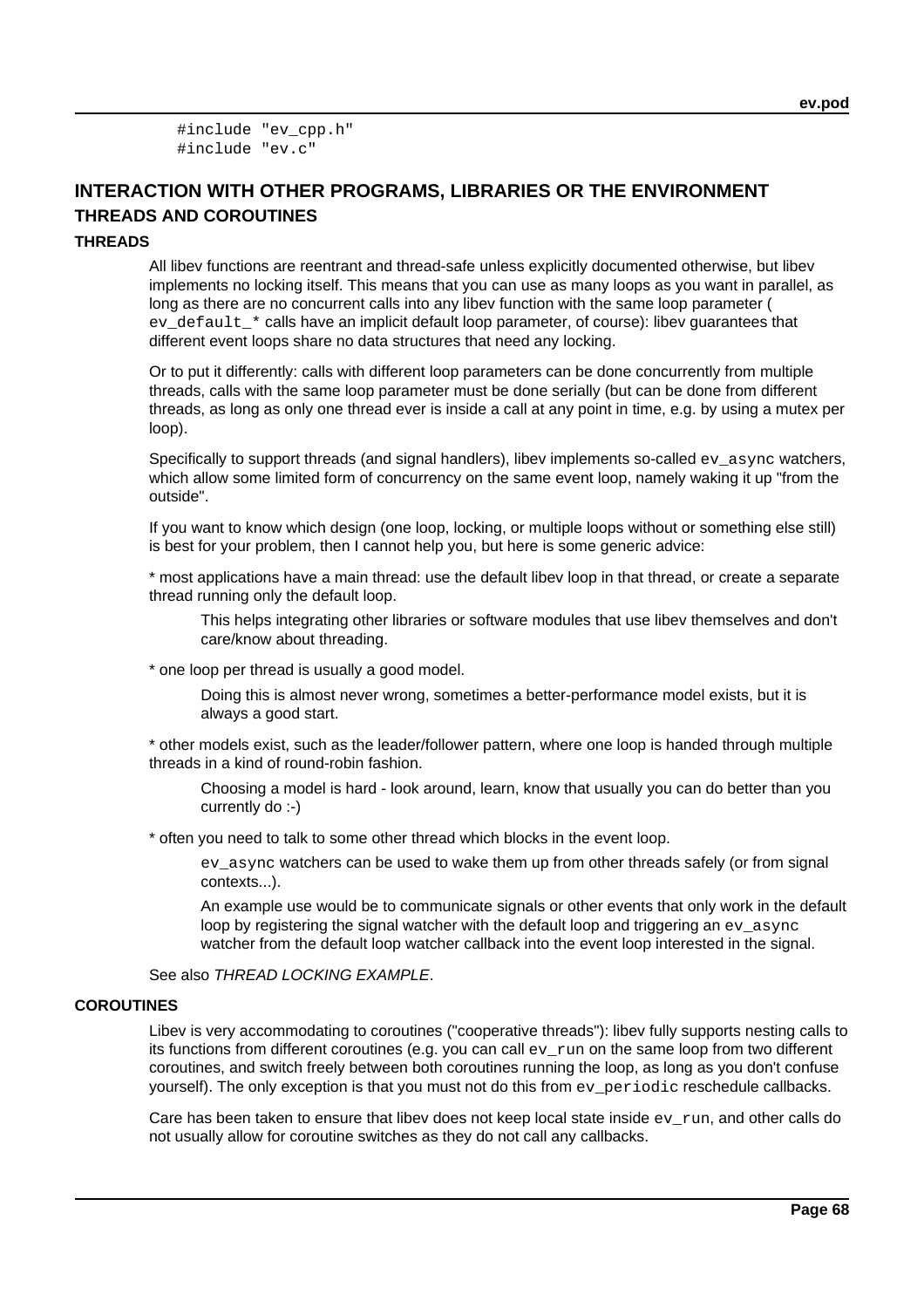```
#include "ev_cpp.h"
#include "ev.c"
```

# INTERACTION WITH OTHER PROGRAMS, LIBRARIES OR THE ENVIRONMENT

## THREADS AND COROUTINES

### THREADS

All libev functions are reentrant and thread-safe unless explicitly documented otherwise, but libev implements no locking itself. This means that you can use as many loops as you want in parallel, as long as there are no concurrent calls into any libev function with the same loop parameter ( `ev_default_*` calls have an implicit default loop parameter, of course): libev guarantees that different event loops share no data structures that need any locking.

Or to put it differently: calls with different loop parameters can be done concurrently from multiple threads, calls with the same loop parameter must be done serially (but can be done from different threads, as long as only one thread ever is inside a call at any point in time, e.g. by using a mutex per loop).

Specifically to support threads (and signal handlers), libev implements so-called `ev_async` watchers, which allow some limited form of concurrency on the same event loop, namely waking it up "from the outside".

If you want to know which design (one loop, locking, or multiple loops without or something else still) is best for your problem, then I cannot help you, but here is some generic advice:

* most applications have a main thread: use the default libev loop in that thread, or create a separate thread running only the default loop.

  This helps integrating other libraries or software modules that use libev themselves and don't care/know about threading.

* one loop per thread is usually a good model.

  Doing this is almost never wrong, sometimes a better-performance model exists, but it is always a good start.

* other models exist, such as the leader/follower pattern, where one loop is handed through multiple threads in a kind of round-robin fashion.

  Choosing a model is hard - look around, learn, know that usually you can do better than you currently do :-)

* often you need to talk to some other thread which blocks in the event loop.

  `ev_async` watchers can be used to wake them up from other threads safely (or from signal contexts...).

  An example use would be to communicate signals or other events that only work in the default loop by registering the signal watcher with the default loop and triggering an `ev_async` watcher from the default loop watcher callback into the event loop interested in the signal.

See also *THREAD LOCKING EXAMPLE*.

### COROUTINES

Libev is very accommodating to coroutines ("cooperative threads"): libev fully supports nesting calls to its functions from different coroutines (e.g. you can call `ev_run` on the same loop from two different coroutines, and switch freely between both coroutines running the loop, as long as you don't confuse yourself). The only exception is that you must not do this from `ev_periodic` reschedule callbacks.

Care has been taken to ensure that libev does not keep local state inside `ev_run`, and other calls do not usually allow for coroutine switches as they do not call any callbacks.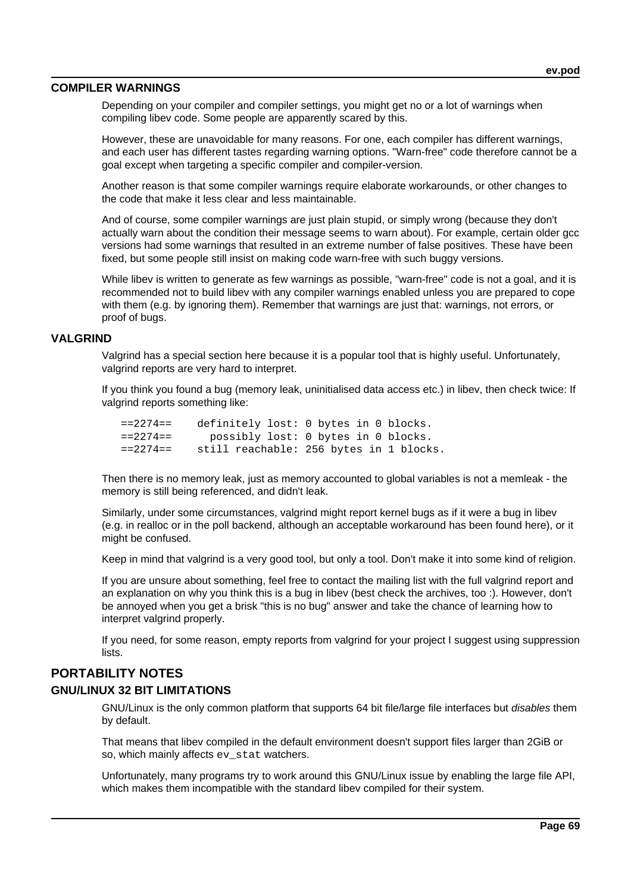## COMPILER WARNINGS

Depending on your compiler and compiler settings, you might get no or a lot of warnings when compiling libev code. Some people are apparently scared by this.

However, these are unavoidable for many reasons. For one, each compiler has different warnings, and each user has different tastes regarding warning options. "Warn-free" code therefore cannot be a goal except when targeting a specific compiler and compiler-version.

Another reason is that some compiler warnings require elaborate workarounds, or other changes to the code that make it less clear and less maintainable.

And of course, some compiler warnings are just plain stupid, or simply wrong (because they don't actually warn about the condition their message seems to warn about). For example, certain older gcc versions had some warnings that resulted in an extreme number of false positives. These have been fixed, but some people still insist on making code warn-free with such buggy versions.

While libev is written to generate as few warnings as possible, "warn-free" code is not a goal, and it is recommended not to build libev with any compiler warnings enabled unless you are prepared to cope with them (e.g. by ignoring them). Remember that warnings are just that: warnings, not errors, or proof of bugs.

## VALGRIND

Valgrind has a special section here because it is a popular tool that is highly useful. Unfortunately, valgrind reports are very hard to interpret.

If you think you found a bug (memory leak, uninitialised data access etc.) in libev, then check twice: If valgrind reports something like:

```
==2274==    definitely lost: 0 bytes in 0 blocks.
==2274==      possibly lost: 0 bytes in 0 blocks.
==2274==    still reachable: 256 bytes in 1 blocks.
```

Then there is no memory leak, just as memory accounted to global variables is not a memleak - the memory is still being referenced, and didn't leak.

Similarly, under some circumstances, valgrind might report kernel bugs as if it were a bug in libev (e.g. in realloc or in the poll backend, although an acceptable workaround has been found here), or it might be confused.

Keep in mind that valgrind is a very good tool, but only a tool. Don't make it into some kind of religion.

If you are unsure about something, feel free to contact the mailing list with the full valgrind report and an explanation on why you think this is a bug in libev (best check the archives, too :). However, don't be annoyed when you get a brisk "this is no bug" answer and take the chance of learning how to interpret valgrind properly.

If you need, for some reason, empty reports from valgrind for your project I suggest using suppression lists.

# PORTABILITY NOTES

## GNU/LINUX 32 BIT LIMITATIONS

GNU/Linux is the only common platform that supports 64 bit file/large file interfaces but *disables* them by default.

That means that libev compiled in the default environment doesn't support files larger than 2GiB or so, which mainly affects `ev_stat` watchers.

Unfortunately, many programs try to work around this GNU/Linux issue by enabling the large file API, which makes them incompatible with the standard libev compiled for their system.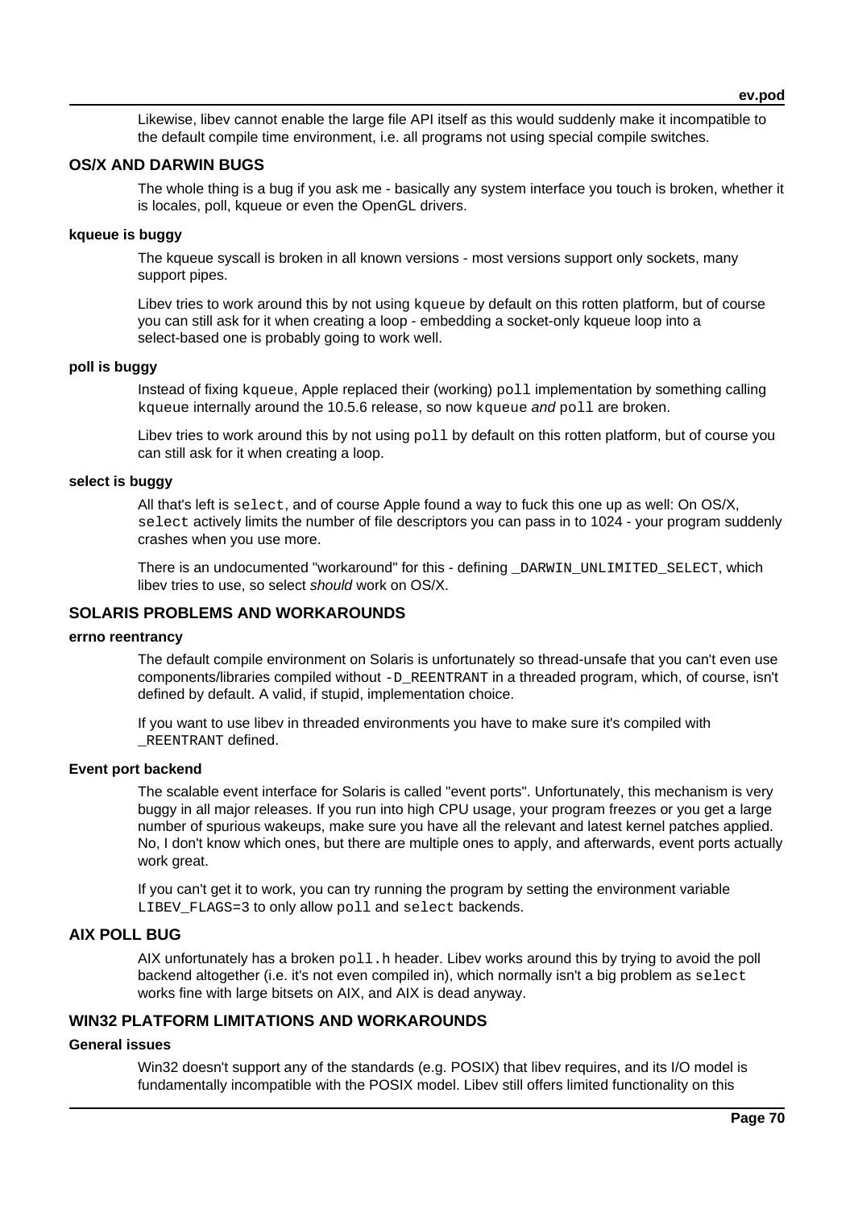Likewise, libev cannot enable the large file API itself as this would suddenly make it incompatible to the default compile time environment, i.e. all programs not using special compile switches.

## OS/X AND DARWIN BUGS

The whole thing is a bug if you ask me - basically any system interface you touch is broken, whether it is locales, poll, kqueue or even the OpenGL drivers.

### kqueue is buggy

The kqueue syscall is broken in all known versions - most versions support only sockets, many support pipes.

Libev tries to work around this by not using `kqueue` by default on this rotten platform, but of course you can still ask for it when creating a loop - embedding a socket-only kqueue loop into a select-based one is probably going to work well.

### poll is buggy

Instead of fixing `kqueue`, Apple replaced their (working) `poll` implementation by something calling `kqueue` internally around the 10.5.6 release, so now `kqueue` *and* `poll` are broken.

Libev tries to work around this by not using `poll` by default on this rotten platform, but of course you can still ask for it when creating a loop.

### select is buggy

All that's left is `select`, and of course Apple found a way to fuck this one up as well: On OS/X, `select` actively limits the number of file descriptors you can pass in to 1024 - your program suddenly crashes when you use more.

There is an undocumented "workaround" for this - defining `_DARWIN_UNLIMITED_SELECT`, which libev tries to use, so select *should* work on OS/X.

## SOLARIS PROBLEMS AND WORKAROUNDS

### errno reentrancy

The default compile environment on Solaris is unfortunately so thread-unsafe that you can't even use components/libraries compiled without `-D_REENTRANT` in a threaded program, which, of course, isn't defined by default. A valid, if stupid, implementation choice.

If you want to use libev in threaded environments you have to make sure it's compiled with `_REENTRANT` defined.

### Event port backend

The scalable event interface for Solaris is called "event ports". Unfortunately, this mechanism is very buggy in all major releases. If you run into high CPU usage, your program freezes or you get a large number of spurious wakeups, make sure you have all the relevant and latest kernel patches applied. No, I don't know which ones, but there are multiple ones to apply, and afterwards, event ports actually work great.

If you can't get it to work, you can try running the program by setting the environment variable `LIBEV_FLAGS=3` to only allow `poll` and `select` backends.

## AIX POLL BUG

AIX unfortunately has a broken `poll.h` header. Libev works around this by trying to avoid the poll backend altogether (i.e. it's not even compiled in), which normally isn't a big problem as `select` works fine with large bitsets on AIX, and AIX is dead anyway.

## WIN32 PLATFORM LIMITATIONS AND WORKAROUNDS

### General issues

Win32 doesn't support any of the standards (e.g. POSIX) that libev requires, and its I/O model is fundamentally incompatible with the POSIX model. Libev still offers limited functionality on this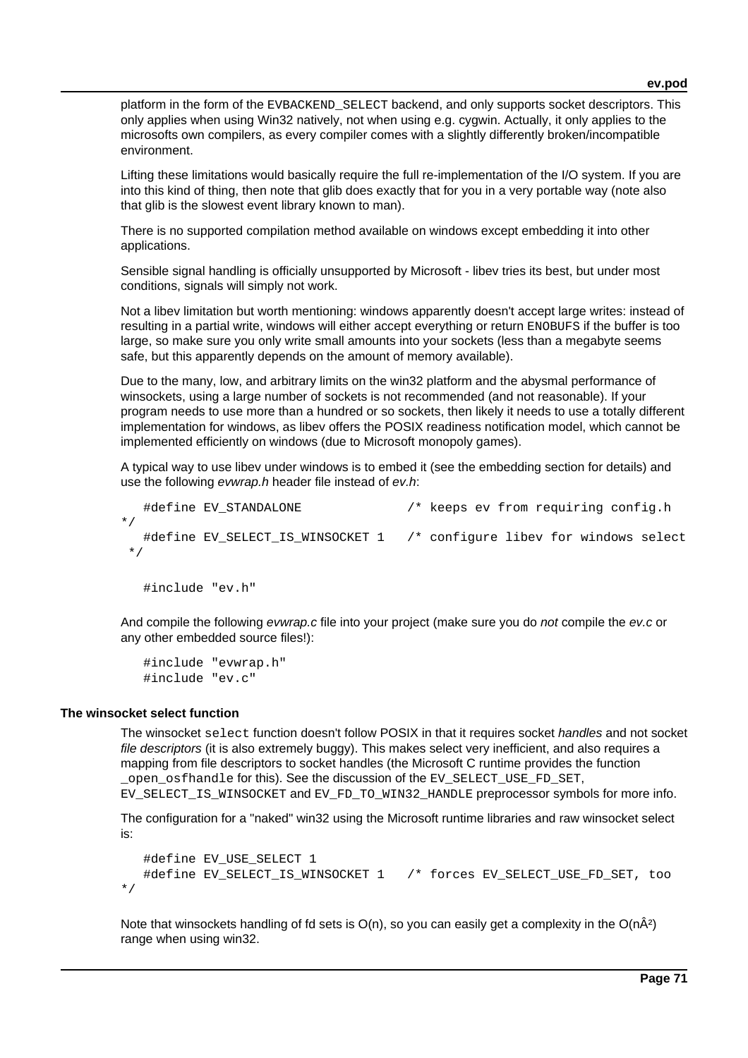platform in the form of the EVBACKEND_SELECT backend, and only supports socket descriptors. This only applies when using Win32 natively, not when using e.g. cygwin. Actually, it only applies to the microsofts own compilers, as every compiler comes with a slightly differently broken/incompatible environment.

Lifting these limitations would basically require the full re-implementation of the I/O system. If you are into this kind of thing, then note that glib does exactly that for you in a very portable way (note also that glib is the slowest event library known to man).

There is no supported compilation method available on windows except embedding it into other applications.

Sensible signal handling is officially unsupported by Microsoft - libev tries its best, but under most conditions, signals will simply not work.

Not a libev limitation but worth mentioning: windows apparently doesn't accept large writes: instead of resulting in a partial write, windows will either accept everything or return ENOBUFS if the buffer is too large, so make sure you only write small amounts into your sockets (less than a megabyte seems safe, but this apparently depends on the amount of memory available).

Due to the many, low, and arbitrary limits on the win32 platform and the abysmal performance of winsockets, using a large number of sockets is not recommended (and not reasonable). If your program needs to use more than a hundred or so sockets, then likely it needs to use a totally different implementation for windows, as libev offers the POSIX readiness notification model, which cannot be implemented efficiently on windows (due to Microsoft monopoly games).

A typical way to use libev under windows is to embed it (see the embedding section for details) and use the following *evwrap.h* header file instead of *ev.h*:

```
   #define EV_STANDALONE              /* keeps ev from requiring config.h */
   #define EV_SELECT_IS_WINSOCKET 1   /* configure libev for windows select */

   #include "ev.h"
```

And compile the following *evwrap.c* file into your project (make sure you do *not* compile the *ev.c* or any other embedded source files!):

```
   #include "evwrap.h"
   #include "ev.c"
```

### The winsocket select function

The winsocket `select` function doesn't follow POSIX in that it requires socket *handles* and not socket *file descriptors* (it is also extremely buggy). This makes select very inefficient, and also requires a mapping from file descriptors to socket handles (the Microsoft C runtime provides the function `_open_osfhandle` for this). See the discussion of the EV_SELECT_USE_FD_SET, EV_SELECT_IS_WINSOCKET and EV_FD_TO_WIN32_HANDLE preprocessor symbols for more info.

The configuration for a "naked" win32 using the Microsoft runtime libraries and raw winsocket select is:

```
   #define EV_USE_SELECT 1
   #define EV_SELECT_IS_WINSOCKET 1   /* forces EV_SELECT_USE_FD_SET, too */
```

Note that winsockets handling of fd sets is O(n), so you can easily get a complexity in the O(nÂ²) range when using win32.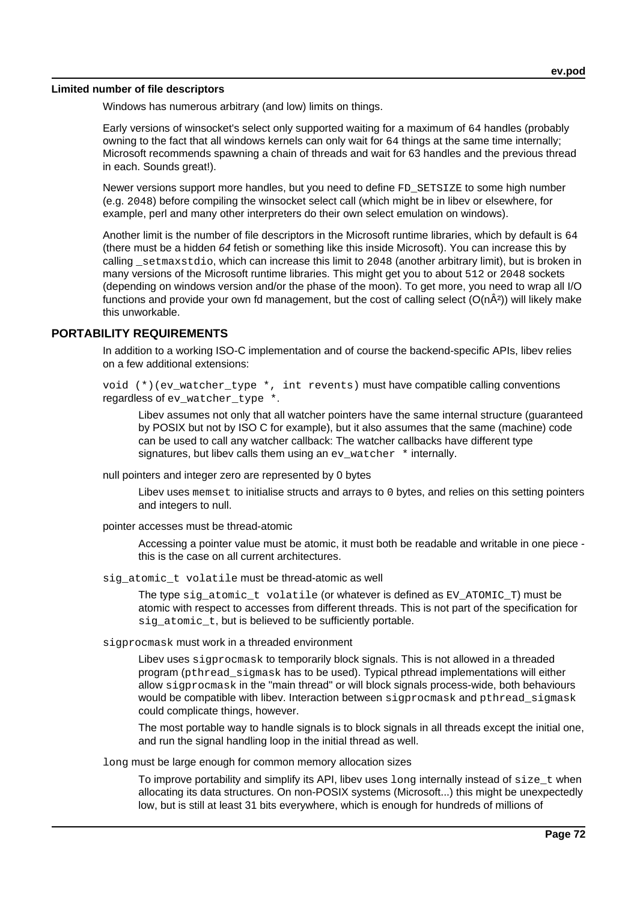#### Limited number of file descriptors

Windows has numerous arbitrary (and low) limits on things.

Early versions of winsocket's select only supported waiting for a maximum of `64` handles (probably owning to the fact that all windows kernels can only wait for `64` things at the same time internally; Microsoft recommends spawning a chain of threads and wait for 63 handles and the previous thread in each. Sounds great!).

Newer versions support more handles, but you need to define `FD_SETSIZE` to some high number (e.g. `2048`) before compiling the winsocket select call (which might be in libev or elsewhere, for example, perl and many other interpreters do their own select emulation on windows).

Another limit is the number of file descriptors in the Microsoft runtime libraries, which by default is `64` (there must be a hidden *64* fetish or something like this inside Microsoft). You can increase this by calling `_setmaxstdio`, which can increase this limit to `2048` (another arbitrary limit), but is broken in many versions of the Microsoft runtime libraries. This might get you to about `512` or `2048` sockets (depending on windows version and/or the phase of the moon). To get more, you need to wrap all I/O functions and provide your own fd management, but the cost of calling select (O(nÂ²)) will likely make this unworkable.

## PORTABILITY REQUIREMENTS

In addition to a working ISO-C implementation and of course the backend-specific APIs, libev relies on a few additional extensions:

`void (*)(ev_watcher_type *, int revents)` must have compatible calling conventions regardless of `ev_watcher_type *`.

> Libev assumes not only that all watcher pointers have the same internal structure (guaranteed by POSIX but not by ISO C for example), but it also assumes that the same (machine) code can be used to call any watcher callback: The watcher callbacks have different type signatures, but libev calls them using an `ev_watcher *` internally.

null pointers and integer zero are represented by 0 bytes

> Libev uses `memset` to initialise structs and arrays to `0` bytes, and relies on this setting pointers and integers to null.

pointer accesses must be thread-atomic

> Accessing a pointer value must be atomic, it must both be readable and writable in one piece - this is the case on all current architectures.

`sig_atomic_t volatile` must be thread-atomic as well

> The type `sig_atomic_t volatile` (or whatever is defined as `EV_ATOMIC_T`) must be atomic with respect to accesses from different threads. This is not part of the specification for `sig_atomic_t`, but is believed to be sufficiently portable.

`sigprocmask` must work in a threaded environment

> Libev uses `sigprocmask` to temporarily block signals. This is not allowed in a threaded program (`pthread_sigmask` has to be used). Typical pthread implementations will either allow `sigprocmask` in the "main thread" or will block signals process-wide, both behaviours would be compatible with libev. Interaction between `sigprocmask` and `pthread_sigmask` could complicate things, however.
>
> The most portable way to handle signals is to block signals in all threads except the initial one, and run the signal handling loop in the initial thread as well.

`long` must be large enough for common memory allocation sizes

> To improve portability and simplify its API, libev uses `long` internally instead of `size_t` when allocating its data structures. On non-POSIX systems (Microsoft...) this might be unexpectedly low, but is still at least 31 bits everywhere, which is enough for hundreds of millions of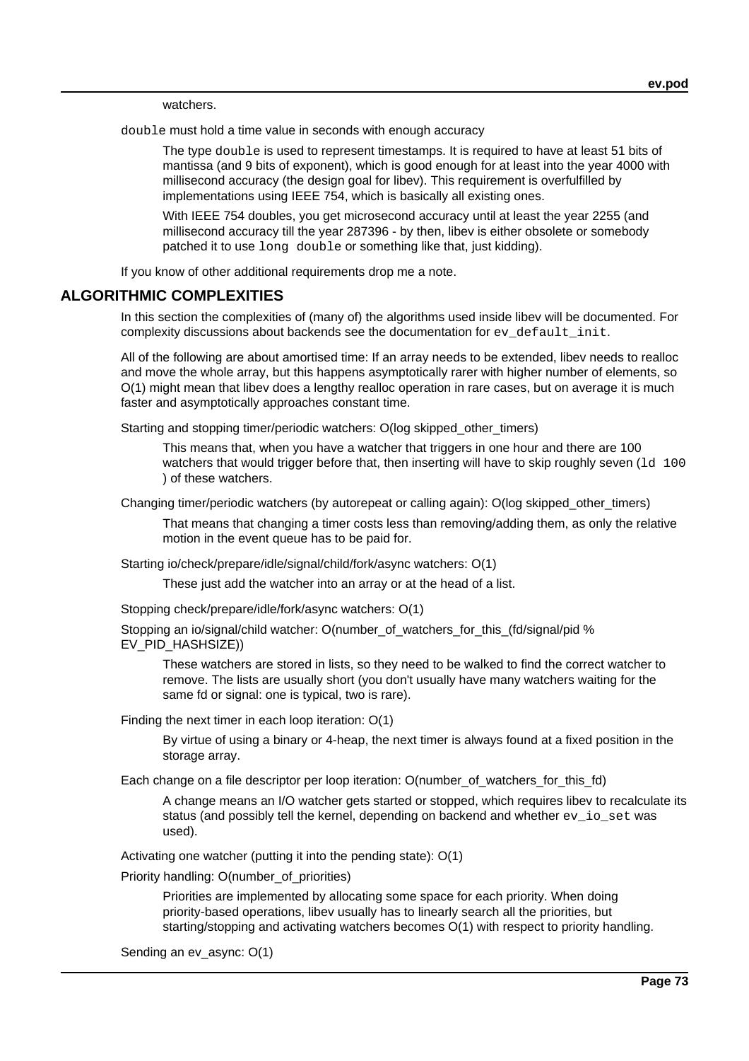watchers.

`double` must hold a time value in seconds with enough accuracy

> The type `double` is used to represent timestamps. It is required to have at least 51 bits of mantissa (and 9 bits of exponent), which is good enough for at least into the year 4000 with millisecond accuracy (the design goal for libev). This requirement is overfulfilled by implementations using IEEE 754, which is basically all existing ones.
>
> With IEEE 754 doubles, you get microsecond accuracy until at least the year 2255 (and millisecond accuracy till the year 287396 - by then, libev is either obsolete or somebody patched it to use `long double` or something like that, just kidding).

If you know of other additional requirements drop me a note.

## ALGORITHMIC COMPLEXITIES

In this section the complexities of (many of) the algorithms used inside libev will be documented. For complexity discussions about backends see the documentation for `ev_default_init`.

All of the following are about amortised time: If an array needs to be extended, libev needs to realloc and move the whole array, but this happens asymptotically rarer with higher number of elements, so O(1) might mean that libev does a lengthy realloc operation in rare cases, but on average it is much faster and asymptotically approaches constant time.

Starting and stopping timer/periodic watchers: O(log skipped_other_timers)

> This means that, when you have a watcher that triggers in one hour and there are 100 watchers that would trigger before that, then inserting will have to skip roughly seven (`ld 100` ) of these watchers.

Changing timer/periodic watchers (by autorepeat or calling again): O(log skipped_other_timers)

> That means that changing a timer costs less than removing/adding them, as only the relative motion in the event queue has to be paid for.

Starting io/check/prepare/idle/signal/child/fork/async watchers: O(1)

> These just add the watcher into an array or at the head of a list.

Stopping check/prepare/idle/fork/async watchers: O(1)

Stopping an io/signal/child watcher: O(number_of_watchers_for_this_(fd/signal/pid % EV_PID_HASHSIZE))

> These watchers are stored in lists, so they need to be walked to find the correct watcher to remove. The lists are usually short (you don't usually have many watchers waiting for the same fd or signal: one is typical, two is rare).

Finding the next timer in each loop iteration: O(1)

> By virtue of using a binary or 4-heap, the next timer is always found at a fixed position in the storage array.

Each change on a file descriptor per loop iteration: O(number_of_watchers_for_this_fd)

> A change means an I/O watcher gets started or stopped, which requires libev to recalculate its status (and possibly tell the kernel, depending on backend and whether `ev_io_set` was used).

Activating one watcher (putting it into the pending state): O(1)

Priority handling: O(number_of_priorities)

> Priorities are implemented by allocating some space for each priority. When doing priority-based operations, libev usually has to linearly search all the priorities, but starting/stopping and activating watchers becomes O(1) with respect to priority handling.

Sending an ev_async: O(1)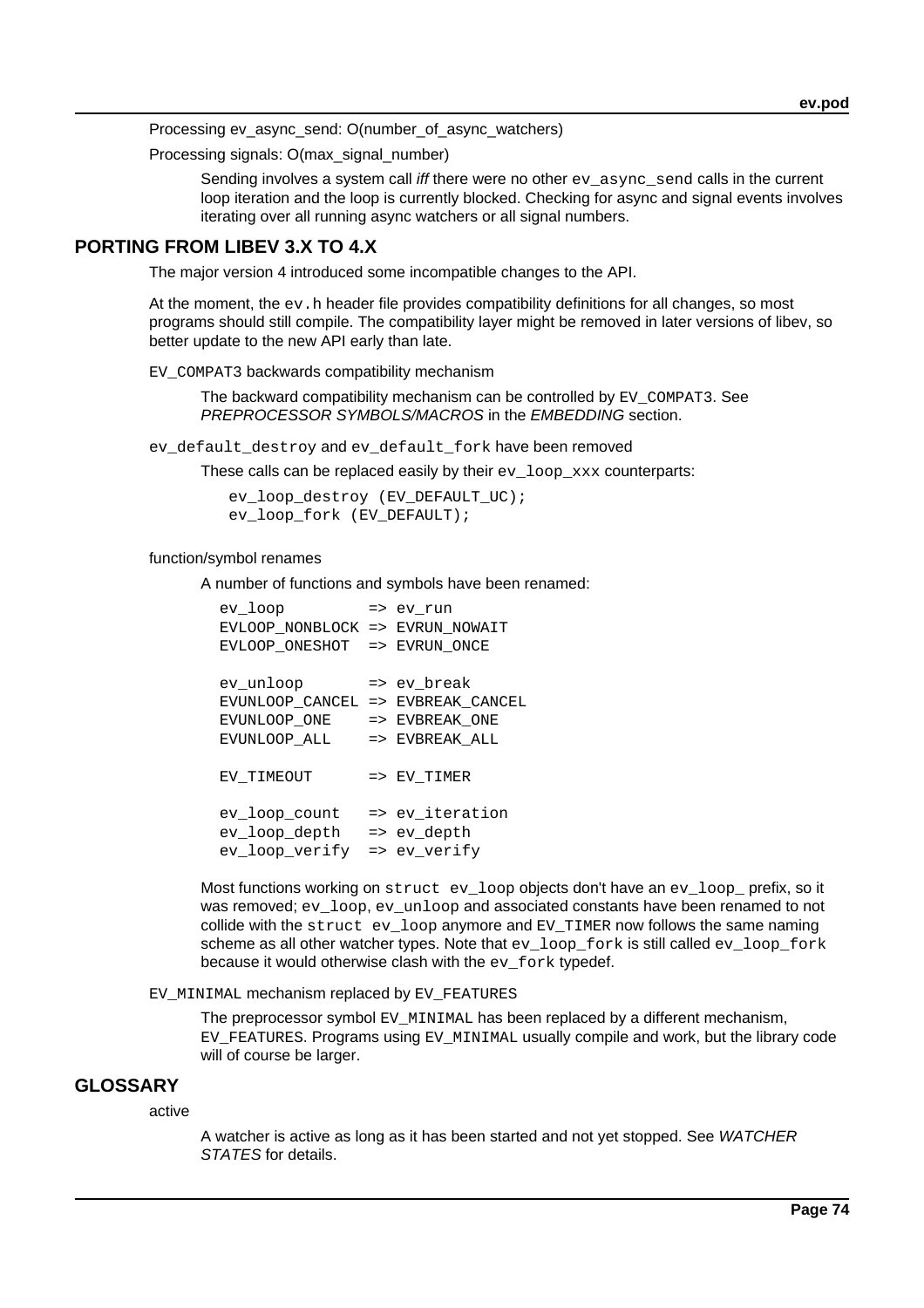Processing ev_async_send: O(number_of_async_watchers)

Processing signals: O(max_signal_number)

> Sending involves a system call *iff* there were no other `ev_async_send` calls in the current loop iteration and the loop is currently blocked. Checking for async and signal events involves iterating over all running async watchers or all signal numbers.

## PORTING FROM LIBEV 3.X TO 4.X

The major version 4 introduced some incompatible changes to the API.

At the moment, the `ev.h` header file provides compatibility definitions for all changes, so most programs should still compile. The compatibility layer might be removed in later versions of libev, so better update to the new API early than late.

`EV_COMPAT3` backwards compatibility mechanism

> The backward compatibility mechanism can be controlled by `EV_COMPAT3`. See *PREPROCESSOR SYMBOLS/MACROS* in the *EMBEDDING* section.

`ev_default_destroy` and `ev_default_fork` have been removed

> These calls can be replaced easily by their `ev_loop_xxx` counterparts:

```
ev_loop_destroy (EV_DEFAULT_UC);
ev_loop_fork (EV_DEFAULT);
```

function/symbol renames

> A number of functions and symbols have been renamed:

```
ev_loop         => ev_run
EVLOOP_NONBLOCK => EVRUN_NOWAIT
EVLOOP_ONESHOT  => EVRUN_ONCE

ev_unloop       => ev_break
EVUNLOOP_CANCEL => EVBREAK_CANCEL
EVUNLOOP_ONE    => EVBREAK_ONE
EVUNLOOP_ALL    => EVBREAK_ALL

EV_TIMEOUT      => EV_TIMER

ev_loop_count   => ev_iteration
ev_loop_depth   => ev_depth
ev_loop_verify  => ev_verify
```

> Most functions working on `struct ev_loop` objects don't have an `ev_loop_` prefix, so it was removed; `ev_loop`, `ev_unloop` and associated constants have been renamed to not collide with the `struct ev_loop` anymore and `EV_TIMER` now follows the same naming scheme as all other watcher types. Note that `ev_loop_fork` is still called `ev_loop_fork` because it would otherwise clash with the `ev_fork` typedef.

`EV_MINIMAL` mechanism replaced by `EV_FEATURES`

> The preprocessor symbol `EV_MINIMAL` has been replaced by a different mechanism, `EV_FEATURES`. Programs using `EV_MINIMAL` usually compile and work, but the library code will of course be larger.

## GLOSSARY

active

> A watcher is active as long as it has been started and not yet stopped. See *WATCHER STATES* for details.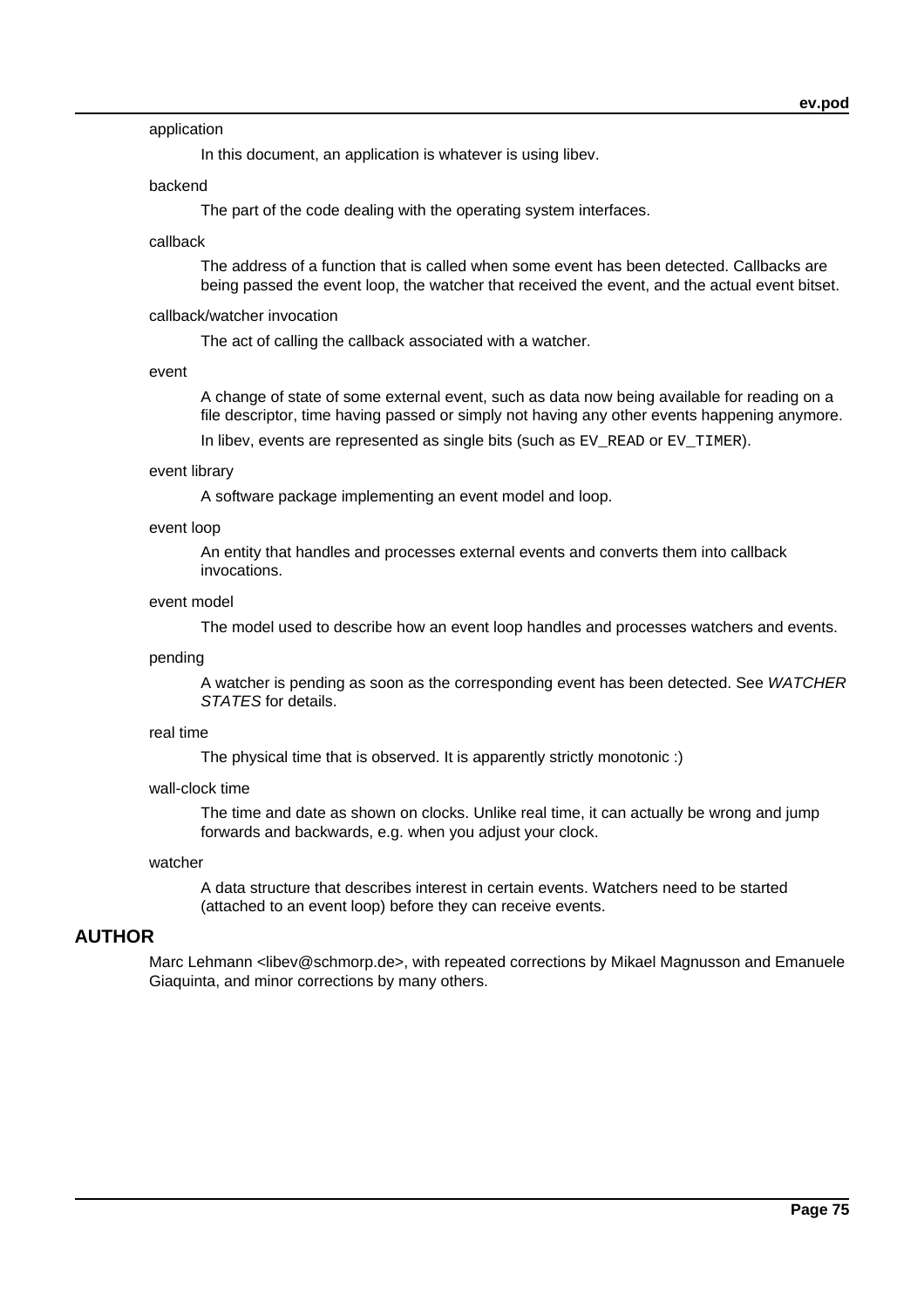application

In this document, an application is whatever is using libev.

backend

The part of the code dealing with the operating system interfaces.

callback

The address of a function that is called when some event has been detected. Callbacks are being passed the event loop, the watcher that received the event, and the actual event bitset.

callback/watcher invocation

The act of calling the callback associated with a watcher.

event

A change of state of some external event, such as data now being available for reading on a file descriptor, time having passed or simply not having any other events happening anymore.

In libev, events are represented as single bits (such as `EV_READ` or `EV_TIMER`).

event library

A software package implementing an event model and loop.

event loop

An entity that handles and processes external events and converts them into callback invocations.

event model

The model used to describe how an event loop handles and processes watchers and events.

pending

A watcher is pending as soon as the corresponding event has been detected. See *WATCHER STATES* for details.

real time

The physical time that is observed. It is apparently strictly monotonic :)

wall-clock time

The time and date as shown on clocks. Unlike real time, it can actually be wrong and jump forwards and backwards, e.g. when you adjust your clock.

watcher

A data structure that describes interest in certain events. Watchers need to be started (attached to an event loop) before they can receive events.

## AUTHOR

Marc Lehmann <libev@schmorp.de>, with repeated corrections by Mikael Magnusson and Emanuele Giaquinta, and minor corrections by many others.